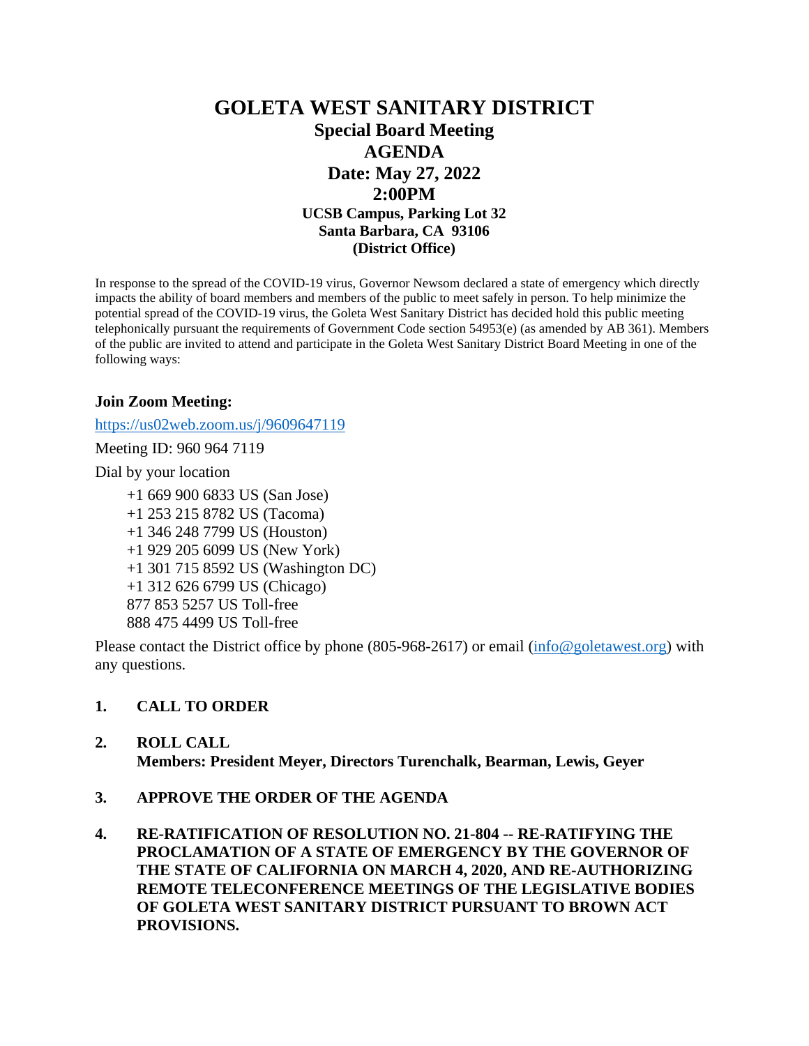# GOLETA WEST SANITARY DISTRICT

## Special Board Meeting

## AGENDA

## Date: May 27, 2022

## 2:00PM

**UCSB Campus, Parking Lot 32**
**Santa Barbara, CA 93106**
**(District Office)**

In response to the spread of the COVID-19 virus, Governor Newsom declared a state of emergency which directly impacts the ability of board members and members of the public to meet safely in person. To help minimize the potential spread of the COVID-19 virus, the Goleta West Sanitary District has decided hold this public meeting telephonically pursuant the requirements of Government Code section 54953(e) (as amended by AB 361). Members of the public are invited to attend and participate in the Goleta West Sanitary District Board Meeting in one of the following ways:

**Join Zoom Meeting:**

https://us02web.zoom.us/j/9609647119

Meeting ID: 960 964 7119

Dial by your location

+1 669 900 6833 US (San Jose)
+1 253 215 8782 US (Tacoma)
+1 346 248 7799 US (Houston)
+1 929 205 6099 US (New York)
+1 301 715 8592 US (Washington DC)
+1 312 626 6799 US (Chicago)
877 853 5257 US Toll-free
888 475 4499 US Toll-free

Please contact the District office by phone (805-968-2617) or email (info@goletawest.org) with any questions.

1. **CALL TO ORDER**

2. **ROLL CALL**
   **Members: President Meyer, Directors Turenchalk, Bearman, Lewis, Geyer**

3. **APPROVE THE ORDER OF THE AGENDA**

4. **RE-RATIFICATION OF RESOLUTION NO. 21-804 -- RE-RATIFYING THE PROCLAMATION OF A STATE OF EMERGENCY BY THE GOVERNOR OF THE STATE OF CALIFORNIA ON MARCH 4, 2020, AND RE-AUTHORIZING REMOTE TELECONFERENCE MEETINGS OF THE LEGISLATIVE BODIES OF GOLETA WEST SANITARY DISTRICT PURSUANT TO BROWN ACT PROVISIONS.**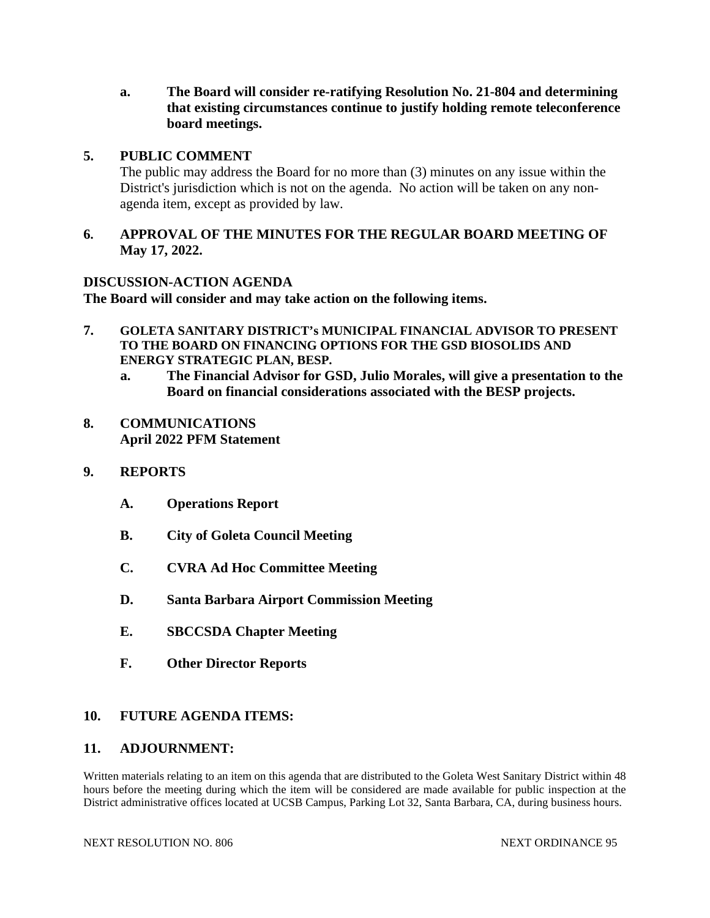**a. The Board will consider re-ratifying Resolution No. 21-804 and determining that existing circumstances continue to justify holding remote teleconference board meetings.**

**5. PUBLIC COMMENT**

The public may address the Board for no more than (3) minutes on any issue within the District's jurisdiction which is not on the agenda. No action will be taken on any non-agenda item, except as provided by law.

**6. APPROVAL OF THE MINUTES FOR THE REGULAR BOARD MEETING OF May 17, 2022.**

**DISCUSSION-ACTION AGENDA**

**The Board will consider and may take action on the following items.**

**7. GOLETA SANITARY DISTRICT's MUNICIPAL FINANCIAL ADVISOR TO PRESENT TO THE BOARD ON FINANCING OPTIONS FOR THE GSD BIOSOLIDS AND ENERGY STRATEGIC PLAN, BESP.**

   **a. The Financial Advisor for GSD, Julio Morales, will give a presentation to the Board on financial considerations associated with the BESP projects.**

**8. COMMUNICATIONS**
**April 2022 PFM Statement**

**9. REPORTS**

   **A. Operations Report**

   **B. City of Goleta Council Meeting**

   **C. CVRA Ad Hoc Committee Meeting**

   **D. Santa Barbara Airport Commission Meeting**

   **E. SBCCSDA Chapter Meeting**

   **F. Other Director Reports**

**10. FUTURE AGENDA ITEMS:**

**11. ADJOURNMENT:**

Written materials relating to an item on this agenda that are distributed to the Goleta West Sanitary District within 48 hours before the meeting during which the item will be considered are made available for public inspection at the District administrative offices located at UCSB Campus, Parking Lot 32, Santa Barbara, CA, during business hours.

NEXT RESOLUTION NO. 806 NEXT ORDINANCE 95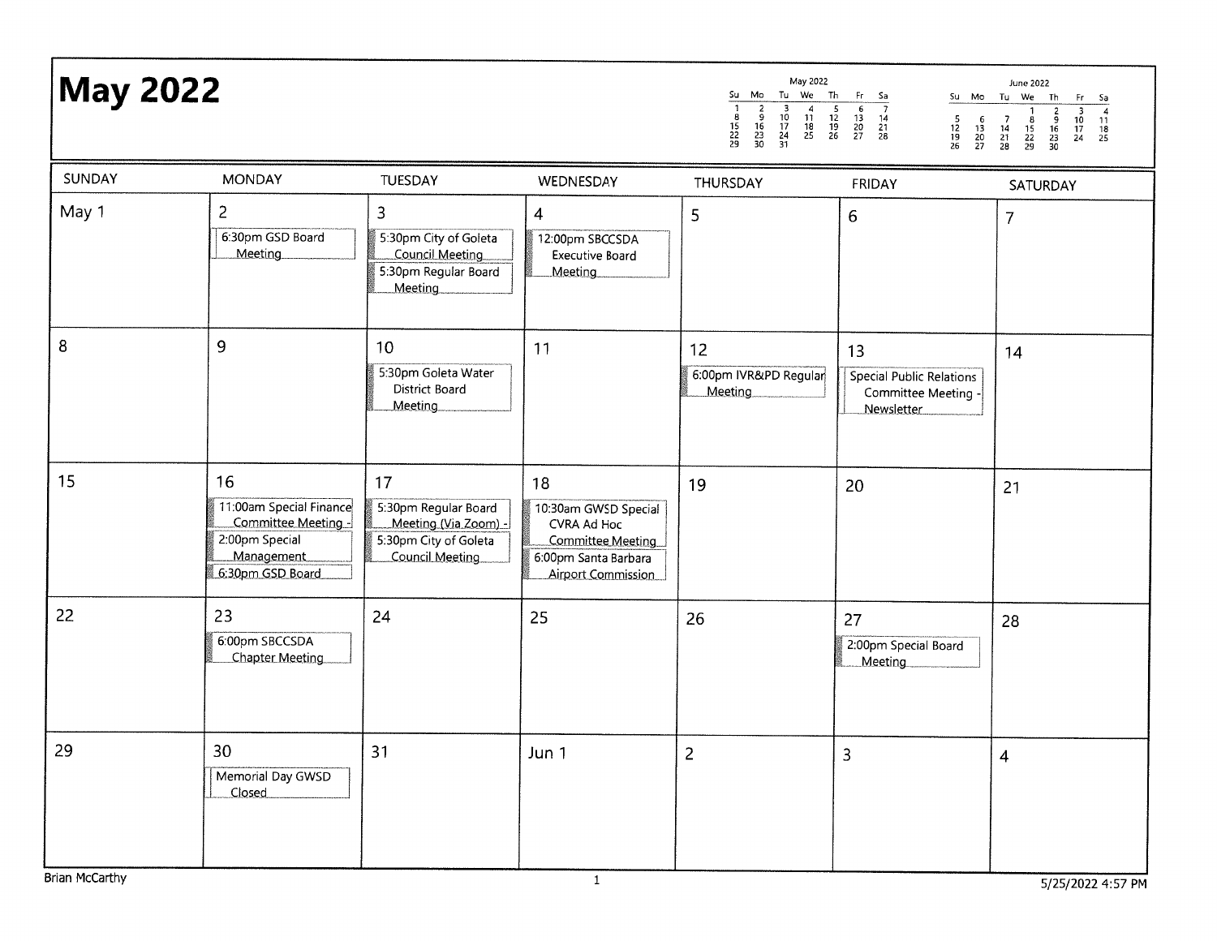# May 2022

| SUNDAY | MONDAY | TUESDAY | WEDNESDAY | THURSDAY | FRIDAY | SATURDAY |
|---|---|---|---|---|---|---|
| May 1 | 2<br>6:30pm GSD Board Meeting | 3<br>5:30pm City of Goleta Council Meeting<br>5:30pm Regular Board Meeting | 4<br>12:00pm SBCCSDA Executive Board Meeting | 5 | 6 | 7 |
| 8 | 9 | 10<br>5:30pm Goleta Water District Board Meeting | 11 | 12<br>6:00pm IVR&PD Regular Meeting | 13<br>Special Public Relations Committee Meeting - Newsletter | 14 |
| 15 | 16<br>11:00am Special Finance Committee Meeting -<br>2:00pm Special Management<br>6:30pm GSD Board | 17<br>5:30pm Regular Board Meeting (Via Zoom) -<br>5:30pm City of Goleta Council Meeting | 18<br>10:30am GWSD Special CVRA Ad Hoc Committee Meeting<br>6:00pm Santa Barbara Airport Commission | 19 | 20 | 21 |
| 22 | 23<br>6:00pm SBCCSDA Chapter Meeting | 24 | 25 | 26 | 27<br>2:00pm Special Board Meeting | 28 |
| 29 | 30<br>Memorial Day GWSD Closed | 31 | Jun 1 | 2 | 3 | 4 |

Brian McCarthy

5/25/2022 4:57 PM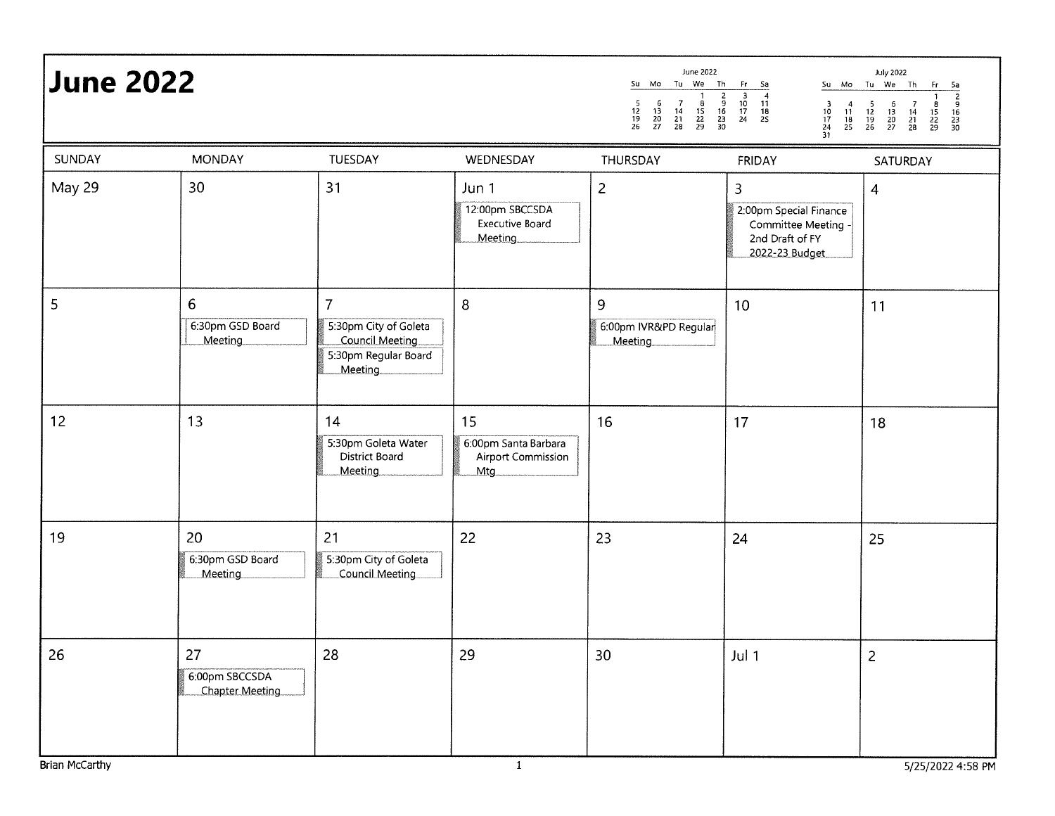# June 2022

| SUNDAY | MONDAY | TUESDAY | WEDNESDAY | THURSDAY | FRIDAY | SATURDAY |
|---|---|---|---|---|---|---|
| May 29 | 30 | 31 | Jun 1<br>12:00pm SBCCSDA Executive Board Meeting | 2 | 3<br>2:00pm Special Finance Committee Meeting - 2nd Draft of FY 2022-23 Budget | 4 |
| 5 | 6<br>6:30pm GSD Board Meeting | 7<br>5:30pm City of Goleta Council Meeting<br>5:30pm Regular Board Meeting | 8 | 9<br>6:00pm IVR&PD Regular Meeting | 10 | 11 |
| 12 | 13 | 14<br>5:30pm Goleta Water District Board Meeting | 15<br>6:00pm Santa Barbara Airport Commission Mtg | 16 | 17 | 18 |
| 19 | 20<br>6:30pm GSD Board Meeting | 21<br>5:30pm City of Goleta Council Meeting | 22 | 23 | 24 | 25 |
| 26 | 27<br>6:00pm SBCCSDA Chapter Meeting | 28 | 29 | 30 | Jul 1 | 2 |

Brian McCarthy

5/25/2022 4:58 PM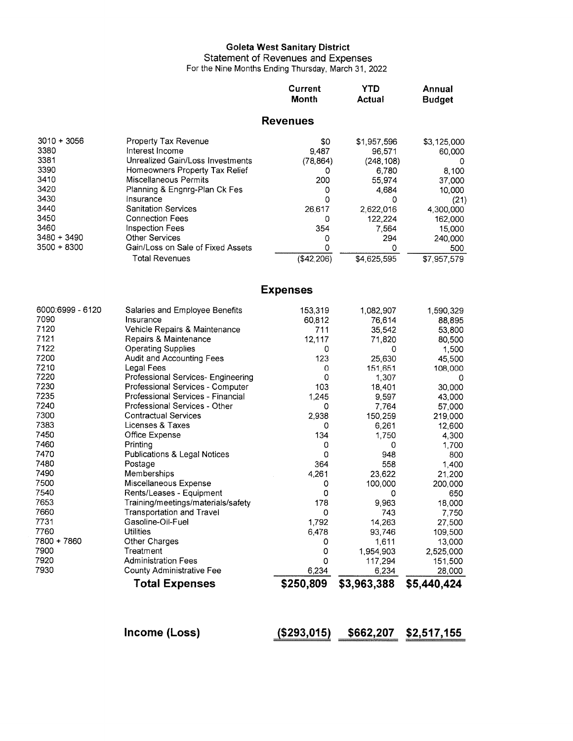**Goleta West Sanitary District**

Statement of Revenues and Expenses

For the Nine Months Ending Thursday, March 31, 2022

| | | Current Month | YTD Actual | Annual Budget |
|---|---|---|---|---|
| | **Revenues** | | | |
| 3010 + 3056 | Property Tax Revenue | $0 | $1,957,596 | $3,125,000 |
| 3380 | Interest Income | 9,487 | 96,571 | 60,000 |
| 3381 | Unrealized Gain/Loss Investments | (78,864) | (248,108) | 0 |
| 3390 | Homeowners Property Tax Relief | 0 | 6,780 | 8,100 |
| 3410 | Miscellaneous Permits | 200 | 55,974 | 37,000 |
| 3420 | Planning & Engnrg-Plan Ck Fes | 0 | 4,684 | 10,000 |
| 3430 | Insurance | 0 | 0 | (21) |
| 3440 | Sanitation Services | 26,617 | 2,622,016 | 4,300,000 |
| 3450 | Connection Fees | 0 | 122,224 | 162,000 |
| 3460 | Inspection Fees | 354 | 7,564 | 15,000 |
| 3480 + 3490 | Other Services | 0 | 294 | 240,000 |
| 3500 + 8300 | Gain/Loss on Sale of Fixed Assets | 0 | 0 | 500 |
| | Total Revenues | ($42,206) | $4,625,595 | $7,957,579 |
| | **Expenses** | | | |
| 6000:6999 - 6120 | Salaries and Employee Benefits | 153,319 | 1,082,907 | 1,590,329 |
| 7090 | Insurance | 60,812 | 76,614 | 88,895 |
| 7120 | Vehicle Repairs & Maintenance | 711 | 35,542 | 53,800 |
| 7121 | Repairs & Maintenance | 12,117 | 71,820 | 80,500 |
| 7122 | Operating Supplies | 0 | 0 | 1,500 |
| 7200 | Audit and Accounting Fees | 123 | 25,630 | 45,500 |
| 7210 | Legal Fees | 0 | 151,651 | 108,000 |
| 7220 | Professional Services- Engineering | 0 | 1,307 | 0 |
| 7230 | Professional Services - Computer | 103 | 18,401 | 30,000 |
| 7235 | Professional Services - Financial | 1,245 | 9,597 | 43,000 |
| 7240 | Professional Services - Other | 0 | 7,764 | 57,000 |
| 7300 | Contractual Services | 2,938 | 150,259 | 219,000 |
| 7383 | Licenses & Taxes | 0 | 6,261 | 12,600 |
| 7450 | Office Expense | 134 | 1,750 | 4,300 |
| 7460 | Printing | 0 | 0 | 1,700 |
| 7470 | Publications & Legal Notices | 0 | 948 | 800 |
| 7480 | Postage | 364 | 558 | 1,400 |
| 7490 | Memberships | 4,261 | 23,622 | 21,200 |
| 7500 | Miscellaneous Expense | 0 | 100,000 | 200,000 |
| 7540 | Rents/Leases - Equipment | 0 | 0 | 650 |
| 7653 | Training/meetings/materials/safety | 178 | 9,963 | 18,000 |
| 7660 | Transportation and Travel | 0 | 743 | 7,750 |
| 7731 | Gasoline-Oil-Fuel | 1,792 | 14,263 | 27,500 |
| 7760 | Utilities | 6,478 | 93,746 | 109,500 |
| 7800 + 7860 | Other Charges | 0 | 1,611 | 13,000 |
| 7900 | Treatment | 0 | 1,954,903 | 2,525,000 |
| 7920 | Administration Fees | 0 | 117,294 | 151,500 |
| 7930 | County Administrative Fee | 6,234 | 6,234 | 28,000 |
| | **Total Expenses** | **$250,809** | **$3,963,388** | **$5,440,424** |
| | **Income (Loss)** | **($293,015)** | **$662,207** | **$2,517,155** |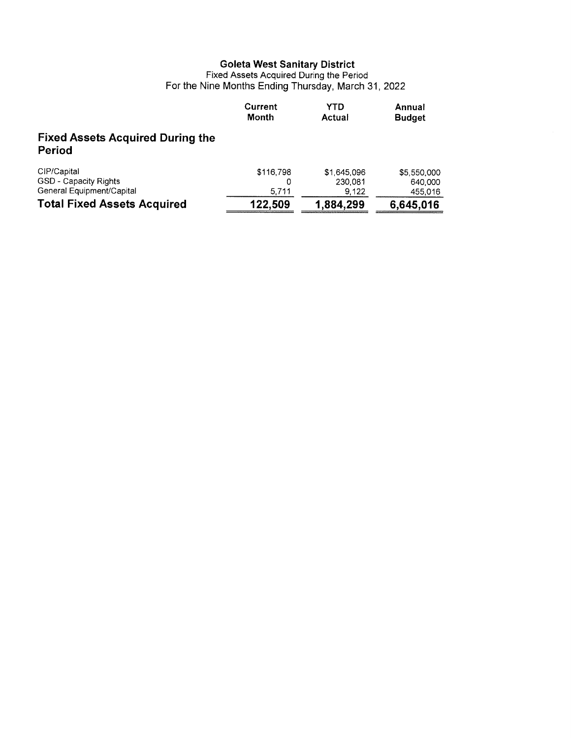# Goleta West Sanitary District

Fixed Assets Acquired During the Period

For the Nine Months Ending Thursday, March 31, 2022

| | Current Month | YTD Actual | Annual Budget |
|---|---|---|---|
| **Fixed Assets Acquired During the Period** | | | |
| CIP/Capital | $116,798 | $1,645,096 | $5,550,000 |
| GSD - Capacity Rights | 0 | 230,081 | 640,000 |
| General Equipment/Capital | 5,711 | 9,122 | 455,016 |
| **Total Fixed Assets Acquired** | **122,509** | **1,884,299** | **6,645,016** |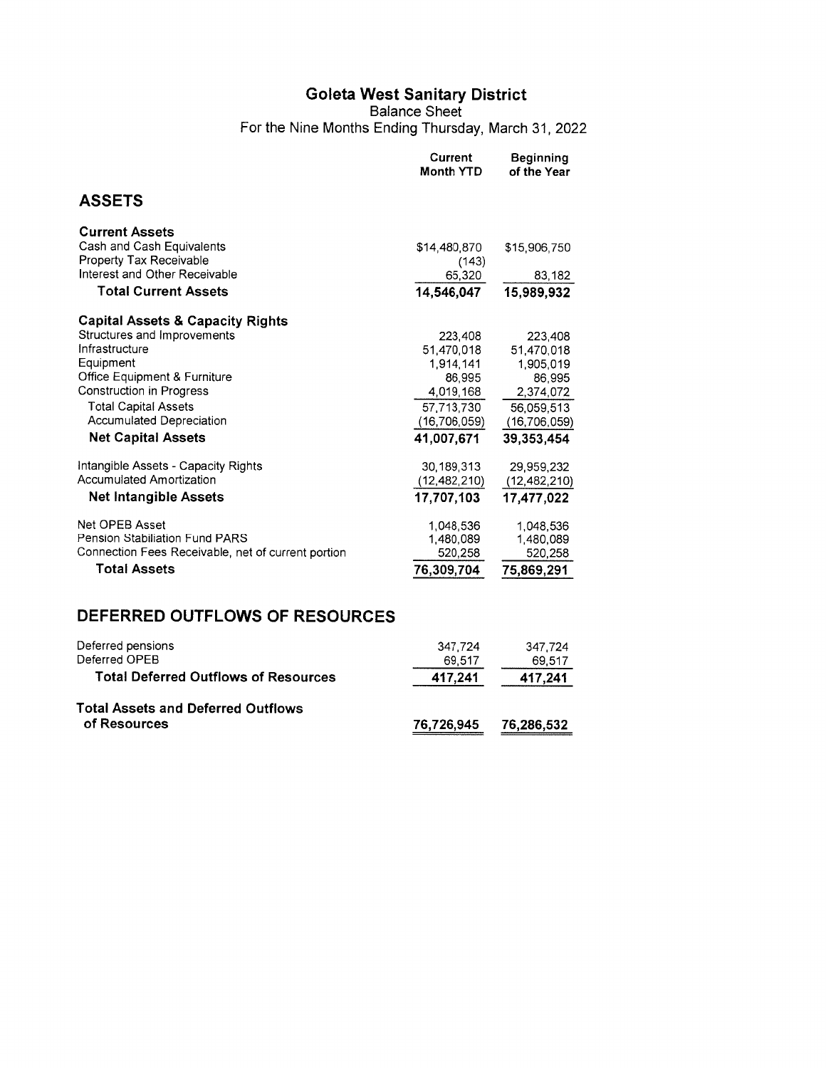# Goleta West Sanitary District

Balance Sheet

For the Nine Months Ending Thursday, March 31, 2022

| | Current Month YTD | Beginning of the Year |
|---|---|---|
| **ASSETS** | | |
| **Current Assets** | | |
| Cash and Cash Equivalents | $14,480,870 | $15,906,750 |
| Property Tax Receivable | (143) | |
| Interest and Other Receivable | 65,320 | 83,182 |
| **Total Current Assets** | **14,546,047** | **15,989,932** |
| **Capital Assets & Capacity Rights** | | |
| Structures and Improvements | 223,408 | 223,408 |
| Infrastructure | 51,470,018 | 51,470,018 |
| Equipment | 1,914,141 | 1,905,019 |
| Office Equipment & Furniture | 86,995 | 86,995 |
| Construction in Progress | 4,019,168 | 2,374,072 |
| Total Capital Assets | 57,713,730 | 56,059,513 |
| Accumulated Depreciation | (16,706,059) | (16,706,059) |
| **Net Capital Assets** | **41,007,671** | **39,353,454** |
| Intangible Assets - Capacity Rights | 30,189,313 | 29,959,232 |
| Accumulated Amortization | (12,482,210) | (12,482,210) |
| **Net Intangible Assets** | **17,707,103** | **17,477,022** |
| Net OPEB Asset | 1,048,536 | 1,048,536 |
| Pension Stabiliation Fund PARS | 1,480,089 | 1,480,089 |
| Connection Fees Receivable, net of current portion | 520,258 | 520,258 |
| **Total Assets** | **76,309,704** | **75,869,291** |
| **DEFERRED OUTFLOWS OF RESOURCES** | | |
| Deferred pensions | 347,724 | 347,724 |
| Deferred OPEB | 69,517 | 69,517 |
| **Total Deferred Outflows of Resources** | **417,241** | **417,241** |
| **Total Assets and Deferred Outflows of Resources** | **76,726,945** | **76,286,532** |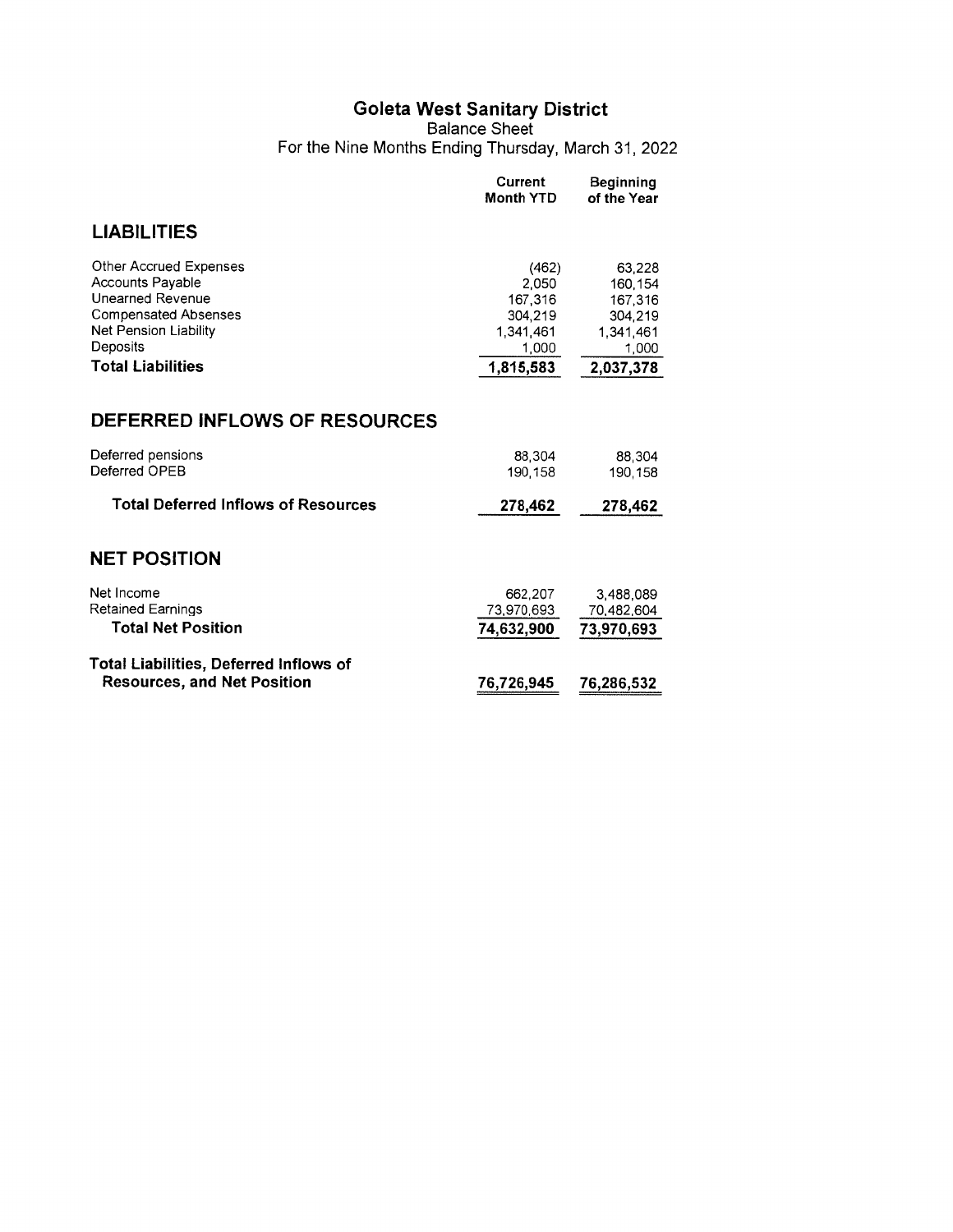# Goleta West Sanitary District

Balance Sheet

For the Nine Months Ending Thursday, March 31, 2022

| | Current Month YTD | Beginning of the Year |
|---|---|---|
| **LIABILITIES** | | |
| Other Accrued Expenses | (462) | 63,228 |
| Accounts Payable | 2,050 | 160,154 |
| Unearned Revenue | 167,316 | 167,316 |
| Compensated Absenses | 304,219 | 304,219 |
| Net Pension Liability | 1,341,461 | 1,341,461 |
| Deposits | 1,000 | 1,000 |
| **Total Liabilities** | **1,815,583** | **2,037,378** |
| **DEFERRED INFLOWS OF RESOURCES** | | |
| Deferred pensions | 88,304 | 88,304 |
| Deferred OPEB | 190,158 | 190,158 |
| **Total Deferred Inflows of Resources** | **278,462** | **278,462** |
| **NET POSITION** | | |
| Net Income | 662,207 | 3,488,089 |
| Retained Earnings | 73,970,693 | 70,482,604 |
| **Total Net Position** | **74,632,900** | **73,970,693** |
| **Total Liabilities, Deferred Inflows of Resources, and Net Position** | **76,726,945** | **76,286,532** |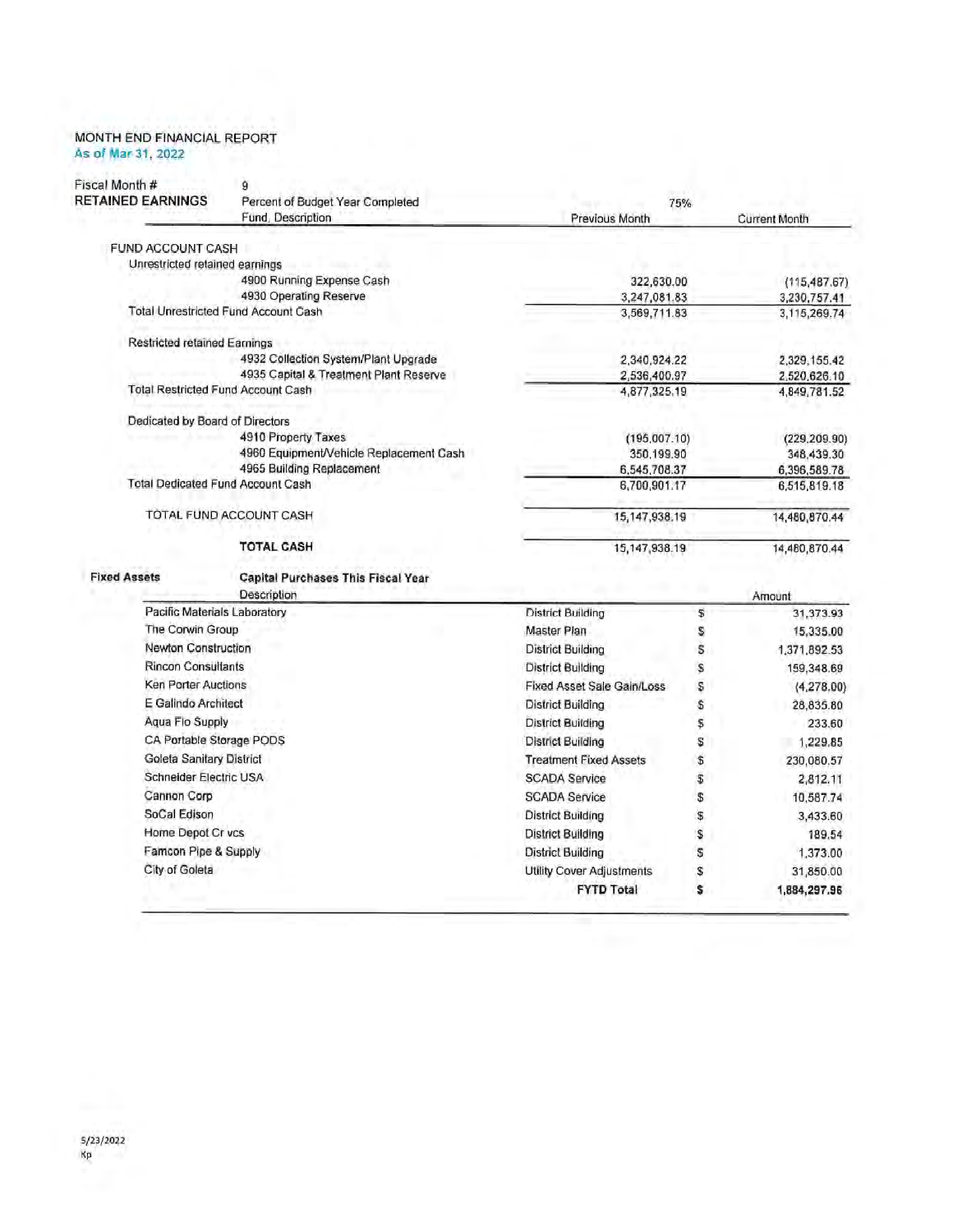MONTH END FINANCIAL REPORT
As of Mar 31, 2022

| Fiscal Month # | 9 | | |
|---|---|---|---|
| **RETAINED EARNINGS** | Percent of Budget Year Completed | 75% | |
| | Fund, Description | Previous Month | Current Month |
| FUND ACCOUNT CASH | | | |
| Unrestricted retained earnings | | | |
| | 4900 Running Expense Cash | 322,630.00 | (115,487.67) |
| | 4930 Operating Reserve | 3,247,081.83 | 3,230,757.41 |
| Total Unrestricted Fund Account Cash | | 3,569,711.83 | 3,115,269.74 |
| Restricted retained Earnings | | | |
| | 4932 Collection System/Plant Upgrade | 2,340,924.22 | 2,329,155.42 |
| | 4935 Capital & Treatment Plant Reserve | 2,536,400.97 | 2,520,626.10 |
| Total Restricted Fund Account Cash | | 4,877,325.19 | 4,849,781.52 |
| Dedicated by Board of Directors | | | |
| | 4910 Property Taxes | (195,007.10) | (229,209.90) |
| | 4960 Equipment/Vehicle Replacement Cash | 350,199.90 | 348,439.30 |
| | 4965 Building Replacement | 6,545,708.37 | 6,396,589.78 |
| Total Dedicated Fund Account Cash | | 6,700,901.17 | 6,515,819.18 |
| TOTAL FUND ACCOUNT CASH | | 15,147,938.19 | 14,480,870.44 |
| | **TOTAL CASH** | 15,147,938.19 | 14,480,870.44 |

**Fixed Assets** — **Capital Purchases This Fiscal Year**

| Description | | | Amount |
|---|---|---|---|
| Pacific Materials Laboratory | District Building | $ | 31,373.93 |
| The Corwin Group | Master Plan | $ | 15,335.00 |
| Newton Construction | District Building | $ | 1,371,892.53 |
| Rincon Consultants | District Building | $ | 159,348.69 |
| Ken Porter Auctions | Fixed Asset Sale Gain/Loss | $ | (4,278.00) |
| E Galindo Architect | District Building | $ | 28,835.80 |
| Aqua Flo Supply | District Building | $ | 233.60 |
| CA Portable Storage PODS | District Building | $ | 1,229.85 |
| Goleta Sanitary District | Treatment Fixed Assets | $ | 230,080.57 |
| Schneider Electric USA | SCADA Service | $ | 2,812.11 |
| Cannon Corp | SCADA Service | $ | 10,587.74 |
| SoCal Edison | District Building | $ | 3,433.60 |
| Home Depot Cr vcs | District Building | $ | 189.54 |
| Famcon Pipe & Supply | District Building | $ | 1,373.00 |
| City of Goleta | Utility Cover Adjustments | $ | 31,850.00 |
| | **FYTD Total** | **$** | **1,884,297.96** |

5/23/2022
Kp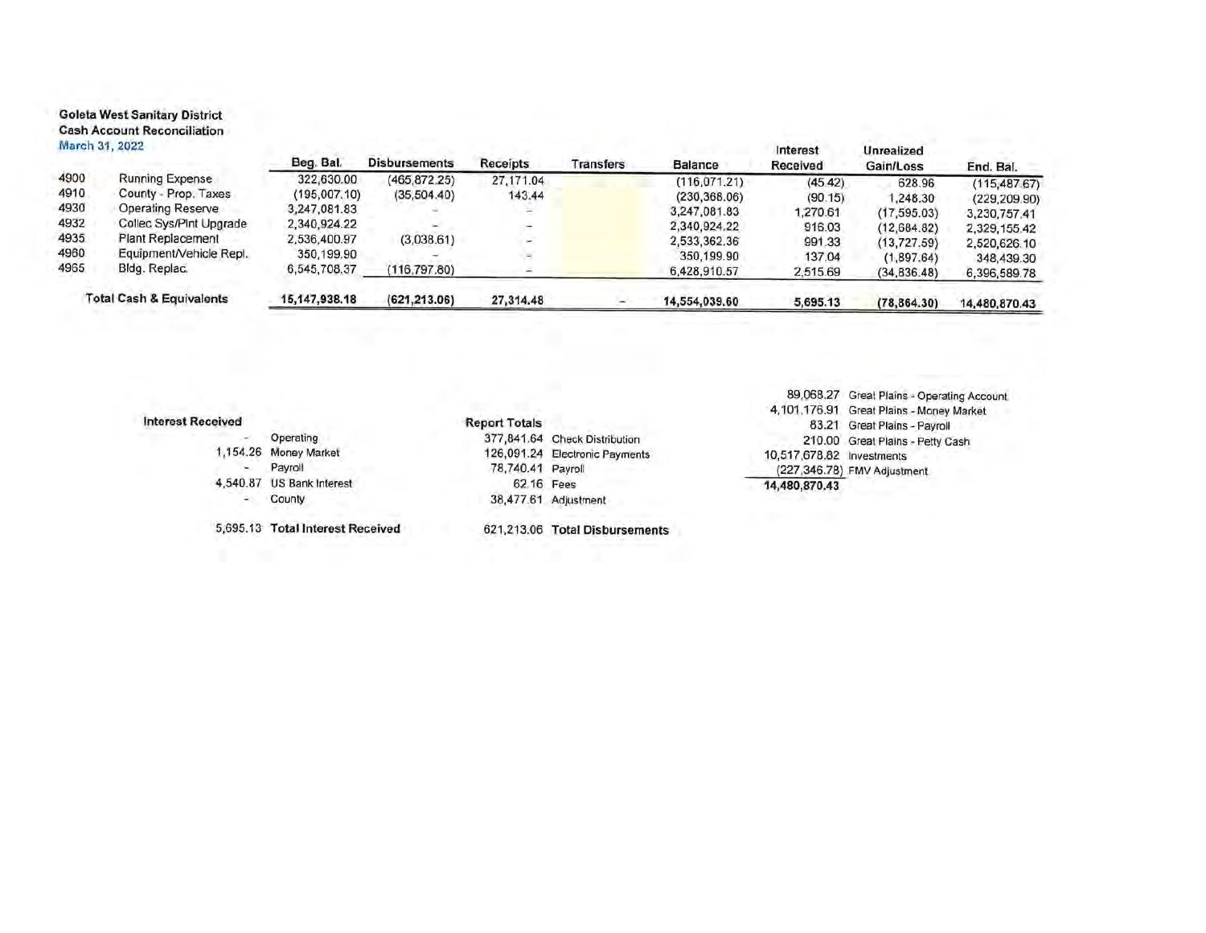**Goleta West Sanitary District**
**Cash Account Reconciliation**
March 31, 2022

| | | Beg. Bal. | Disbursements | Receipts | Transfers | Balance | Interest Received | Unrealized Gain/Loss | End. Bal. |
|---|---|---|---|---|---|---|---|---|---|
| 4900 | Running Expense | 322,630.00 | (465,872.25) | 27,171.04 | | (116,071.21) | (45.42) | 628.96 | (115,487.67) |
| 4910 | County - Prop. Taxes | (195,007.10) | (35,504.40) | 143.44 | | (230,368.06) | (90.15) | 1,248.30 | (229,209.90) |
| 4930 | Operating Reserve | 3,247,081.83 | - | - | | 3,247,081.83 | 1,270.61 | (17,595.03) | 3,230,757.41 |
| 4932 | Collec Sys/Plnt Upgrade | 2,340,924.22 | - | - | | 2,340,924.22 | 916.03 | (12,684.82) | 2,329,155.42 |
| 4935 | Plant Replacement | 2,536,400.97 | (3,038.61) | - | | 2,533,362.36 | 991.33 | (13,727.59) | 2,520,626.10 |
| 4960 | Equipment/Vehicle Repl. | 350,199.90 | - | - | | 350,199.90 | 137.04 | (1,897.64) | 348,439.30 |
| 4965 | Bldg. Replac. | 6,545,708.37 | (116,797.80) | - | | 6,428,910.57 | 2,515.69 | (34,836.48) | 6,396,589.78 |
| **Total Cash & Equivalents** | | **15,147,938.18** | **(621,213.06)** | **27,314.48** | **-** | **14,554,039.60** | **5,695.13** | **(78,864.30)** | **14,480,870.43** |

**Interest Received**

| | |
|---|---|
| - | Operating |
| 1,154.26 | Money Market |
| - | Payroll |
| 4,540.87 | US Bank Interest |
| - | County |
| 5,695.13 | **Total Interest Received** |

**Report Totals**

| | |
|---|---|
| 377,841.64 | Check Distribution |
| 126,091.24 | Electronic Payments |
| 78,740.41 | Payroll |
| 62.16 | Fees |
| 38,477.61 | Adjustment |
| 621,213.06 | **Total Disbursements** |

| | |
|---|---|
| 89,068.27 | Great Plains - Operating Account |
| 4,101,176.91 | Great Plains - Money Market |
| 83.21 | Great Plains - Payroll |
| 210.00 | Great Plains - Petty Cash |
| 10,517,678.82 | Investments |
| (227,346.78) | FMV Adjustment |
| **14,480,870.43** | |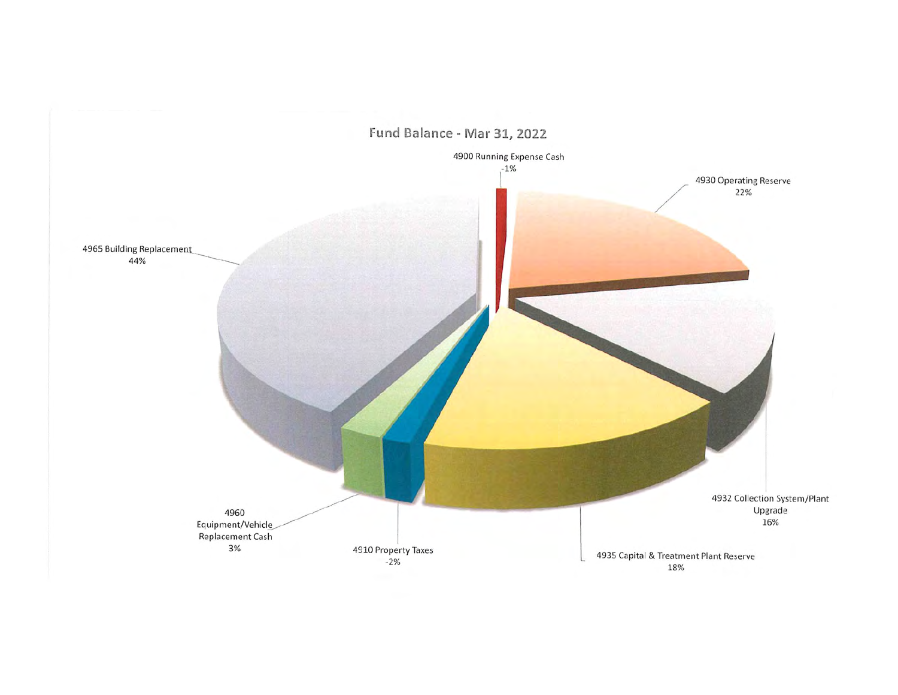## Fund Balance - Mar 31, 2022

4900 Running Expense Cash
-1%

4930 Operating Reserve
22%

4932 Collection System/Plant Upgrade
16%

4935 Capital & Treatment Plant Reserve
18%

4910 Property Taxes
-2%

4960 Equipment/Vehicle Replacement Cash
3%

4965 Building Replacement
44%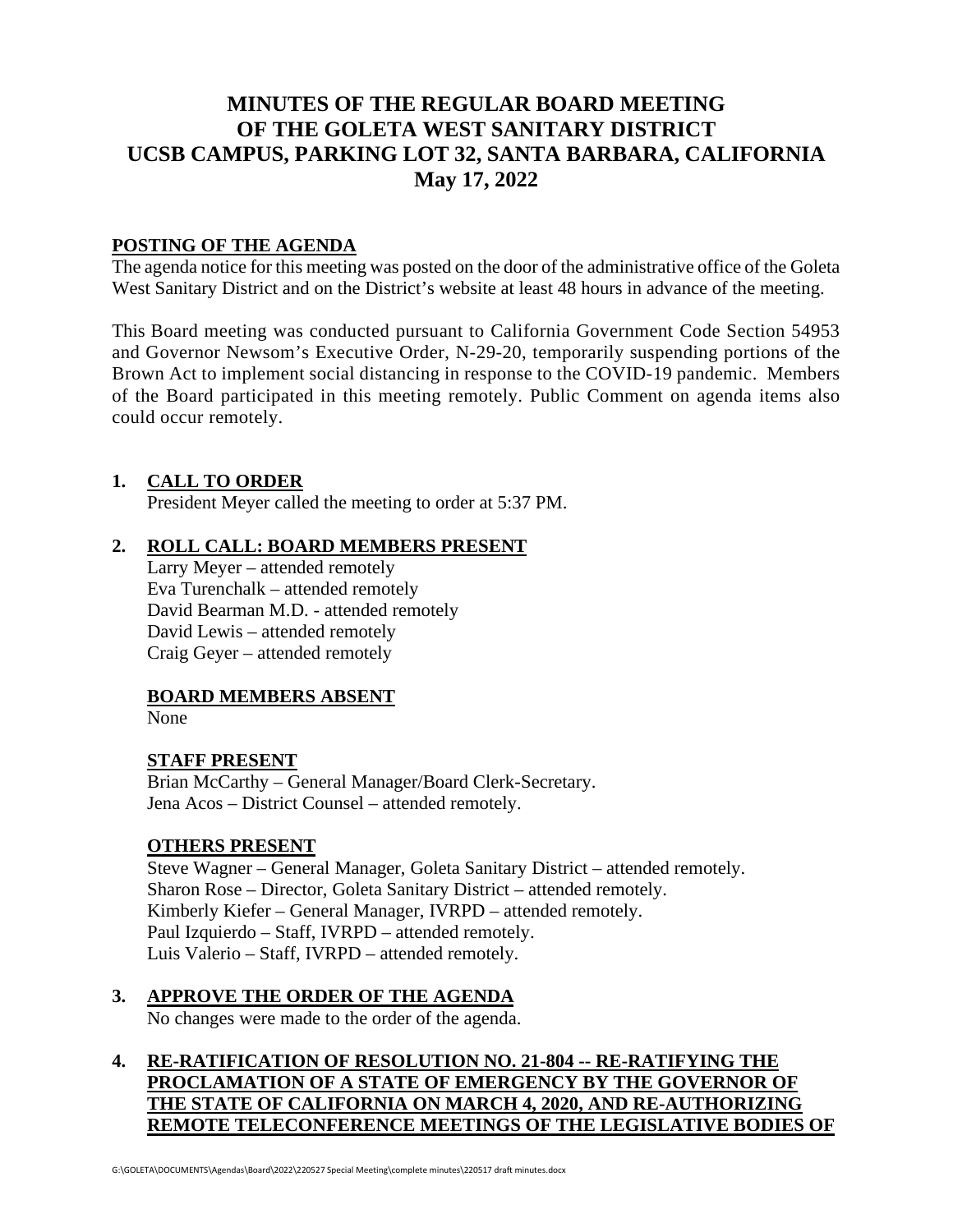# MINUTES OF THE REGULAR BOARD MEETING OF THE GOLETA WEST SANITARY DISTRICT UCSB CAMPUS, PARKING LOT 32, SANTA BARBARA, CALIFORNIA May 17, 2022

## POSTING OF THE AGENDA

The agenda notice for this meeting was posted on the door of the administrative office of the Goleta West Sanitary District and on the District's website at least 48 hours in advance of the meeting.

This Board meeting was conducted pursuant to California Government Code Section 54953 and Governor Newsom's Executive Order, N-29-20, temporarily suspending portions of the Brown Act to implement social distancing in response to the COVID-19 pandemic. Members of the Board participated in this meeting remotely. Public Comment on agenda items also could occur remotely.

## 1. CALL TO ORDER

President Meyer called the meeting to order at 5:37 PM.

## 2. ROLL CALL: BOARD MEMBERS PRESENT

Larry Meyer – attended remotely
Eva Turenchalk – attended remotely
David Bearman M.D. - attended remotely
David Lewis – attended remotely
Craig Geyer – attended remotely

### BOARD MEMBERS ABSENT

None

### STAFF PRESENT

Brian McCarthy – General Manager/Board Clerk-Secretary.
Jena Acos – District Counsel – attended remotely.

### OTHERS PRESENT

Steve Wagner – General Manager, Goleta Sanitary District – attended remotely.
Sharon Rose – Director, Goleta Sanitary District – attended remotely.
Kimberly Kiefer – General Manager, IVRPD – attended remotely.
Paul Izquierdo – Staff, IVRPD – attended remotely.
Luis Valerio – Staff, IVRPD – attended remotely.

## 3. APPROVE THE ORDER OF THE AGENDA

No changes were made to the order of the agenda.

## 4. RE-RATIFICATION OF RESOLUTION NO. 21-804 -- RE-RATIFYING THE PROCLAMATION OF A STATE OF EMERGENCY BY THE GOVERNOR OF THE STATE OF CALIFORNIA ON MARCH 4, 2020, AND RE-AUTHORIZING REMOTE TELECONFERENCE MEETINGS OF THE LEGISLATIVE BODIES OF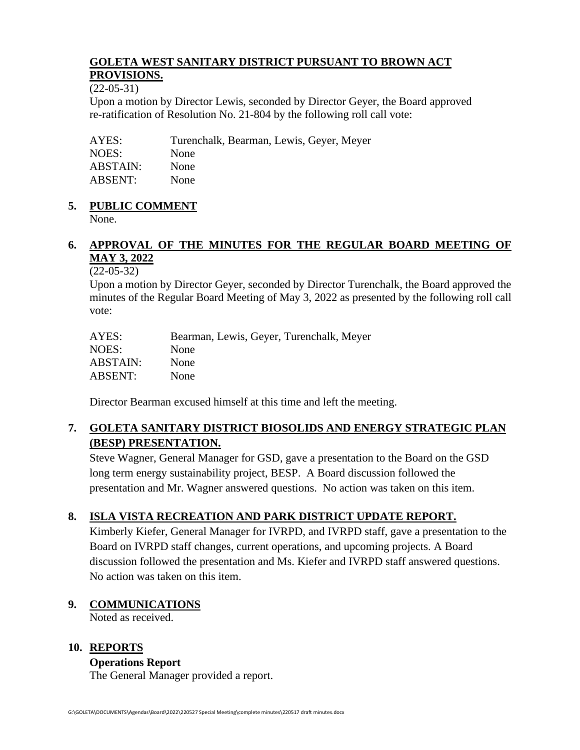**GOLETA WEST SANITARY DISTRICT PURSUANT TO BROWN ACT PROVISIONS.**

(22-05-31)

Upon a motion by Director Lewis, seconded by Director Geyer, the Board approved re-ratification of Resolution No. 21-804 by the following roll call vote:

| | |
|---|---|
| AYES: | Turenchalk, Bearman, Lewis, Geyer, Meyer |
| NOES: | None |
| ABSTAIN: | None |
| ABSENT: | None |

## 5. PUBLIC COMMENT

None.

## 6. APPROVAL OF THE MINUTES FOR THE REGULAR BOARD MEETING OF MAY 3, 2022

(22-05-32)

Upon a motion by Director Geyer, seconded by Director Turenchalk, the Board approved the minutes of the Regular Board Meeting of May 3, 2022 as presented by the following roll call vote:

| | |
|---|---|
| AYES: | Bearman, Lewis, Geyer, Turenchalk, Meyer |
| NOES: | None |
| ABSTAIN: | None |
| ABSENT: | None |

Director Bearman excused himself at this time and left the meeting.

## 7. GOLETA SANITARY DISTRICT BIOSOLIDS AND ENERGY STRATEGIC PLAN (BESP) PRESENTATION.

Steve Wagner, General Manager for GSD, gave a presentation to the Board on the GSD long term energy sustainability project, BESP. A Board discussion followed the presentation and Mr. Wagner answered questions. No action was taken on this item.

## 8. ISLA VISTA RECREATION AND PARK DISTRICT UPDATE REPORT.

Kimberly Kiefer, General Manager for IVRPD, and IVRPD staff, gave a presentation to the Board on IVRPD staff changes, current operations, and upcoming projects. A Board discussion followed the presentation and Ms. Kiefer and IVRPD staff answered questions. No action was taken on this item.

## 9. COMMUNICATIONS

Noted as received.

## 10. REPORTS

**Operations Report**

The General Manager provided a report.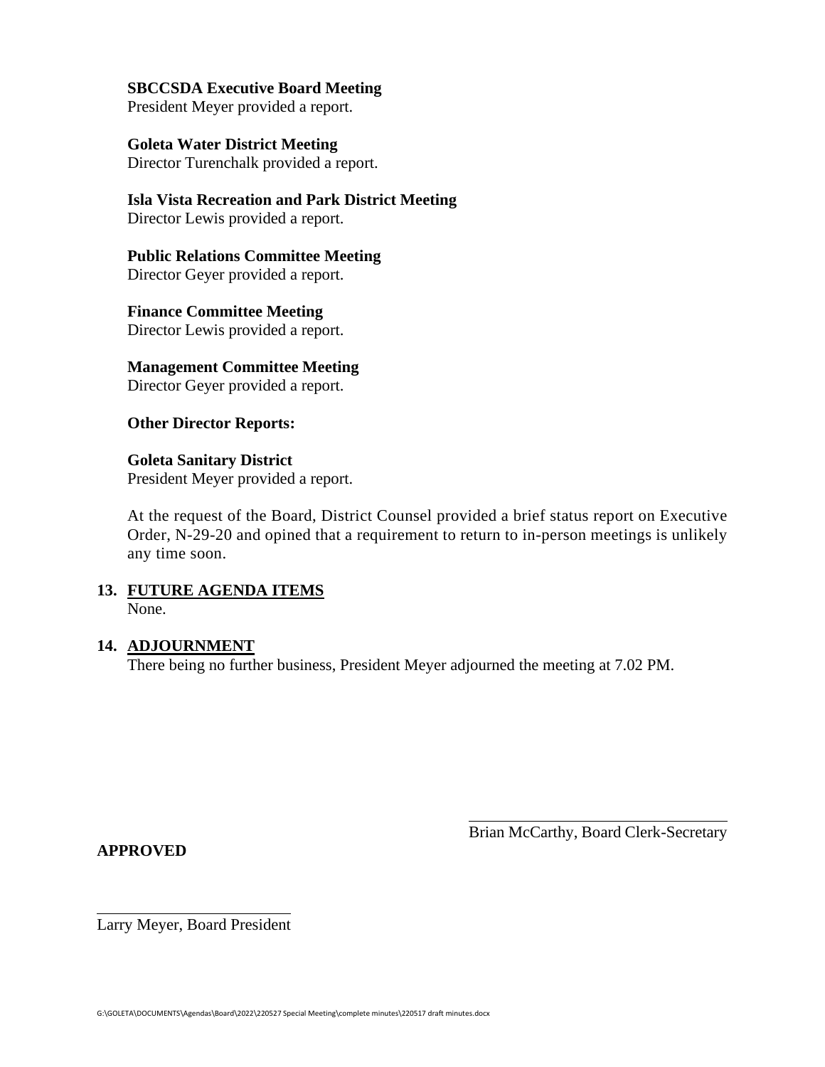**SBCCSDA Executive Board Meeting**
President Meyer provided a report.

**Goleta Water District Meeting**
Director Turenchalk provided a report.

**Isla Vista Recreation and Park District Meeting**
Director Lewis provided a report.

**Public Relations Committee Meeting**
Director Geyer provided a report.

**Finance Committee Meeting**
Director Lewis provided a report.

**Management Committee Meeting**
Director Geyer provided a report.

**Other Director Reports:**

**Goleta Sanitary District**
President Meyer provided a report.

At the request of the Board, District Counsel provided a brief status report on Executive Order, N-29-20 and opined that a requirement to return to in-person meetings is unlikely any time soon.

## 13. FUTURE AGENDA ITEMS

None.

## 14. ADJOURNMENT

There being no further business, President Meyer adjourned the meeting at 7.02 PM.

\_\_\_\_\_\_\_\_\_\_\_\_\_\_\_\_\_\_\_\_\_\_\_\_\_\_\_\_\_\_
Brian McCarthy, Board Clerk-Secretary

**APPROVED**

\_\_\_\_\_\_\_\_\_\_\_\_\_\_\_\_\_\_\_\_\_\_\_\_\_\_\_\_\_\_
Larry Meyer, Board President

G:\GOLETA\DOCUMENTS\Agendas\Board\2022\220527 Special Meeting\complete minutes\220517 draft minutes.docx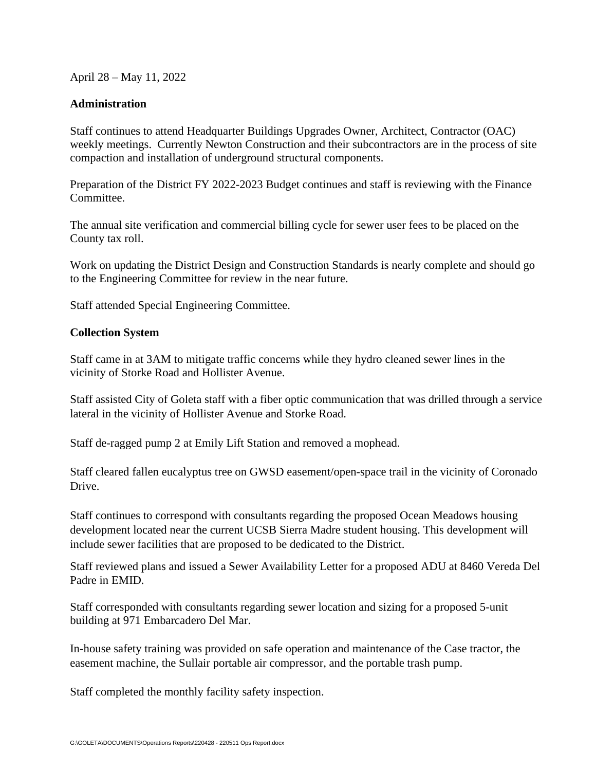April 28 – May 11, 2022

**Administration**

Staff continues to attend Headquarter Buildings Upgrades Owner, Architect, Contractor (OAC) weekly meetings. Currently Newton Construction and their subcontractors are in the process of site compaction and installation of underground structural components.

Preparation of the District FY 2022-2023 Budget continues and staff is reviewing with the Finance Committee.

The annual site verification and commercial billing cycle for sewer user fees to be placed on the County tax roll.

Work on updating the District Design and Construction Standards is nearly complete and should go to the Engineering Committee for review in the near future.

Staff attended Special Engineering Committee.

**Collection System**

Staff came in at 3AM to mitigate traffic concerns while they hydro cleaned sewer lines in the vicinity of Storke Road and Hollister Avenue.

Staff assisted City of Goleta staff with a fiber optic communication that was drilled through a service lateral in the vicinity of Hollister Avenue and Storke Road.

Staff de-ragged pump 2 at Emily Lift Station and removed a mophead.

Staff cleared fallen eucalyptus tree on GWSD easement/open-space trail in the vicinity of Coronado Drive.

Staff continues to correspond with consultants regarding the proposed Ocean Meadows housing development located near the current UCSB Sierra Madre student housing. This development will include sewer facilities that are proposed to be dedicated to the District.

Staff reviewed plans and issued a Sewer Availability Letter for a proposed ADU at 8460 Vereda Del Padre in EMID.

Staff corresponded with consultants regarding sewer location and sizing for a proposed 5-unit building at 971 Embarcadero Del Mar.

In-house safety training was provided on safe operation and maintenance of the Case tractor, the easement machine, the Sullair portable air compressor, and the portable trash pump.

Staff completed the monthly facility safety inspection.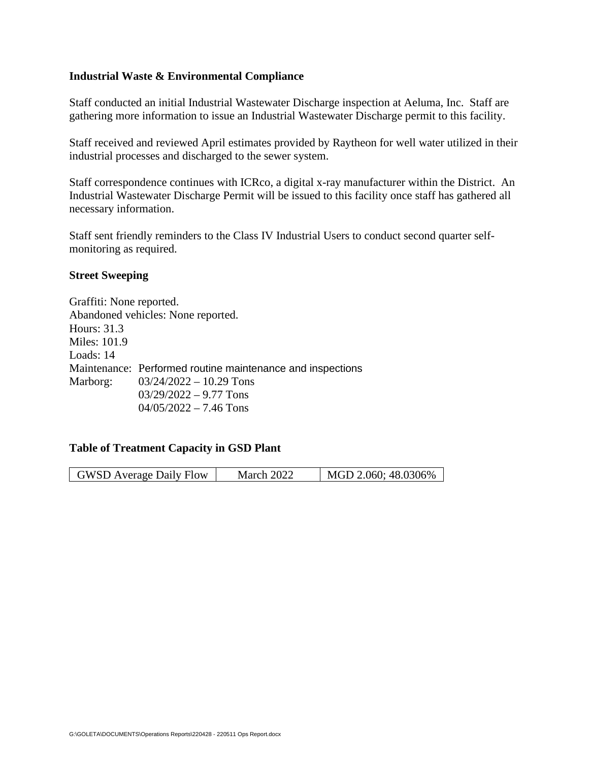### Industrial Waste & Environmental Compliance

Staff conducted an initial Industrial Wastewater Discharge inspection at Aeluma, Inc. Staff are gathering more information to issue an Industrial Wastewater Discharge permit to this facility.

Staff received and reviewed April estimates provided by Raytheon for well water utilized in their industrial processes and discharged to the sewer system.

Staff correspondence continues with ICRco, a digital x-ray manufacturer within the District. An Industrial Wastewater Discharge Permit will be issued to this facility once staff has gathered all necessary information.

Staff sent friendly reminders to the Class IV Industrial Users to conduct second quarter self-monitoring as required.

### Street Sweeping

Graffiti: None reported.
Abandoned vehicles: None reported.
Hours: 31.3
Miles: 101.9
Loads: 14
Maintenance: Performed routine maintenance and inspections
Marborg: 03/24/2022 – 10.29 Tons
03/29/2022 – 9.77 Tons
04/05/2022 – 7.46 Tons

### Table of Treatment Capacity in GSD Plant

| GWSD Average Daily Flow | March 2022 | MGD 2.060; 48.0306% |
|---|---|---|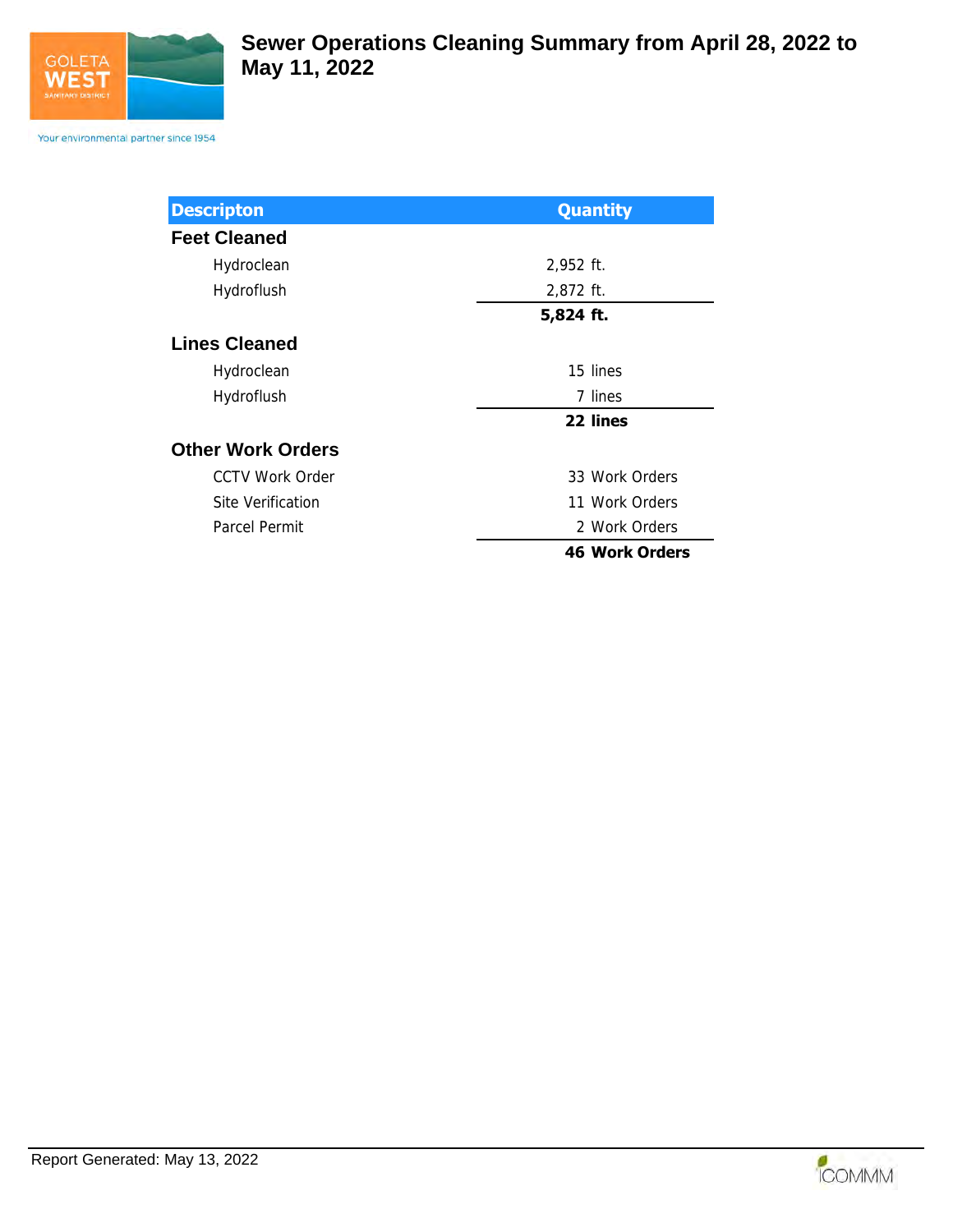# Sewer Operations Cleaning Summary from April 28, 2022 to May 11, 2022

| Descripton | Quantity |
|---|---|
| **Feet Cleaned** | |
| Hydroclean | 2,952 ft. |
| Hydroflush | 2,872 ft. |
| | **5,824 ft.** |
| **Lines Cleaned** | |
| Hydroclean | 15 lines |
| Hydroflush | 7 lines |
| | **22 lines** |
| **Other Work Orders** | |
| CCTV Work Order | 33 Work Orders |
| Site Verification | 11 Work Orders |
| Parcel Permit | 2 Work Orders |
| | **46 Work Orders** |

Report Generated: May 13, 2022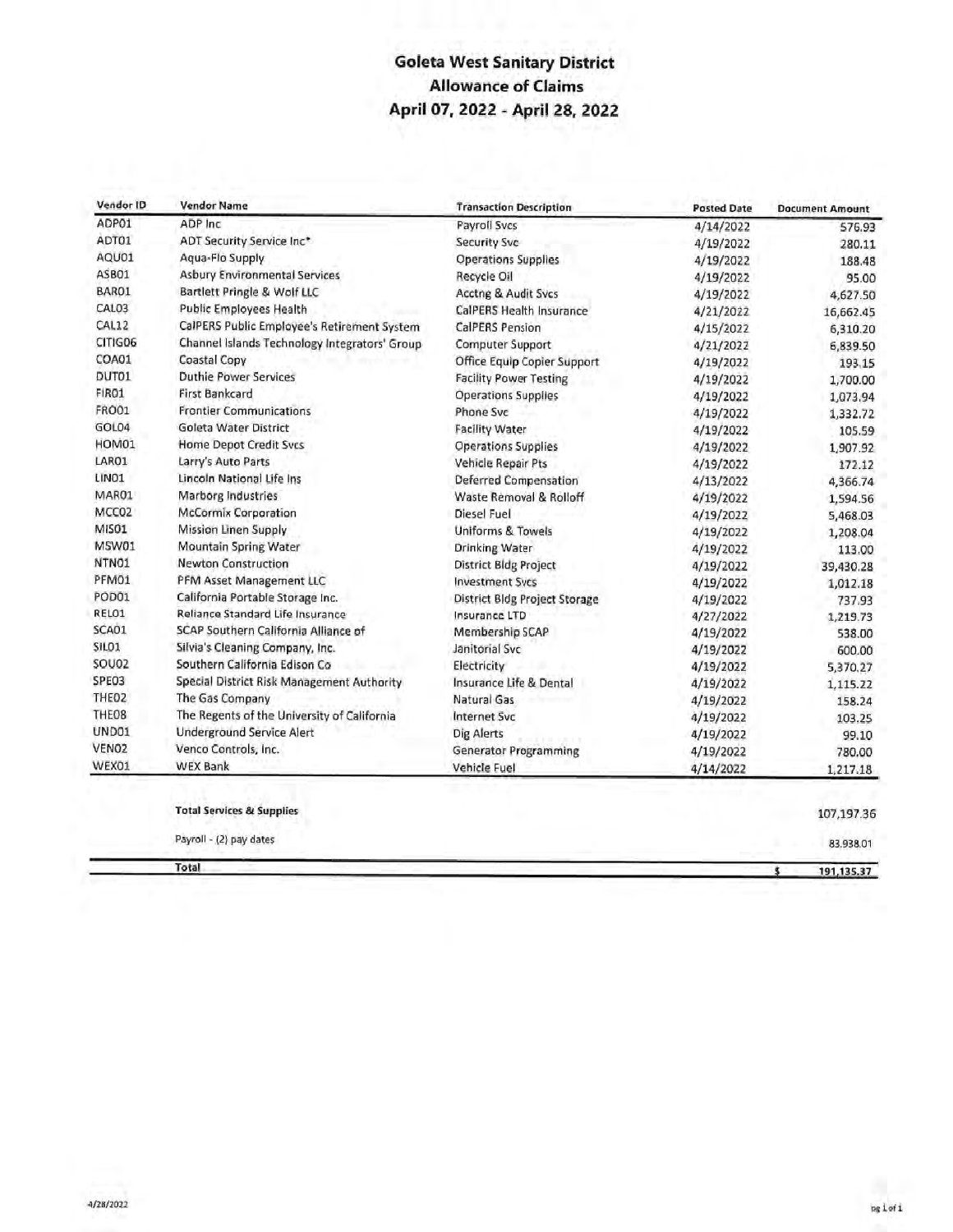# Goleta West Sanitary District
## Allowance of Claims
## April 07, 2022 - April 28, 2022

| Vendor ID | Vendor Name | Transaction Description | Posted Date | Document Amount |
|---|---|---|---|---|
| ADP01 | ADP Inc | Payroll Svcs | 4/14/2022 | 576.93 |
| ADT01 | ADT Security Service Inc* | Security Svc | 4/19/2022 | 280.11 |
| AQU01 | Aqua-Flo Supply | Operations Supplies | 4/19/2022 | 188.48 |
| ASB01 | Asbury Environmental Services | Recycle Oil | 4/19/2022 | 95.00 |
| BAR01 | Bartlett Pringle & Wolf LLC | Acctng & Audit Svcs | 4/19/2022 | 4,627.50 |
| CAL03 | Public Employees Health | CalPERS Health Insurance | 4/21/2022 | 16,662.45 |
| CAL12 | CalPERS Public Employee's Retirement System | CalPERS Pension | 4/15/2022 | 6,310.20 |
| CITIG06 | Channel Islands Technology Integrators' Group | Computer Support | 4/21/2022 | 6,839.50 |
| COA01 | Coastal Copy | Office Equip Copier Support | 4/19/2022 | 193.15 |
| DUT01 | Duthie Power Services | Facility Power Testing | 4/19/2022 | 1,700.00 |
| FIR01 | First Bankcard | Operations Supplies | 4/19/2022 | 1,073.94 |
| FRO01 | Frontier Communications | Phone Svc | 4/19/2022 | 1,332.72 |
| GOL04 | Goleta Water District | Facility Water | 4/19/2022 | 105.59 |
| HOM01 | Home Depot Credit Svcs | Operations Supplies | 4/19/2022 | 1,907.92 |
| LAR01 | Larry's Auto Parts | Vehicle Repair Pts | 4/19/2022 | 172.12 |
| LIN01 | Lincoln National Life Ins | Deferred Compensation | 4/13/2022 | 4,366.74 |
| MAR01 | Marborg Industries | Waste Removal & Rolloff | 4/19/2022 | 1,594.56 |
| MCC02 | McCormix Corporation | Diesel Fuel | 4/19/2022 | 5,468.03 |
| MIS01 | Mission Linen Supply | Uniforms & Towels | 4/19/2022 | 1,208.04 |
| MSW01 | Mountain Spring Water | Drinking Water | 4/19/2022 | 113.00 |
| NTN01 | Newton Construction | District Bldg Project | 4/19/2022 | 39,430.28 |
| PFM01 | PFM Asset Management LLC | Investment Svcs | 4/19/2022 | 1,012.18 |
| POD01 | California Portable Storage Inc. | District Bldg Project Storage | 4/19/2022 | 737.93 |
| REL01 | Reliance Standard Life Insurance | Insurance LTD | 4/27/2022 | 1,219.73 |
| SCA01 | SCAP Southern California Alliance of | Membership SCAP | 4/19/2022 | 538.00 |
| SIL01 | Silvia's Cleaning Company, Inc. | Janitorial Svc | 4/19/2022 | 600.00 |
| SOU02 | Southern California Edison Co | Electricity | 4/19/2022 | 5,370.27 |
| SPE03 | Special District Risk Management Authority | Insurance Life & Dental | 4/19/2022 | 1,115.22 |
| THE02 | The Gas Company | Natural Gas | 4/19/2022 | 158.24 |
| THE08 | The Regents of the University of California | Internet Svc | 4/19/2022 | 103.25 |
| UND01 | Underground Service Alert | Dig Alerts | 4/19/2022 | 99.10 |
| VEN02 | Venco Controls, Inc. | Generator Programming | 4/19/2022 | 780.00 |
| WEX01 | WEX Bank | Vehicle Fuel | 4/14/2022 | 1,217.18 |
| | **Total Services & Supplies** | | | 107,197.36 |
| | Payroll - (2) pay dates | | | 83,938.01 |
| | **Total** | | | $ 191,135.37 |

4/28/2022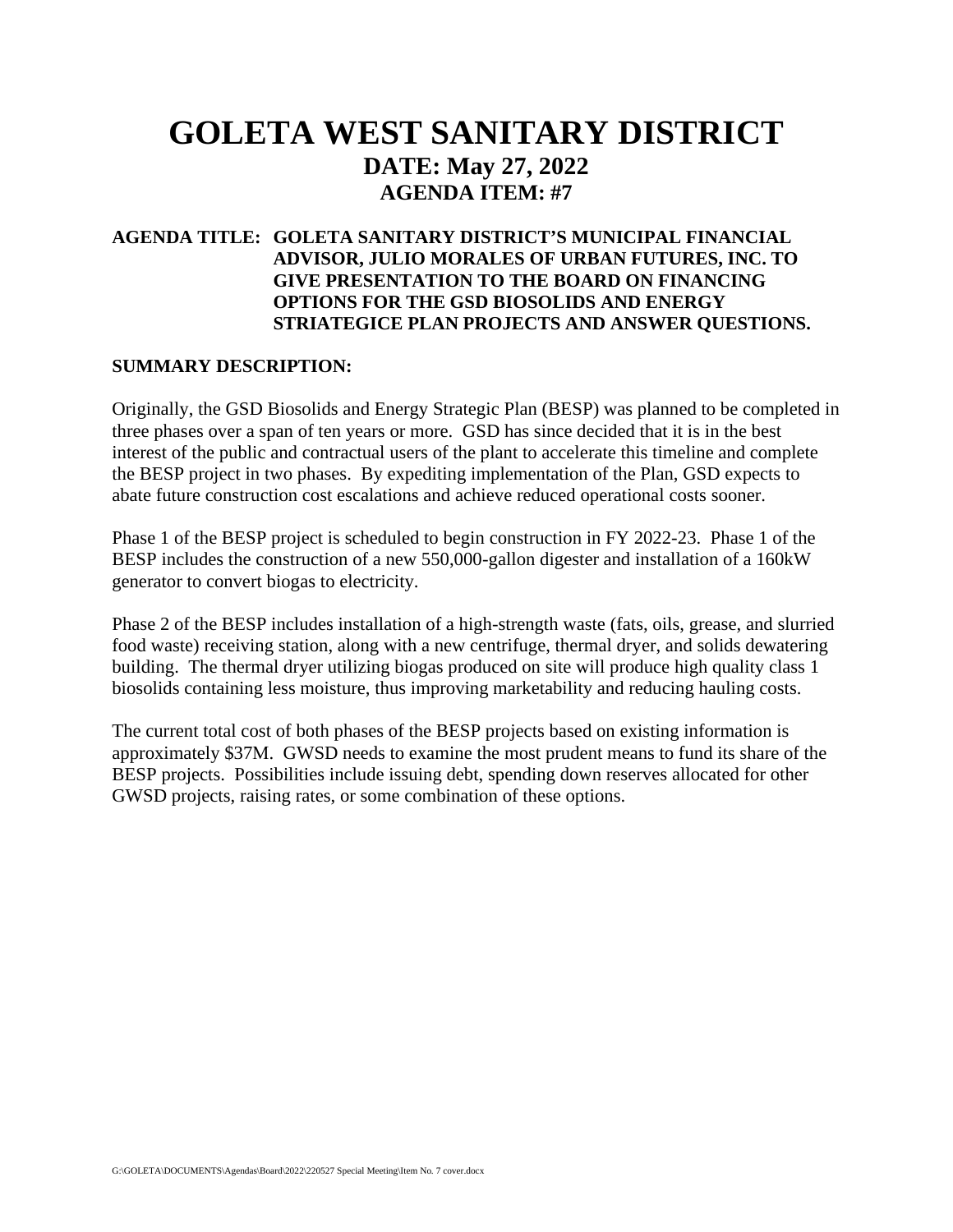# GOLETA WEST SANITARY DISTRICT

## DATE: May 27, 2022

### AGENDA ITEM: #7

**AGENDA TITLE: GOLETA SANITARY DISTRICT'S MUNICIPAL FINANCIAL ADVISOR, JULIO MORALES OF URBAN FUTURES, INC. TO GIVE PRESENTATION TO THE BOARD ON FINANCING OPTIONS FOR THE GSD BIOSOLIDS AND ENERGY STRIATEGICE PLAN PROJECTS AND ANSWER QUESTIONS.**

**SUMMARY DESCRIPTION:**

Originally, the GSD Biosolids and Energy Strategic Plan (BESP) was planned to be completed in three phases over a span of ten years or more. GSD has since decided that it is in the best interest of the public and contractual users of the plant to accelerate this timeline and complete the BESP project in two phases. By expediting implementation of the Plan, GSD expects to abate future construction cost escalations and achieve reduced operational costs sooner.

Phase 1 of the BESP project is scheduled to begin construction in FY 2022-23. Phase 1 of the BESP includes the construction of a new 550,000-gallon digester and installation of a 160kW generator to convert biogas to electricity.

Phase 2 of the BESP includes installation of a high-strength waste (fats, oils, grease, and slurried food waste) receiving station, along with a new centrifuge, thermal dryer, and solids dewatering building. The thermal dryer utilizing biogas produced on site will produce high quality class 1 biosolids containing less moisture, thus improving marketability and reducing hauling costs.

The current total cost of both phases of the BESP projects based on existing information is approximately $37M. GWSD needs to examine the most prudent means to fund its share of the BESP projects. Possibilities include issuing debt, spending down reserves allocated for other GWSD projects, raising rates, or some combination of these options.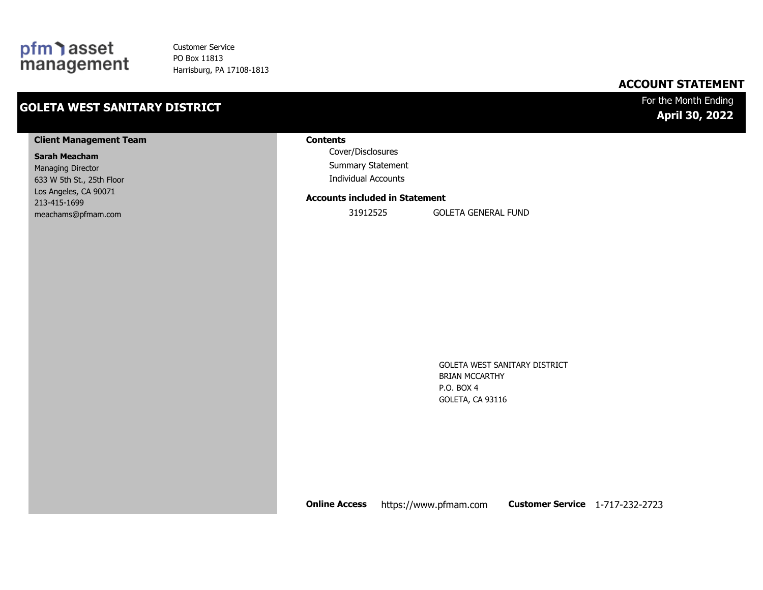pfm asset management

Customer Service
PO Box 11813
Harrisburg, PA 17108-1813

## ACCOUNT STATEMENT

## GOLETA WEST SANITARY DISTRICT

For the Month Ending
**April 30, 2022**

**Client Management Team**

**Sarah Meacham**
Managing Director
633 W 5th St., 25th Floor
Los Angeles, CA 90071
213-415-1699
meachams@pfmam.com

**Contents**

- Cover/Disclosures
- Summary Statement
- Individual Accounts

**Accounts included in Statement**

| | |
|---|---|
| 31912525 | GOLETA GENERAL FUND |

GOLETA WEST SANITARY DISTRICT
BRIAN MCCARTHY
P.O. BOX 4
GOLETA, CA 93116

**Online Access** https://www.pfmam.com **Customer Service** 1-717-232-2723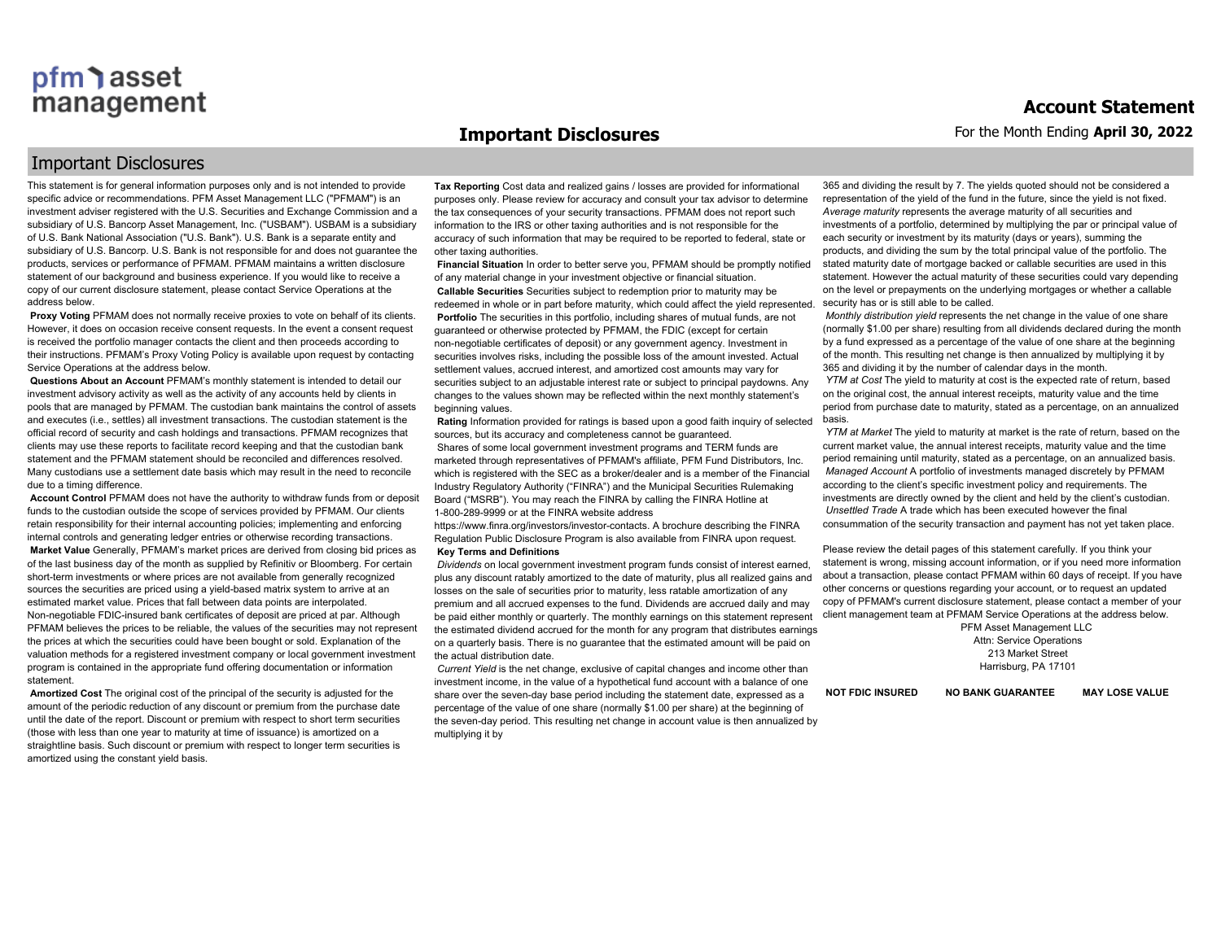## Important Disclosures

This statement is for general information purposes only and is not intended to provide specific advice or recommendations. PFM Asset Management LLC ("PFMAM") is an investment adviser registered with the U.S. Securities and Exchange Commission and a subsidiary of U.S. Bancorp Asset Management, Inc. ("USBAM"). USBAM is a subsidiary of U.S. Bank National Association ("U.S. Bank"). U.S. Bank is a separate entity and subsidiary of U.S. Bancorp. U.S. Bank is not responsible for and does not guarantee the products, services or performance of PFMAM. PFMAM maintains a written disclosure statement of our background and business experience. If you would like to receive a copy of our current disclosure statement, please contact Service Operations at the address below.

**Proxy Voting** PFMAM does not normally receive proxies to vote on behalf of its clients. However, it does on occasion receive consent requests. In the event a consent request is received the portfolio manager contacts the client and then proceeds according to their instructions. PFMAM's Proxy Voting Policy is available upon request by contacting Service Operations at the address below.

**Questions About an Account** PFMAM's monthly statement is intended to detail our investment advisory activity as well as the activity of any accounts held by clients in pools that are managed by PFMAM. The custodian bank maintains the control of assets and executes (i.e., settles) all investment transactions. The custodian statement is the official record of security and cash holdings and transactions. PFMAM recognizes that clients may use these reports to facilitate record keeping and that the custodian bank statement and the PFMAM statement should be reconciled and differences resolved. Many custodians use a settlement date basis which may result in the need to reconcile due to a timing difference.

**Account Control** PFMAM does not have the authority to withdraw funds from or deposit funds to the custodian outside the scope of services provided by PFMAM. Our clients retain responsibility for their internal accounting policies; implementing and enforcing internal controls and generating ledger entries or otherwise recording transactions.

**Market Value** Generally, PFMAM's market prices are derived from closing bid prices as of the last business day of the month as supplied by Refinitiv or Bloomberg. For certain short-term investments or where prices are not available from generally recognized sources the securities are priced using a yield-based matrix system to arrive at an estimated market value. Prices that fall between data points are interpolated. Non-negotiable FDIC-insured bank certificates of deposit are priced at par. Although PFMAM believes the prices to be reliable, the values of the securities may not represent the prices at which the securities could have been bought or sold. Explanation of the valuation methods for a registered investment company or local government investment program is contained in the appropriate fund offering documentation or information statement.

**Amortized Cost** The original cost of the principal of the security is adjusted for the amount of the periodic reduction of any discount or premium from the purchase date until the date of the report. Discount or premium with respect to short term securities (those with less than one year to maturity at time of issuance) is amortized on a straightline basis. Such discount or premium with respect to longer term securities is amortized using the constant yield basis.

**Tax Reporting** Cost data and realized gains / losses are provided for informational purposes only. Please review for accuracy and consult your tax advisor to determine the tax consequences of your security transactions. PFMAM does not report such information to the IRS or other taxing authorities and is not responsible for the accuracy of such information that may be required to be reported to federal, state or other taxing authorities.

**Financial Situation** In order to better serve you, PFMAM should be promptly notified of any material change in your investment objective or financial situation.

**Callable Securities** Securities subject to redemption prior to maturity may be redeemed in whole or in part before maturity, which could affect the yield represented.

**Portfolio** The securities in this portfolio, including shares of mutual funds, are not guaranteed or otherwise protected by PFMAM, the FDIC (except for certain non-negotiable certificates of deposit) or any government agency. Investment in securities involves risks, including the possible loss of the amount invested. Actual settlement values, accrued interest, and amortized cost amounts may vary for securities subject to an adjustable interest rate or subject to principal paydowns. Any changes to the values shown may be reflected within the next monthly statement's beginning values.

**Rating** Information provided for ratings is based upon a good faith inquiry of selected sources, but its accuracy and completeness cannot be guaranteed.

Shares of some local government investment programs and TERM funds are marketed through representatives of PFMAM's affiliate, PFM Fund Distributors, Inc. which is registered with the SEC as a broker/dealer and is a member of the Financial Industry Regulatory Authority ("FINRA") and the Municipal Securities Rulemaking Board ("MSRB"). You may reach the FINRA by calling the FINRA Hotline at 1-800-289-9999 or at the FINRA website address https://www.finra.org/investors/investor-contacts. A brochure describing the FINRA Regulation Public Disclosure Program is also available from FINRA upon request.

**Key Terms and Definitions**

*Dividends* on local government investment program funds consist of interest earned, plus any discount ratably amortized to the date of maturity, plus all realized gains and losses on the sale of securities prior to maturity, less ratable amortization of any premium and all accrued expenses to the fund. Dividends are accrued daily and may be paid either monthly or quarterly. The monthly earnings on this statement represent the estimated dividend accrued for the month for any program that distributes earnings on a quarterly basis. There is no guarantee that the estimated amount will be paid on the actual distribution date.

*Current Yield* is the net change, exclusive of capital changes and income other than investment income, in the value of a hypothetical fund account with a balance of one share over the seven-day base period including the statement date, expressed as a percentage of the value of one share (normally $1.00 per share) at the beginning of the seven-day period. This resulting net change in account value is then annualized by multiplying it by 365 and dividing the result by 7. The yields quoted should not be considered a representation of the yield of the fund in the future, since the yield is not fixed.

*Average maturity* represents the average maturity of all securities and investments of a portfolio, determined by multiplying the par or principal value of each security or investment by its maturity (days or years), summing the products, and dividing the sum by the total principal value of the portfolio. The stated maturity date of mortgage backed or callable securities are used in this statement. However the actual maturity of these securities could vary depending on the level or prepayments on the underlying mortgages or whether a callable security has or is still able to be called.

*Monthly distribution yield* represents the net change in the value of one share (normally $1.00 per share) resulting from all dividends declared during the month by a fund expressed as a percentage of the value of one share at the beginning of the month. This resulting net change is then annualized by multiplying it by 365 and dividing it by the number of calendar days in the month.

*YTM at Cost* The yield to maturity at cost is the expected rate of return, based on the original cost, the annual interest receipts, maturity value and the time period from purchase date to maturity, stated as a percentage, on an annualized basis.

*YTM at Market* The yield to maturity at market is the rate of return, based on the current market value, the annual interest receipts, maturity value and the time period remaining until maturity, stated as a percentage, on an annualized basis.

*Managed Account* A portfolio of investments managed discretely by PFMAM according to the client's specific investment policy and requirements. The investments are directly owned by the client and held by the client's custodian.

*Unsettled Trade* A trade which has been executed however the final consummation of the security transaction and payment has not yet taken place.

Please review the detail pages of this statement carefully. If you think your statement is wrong, missing account information, or if you need more information about a transaction, please contact PFMAM within 60 days of receipt. If you have other concerns or questions regarding your account, or to request an updated copy of PFMAM's current disclosure statement, please contact a member of your client management team at PFMAM Service Operations at the address below.

PFM Asset Management LLC
Attn: Service Operations
213 Market Street
Harrisburg, PA 17101

**NOT FDIC INSURED** **NO BANK GUARANTEE** **MAY LOSE VALUE**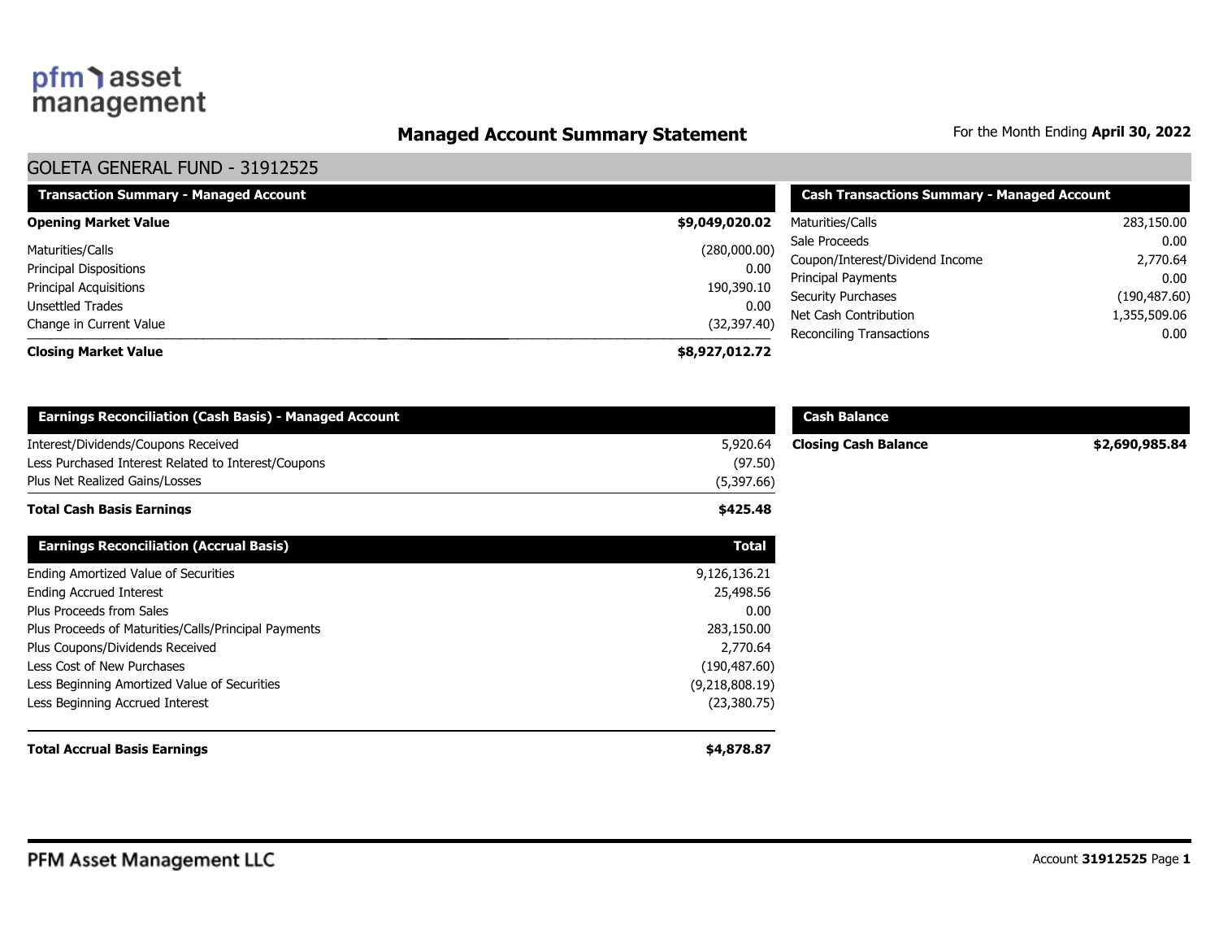pfm asset management

# Managed Account Summary Statement

For the Month Ending **April 30, 2022**

## GOLETA GENERAL FUND - 31912525

| Transaction Summary - Managed Account | |
|---|---|
| **Opening Market Value** | **$9,049,020.02** |
| Maturities/Calls | (280,000.00) |
| Principal Dispositions | 0.00 |
| Principal Acquisitions | 190,390.10 |
| Unsettled Trades | 0.00 |
| Change in Current Value | (32,397.40) |
| **Closing Market Value** | **$8,927,012.72** |

| Cash Transactions Summary - Managed Account | |
|---|---|
| Maturities/Calls | 283,150.00 |
| Sale Proceeds | 0.00 |
| Coupon/Interest/Dividend Income | 2,770.64 |
| Principal Payments | 0.00 |
| Security Purchases | (190,487.60) |
| Net Cash Contribution | 1,355,509.06 |
| Reconciling Transactions | 0.00 |

| Earnings Reconciliation (Cash Basis) - Managed Account | |
|---|---|
| Interest/Dividends/Coupons Received | 5,920.64 |
| Less Purchased Interest Related to Interest/Coupons | (97.50) |
| Plus Net Realized Gains/Losses | (5,397.66) |
| **Total Cash Basis Earnings** | **$425.48** |

| Cash Balance | |
|---|---|
| **Closing Cash Balance** | **$2,690,985.84** |

| Earnings Reconciliation (Accrual Basis) | Total |
|---|---|
| Ending Amortized Value of Securities | 9,126,136.21 |
| Ending Accrued Interest | 25,498.56 |
| Plus Proceeds from Sales | 0.00 |
| Plus Proceeds of Maturities/Calls/Principal Payments | 283,150.00 |
| Plus Coupons/Dividends Received | 2,770.64 |
| Less Cost of New Purchases | (190,487.60) |
| Less Beginning Amortized Value of Securities | (9,218,808.19) |
| Less Beginning Accrued Interest | (23,380.75) |
| **Total Accrual Basis Earnings** | **$4,878.87** |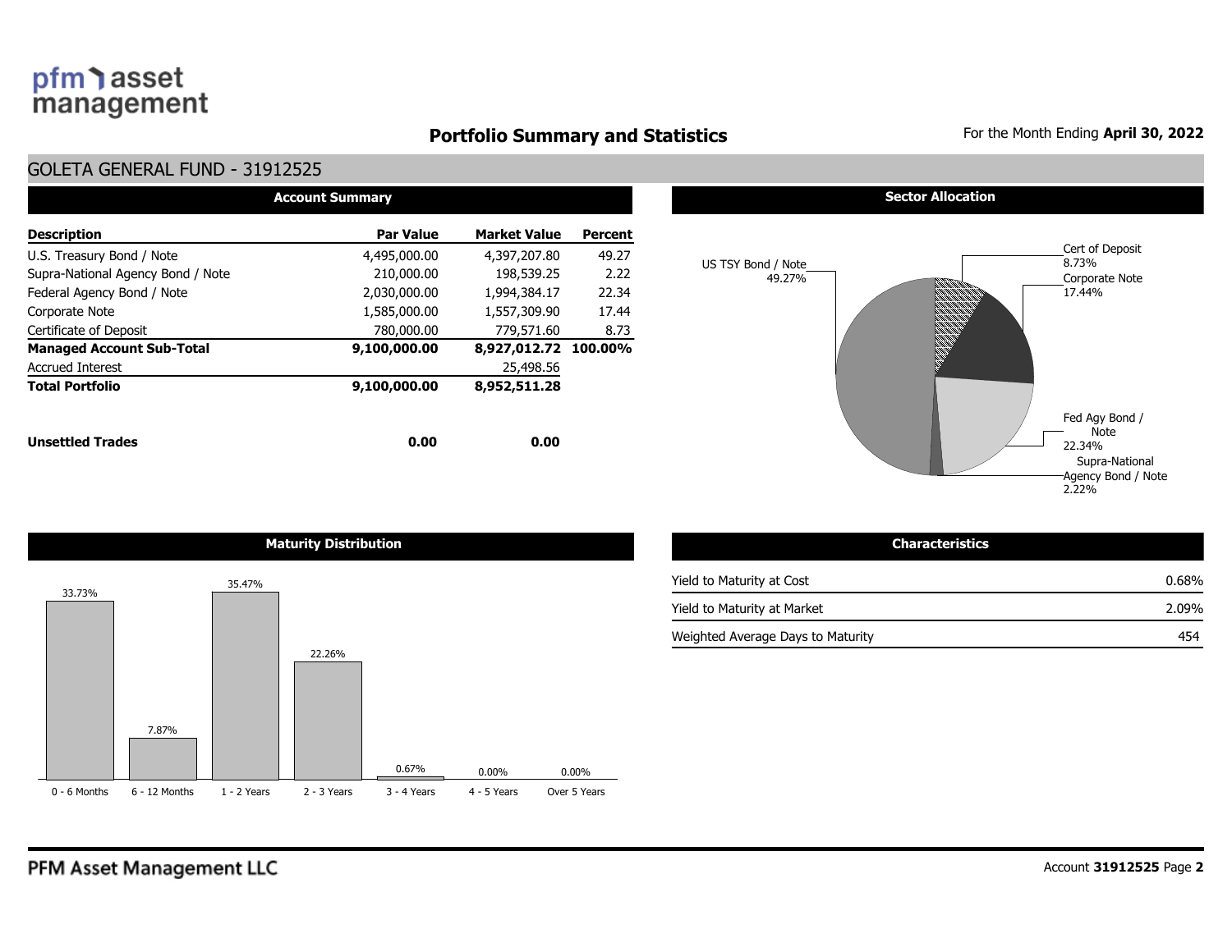pfm asset management

# Portfolio Summary and Statistics

For the Month Ending **April 30, 2022**

## GOLETA GENERAL FUND - 31912525

### Account Summary

| Description | Par Value | Market Value | Percent |
|---|---|---|---|
| U.S. Treasury Bond / Note | 4,495,000.00 | 4,397,207.80 | 49.27 |
| Supra-National Agency Bond / Note | 210,000.00 | 198,539.25 | 2.22 |
| Federal Agency Bond / Note | 2,030,000.00 | 1,994,384.17 | 22.34 |
| Corporate Note | 1,585,000.00 | 1,557,309.90 | 17.44 |
| Certificate of Deposit | 780,000.00 | 779,571.60 | 8.73 |
| **Managed Account Sub-Total** | **9,100,000.00** | **8,927,012.72** | **100.00%** |
| Accrued Interest | | 25,498.56 | |
| **Total Portfolio** | **9,100,000.00** | **8,952,511.28** | |
| **Unsettled Trades** | **0.00** | **0.00** | |

### Sector Allocation

| Sector | Percent |
|---|---|
| US TSY Bond / Note | 49.27% |
| Cert of Deposit | 8.73% |
| Corporate Note | 17.44% |
| Fed Agy Bond / Note | 22.34% |
| Supra-National Agency Bond / Note | 2.22% |

### Maturity Distribution

| 0 - 6 Months | 6 - 12 Months | 1 - 2 Years | 2 - 3 Years | 3 - 4 Years | 4 - 5 Years | Over 5 Years |
|---|---|---|---|---|---|---|
| 33.73% | 7.87% | 35.47% | 22.26% | 0.67% | 0.00% | 0.00% |

### Characteristics

| | |
|---|---|
| Yield to Maturity at Cost | 0.68% |
| Yield to Maturity at Market | 2.09% |
| Weighted Average Days to Maturity | 454 |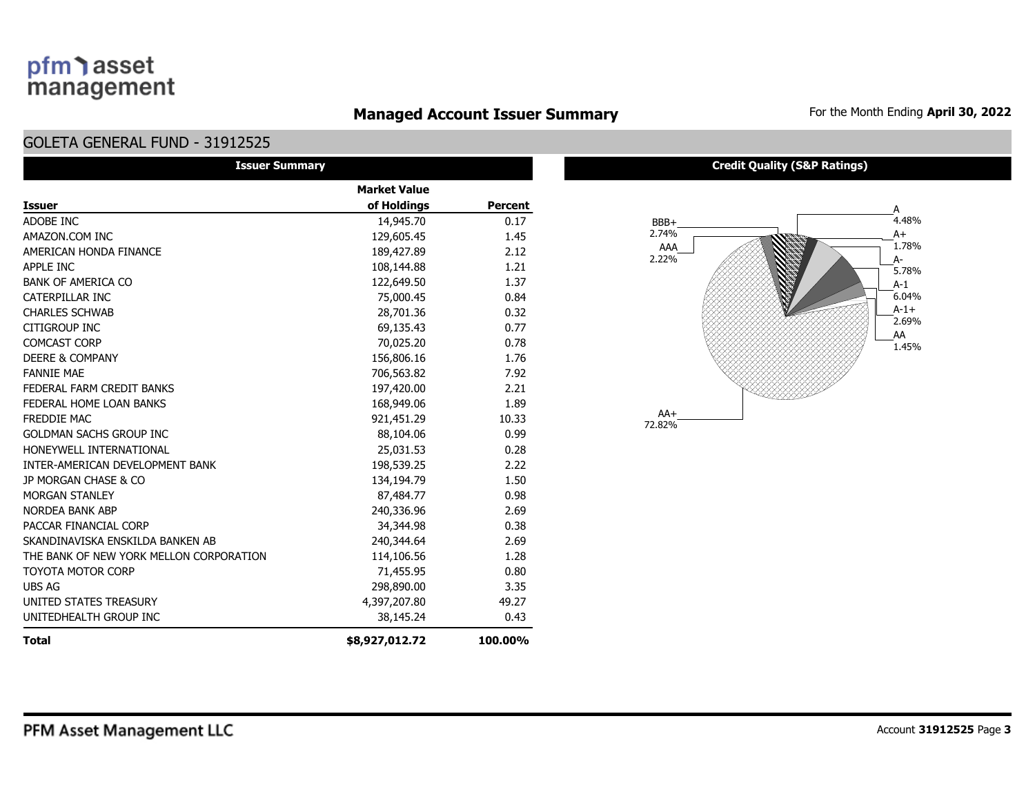## Managed Account Issuer Summary

For the Month Ending **April 30, 2022**

### GOLETA GENERAL FUND - 31912525

**Issuer Summary**

| Issuer | Market Value of Holdings | Percent |
|---|---|---|
| ADOBE INC | 14,945.70 | 0.17 |
| AMAZON.COM INC | 129,605.45 | 1.45 |
| AMERICAN HONDA FINANCE | 189,427.89 | 2.12 |
| APPLE INC | 108,144.88 | 1.21 |
| BANK OF AMERICA CO | 122,649.50 | 1.37 |
| CATERPILLAR INC | 75,000.45 | 0.84 |
| CHARLES SCHWAB | 28,701.36 | 0.32 |
| CITIGROUP INC | 69,135.43 | 0.77 |
| COMCAST CORP | 70,025.20 | 0.78 |
| DEERE & COMPANY | 156,806.16 | 1.76 |
| FANNIE MAE | 706,563.82 | 7.92 |
| FEDERAL FARM CREDIT BANKS | 197,420.00 | 2.21 |
| FEDERAL HOME LOAN BANKS | 168,949.06 | 1.89 |
| FREDDIE MAC | 921,451.29 | 10.33 |
| GOLDMAN SACHS GROUP INC | 88,104.06 | 0.99 |
| HONEYWELL INTERNATIONAL | 25,031.53 | 0.28 |
| INTER-AMERICAN DEVELOPMENT BANK | 198,539.25 | 2.22 |
| JP MORGAN CHASE & CO | 134,194.79 | 1.50 |
| MORGAN STANLEY | 87,484.77 | 0.98 |
| NORDEA BANK ABP | 240,336.96 | 2.69 |
| PACCAR FINANCIAL CORP | 34,344.98 | 0.38 |
| SKANDINAVISKA ENSKILDA BANKEN AB | 240,344.64 | 2.69 |
| THE BANK OF NEW YORK MELLON CORPORATION | 114,106.56 | 1.28 |
| TOYOTA MOTOR CORP | 71,455.95 | 0.80 |
| UBS AG | 298,890.00 | 3.35 |
| UNITED STATES TREASURY | 4,397,207.80 | 49.27 |
| UNITEDHEALTH GROUP INC | 38,145.24 | 0.43 |
| **Total** | **$8,927,012.72** | **100.00%** |

**Credit Quality (S&P Ratings)**

| Rating | Percent |
|---|---|
| A | 4.48% |
| A+ | 1.78% |
| A- | 5.78% |
| A-1 | 6.04% |
| A-1+ | 2.69% |
| AA | 1.45% |
| AA+ | 72.82% |
| AAA | 2.22% |
| BBB+ | 2.74% |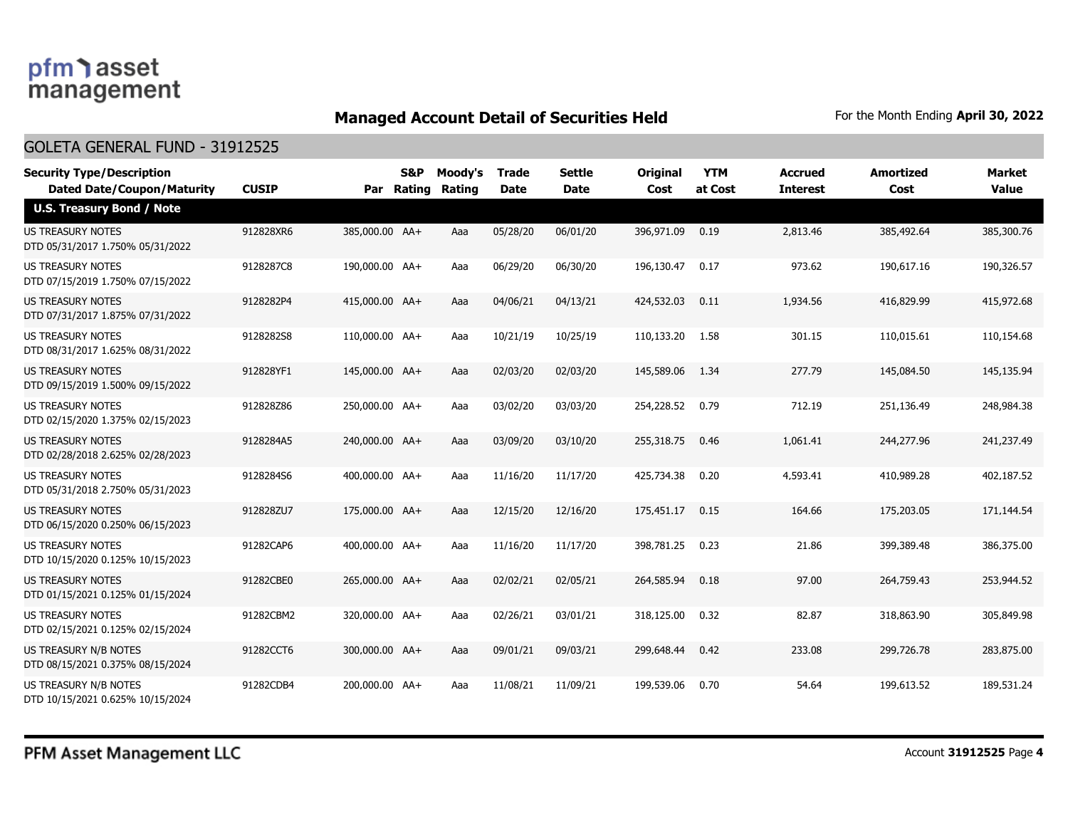# Managed Account Detail of Securities Held

For the Month Ending **April 30, 2022**

## GOLETA GENERAL FUND - 31912525

| Security Type/Description Dated Date/Coupon/Maturity | CUSIP | Par | S&P Rating | Moody's Rating | Trade Date | Settle Date | Original Cost | YTM at Cost | Accrued Interest | Amortized Cost | Market Value |
|---|---|---|---|---|---|---|---|---|---|---|---|
| **U.S. Treasury Bond / Note** | | | | | | | | | | | |
| US TREASURY NOTES DTD 05/31/2017 1.750% 05/31/2022 | 912828XR6 | 385,000.00 | AA+ | Aaa | 05/28/20 | 06/01/20 | 396,971.09 | 0.19 | 2,813.46 | 385,492.64 | 385,300.76 |
| US TREASURY NOTES DTD 07/15/2019 1.750% 07/15/2022 | 9128287C8 | 190,000.00 | AA+ | Aaa | 06/29/20 | 06/30/20 | 196,130.47 | 0.17 | 973.62 | 190,617.16 | 190,326.57 |
| US TREASURY NOTES DTD 07/31/2017 1.875% 07/31/2022 | 9128282P4 | 415,000.00 | AA+ | Aaa | 04/06/21 | 04/13/21 | 424,532.03 | 0.11 | 1,934.56 | 416,829.99 | 415,972.68 |
| US TREASURY NOTES DTD 08/31/2017 1.625% 08/31/2022 | 9128282S8 | 110,000.00 | AA+ | Aaa | 10/21/19 | 10/25/19 | 110,133.20 | 1.58 | 301.15 | 110,015.61 | 110,154.68 |
| US TREASURY NOTES DTD 09/15/2019 1.500% 09/15/2022 | 912828YF1 | 145,000.00 | AA+ | Aaa | 02/03/20 | 02/03/20 | 145,589.06 | 1.34 | 277.79 | 145,084.50 | 145,135.94 |
| US TREASURY NOTES DTD 02/15/2020 1.375% 02/15/2023 | 912828Z86 | 250,000.00 | AA+ | Aaa | 03/02/20 | 03/03/20 | 254,228.52 | 0.79 | 712.19 | 251,136.49 | 248,984.38 |
| US TREASURY NOTES DTD 02/28/2018 2.625% 02/28/2023 | 9128284A5 | 240,000.00 | AA+ | Aaa | 03/09/20 | 03/10/20 | 255,318.75 | 0.46 | 1,061.41 | 244,277.96 | 241,237.49 |
| US TREASURY NOTES DTD 05/31/2018 2.750% 05/31/2023 | 9128284S6 | 400,000.00 | AA+ | Aaa | 11/16/20 | 11/17/20 | 425,734.38 | 0.20 | 4,593.41 | 410,989.28 | 402,187.52 |
| US TREASURY NOTES DTD 06/15/2020 0.250% 06/15/2023 | 912828ZU7 | 175,000.00 | AA+ | Aaa | 12/15/20 | 12/16/20 | 175,451.17 | 0.15 | 164.66 | 175,203.05 | 171,144.54 |
| US TREASURY NOTES DTD 10/15/2020 0.125% 10/15/2023 | 91282CAP6 | 400,000.00 | AA+ | Aaa | 11/16/20 | 11/17/20 | 398,781.25 | 0.23 | 21.86 | 399,389.48 | 386,375.00 |
| US TREASURY NOTES DTD 01/15/2021 0.125% 01/15/2024 | 91282CBE0 | 265,000.00 | AA+ | Aaa | 02/02/21 | 02/05/21 | 264,585.94 | 0.18 | 97.00 | 264,759.43 | 253,944.52 |
| US TREASURY NOTES DTD 02/15/2021 0.125% 02/15/2024 | 91282CBM2 | 320,000.00 | AA+ | Aaa | 02/26/21 | 03/01/21 | 318,125.00 | 0.32 | 82.87 | 318,863.90 | 305,849.98 |
| US TREASURY N/B NOTES DTD 08/15/2021 0.375% 08/15/2024 | 91282CCT6 | 300,000.00 | AA+ | Aaa | 09/01/21 | 09/03/21 | 299,648.44 | 0.42 | 233.08 | 299,726.78 | 283,875.00 |
| US TREASURY N/B NOTES DTD 10/15/2021 0.625% 10/15/2024 | 91282CDB4 | 200,000.00 | AA+ | Aaa | 11/08/21 | 11/09/21 | 199,539.06 | 0.70 | 54.64 | 199,613.52 | 189,531.24 |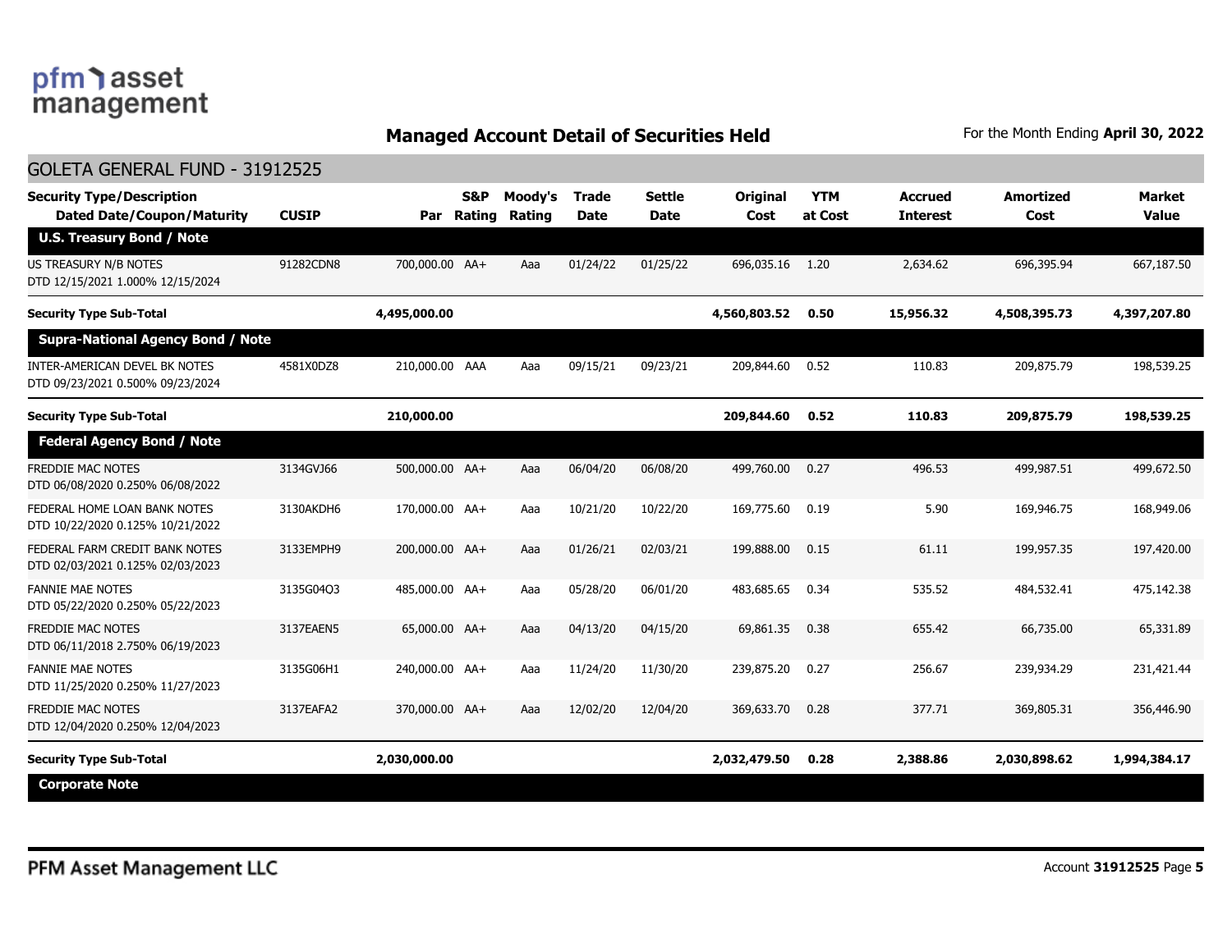# Managed Account Detail of Securities Held

For the Month Ending **April 30, 2022**

## GOLETA GENERAL FUND - 31912525

| Security Type/Description Dated Date/Coupon/Maturity | CUSIP | Par | S&P Rating | Moody's Rating | Trade Date | Settle Date | Original Cost | YTM at Cost | Accrued Interest | Amortized Cost | Market Value |
|---|---|---|---|---|---|---|---|---|---|---|---|
| **U.S. Treasury Bond / Note** | | | | | | | | | | | |
| US TREASURY N/B NOTES DTD 12/15/2021 1.000% 12/15/2024 | 91282CDN8 | 700,000.00 | AA+ | Aaa | 01/24/22 | 01/25/22 | 696,035.16 | 1.20 | 2,634.62 | 696,395.94 | 667,187.50 |
| **Security Type Sub-Total** | | **4,495,000.00** | | | | | **4,560,803.52** | **0.50** | **15,956.32** | **4,508,395.73** | **4,397,207.80** |
| **Supra-National Agency Bond / Note** | | | | | | | | | | | |
| INTER-AMERICAN DEVEL BK NOTES DTD 09/23/2021 0.500% 09/23/2024 | 4581X0DZ8 | 210,000.00 | AAA | Aaa | 09/15/21 | 09/23/21 | 209,844.60 | 0.52 | 110.83 | 209,875.79 | 198,539.25 |
| **Security Type Sub-Total** | | **210,000.00** | | | | | **209,844.60** | **0.52** | **110.83** | **209,875.79** | **198,539.25** |
| **Federal Agency Bond / Note** | | | | | | | | | | | |
| FREDDIE MAC NOTES DTD 06/08/2020 0.250% 06/08/2022 | 3134GVJ66 | 500,000.00 | AA+ | Aaa | 06/04/20 | 06/08/20 | 499,760.00 | 0.27 | 496.53 | 499,987.51 | 499,672.50 |
| FEDERAL HOME LOAN BANK NOTES DTD 10/22/2020 0.125% 10/21/2022 | 3130AKDH6 | 170,000.00 | AA+ | Aaa | 10/21/20 | 10/22/20 | 169,775.60 | 0.19 | 5.90 | 169,946.75 | 168,949.06 |
| FEDERAL FARM CREDIT BANK NOTES DTD 02/03/2021 0.125% 02/03/2023 | 3133EMPH9 | 200,000.00 | AA+ | Aaa | 01/26/21 | 02/03/21 | 199,888.00 | 0.15 | 61.11 | 199,957.35 | 197,420.00 |
| FANNIE MAE NOTES DTD 05/22/2020 0.250% 05/22/2023 | 3135G04Q3 | 485,000.00 | AA+ | Aaa | 05/28/20 | 06/01/20 | 483,685.65 | 0.34 | 535.52 | 484,532.41 | 475,142.38 |
| FREDDIE MAC NOTES DTD 06/11/2018 2.750% 06/19/2023 | 3137EAEN5 | 65,000.00 | AA+ | Aaa | 04/13/20 | 04/15/20 | 69,861.35 | 0.38 | 655.42 | 66,735.00 | 65,331.89 |
| FANNIE MAE NOTES DTD 11/25/2020 0.250% 11/27/2023 | 3135G06H1 | 240,000.00 | AA+ | Aaa | 11/24/20 | 11/30/20 | 239,875.20 | 0.27 | 256.67 | 239,934.29 | 231,421.44 |
| FREDDIE MAC NOTES DTD 12/04/2020 0.250% 12/04/2023 | 3137EAFA2 | 370,000.00 | AA+ | Aaa | 12/02/20 | 12/04/20 | 369,633.70 | 0.28 | 377.71 | 369,805.31 | 356,446.90 |
| **Security Type Sub-Total** | | **2,030,000.00** | | | | | **2,032,479.50** | **0.28** | **2,388.86** | **2,030,898.62** | **1,994,384.17** |
| **Corporate Note** | | | | | | | | | | | |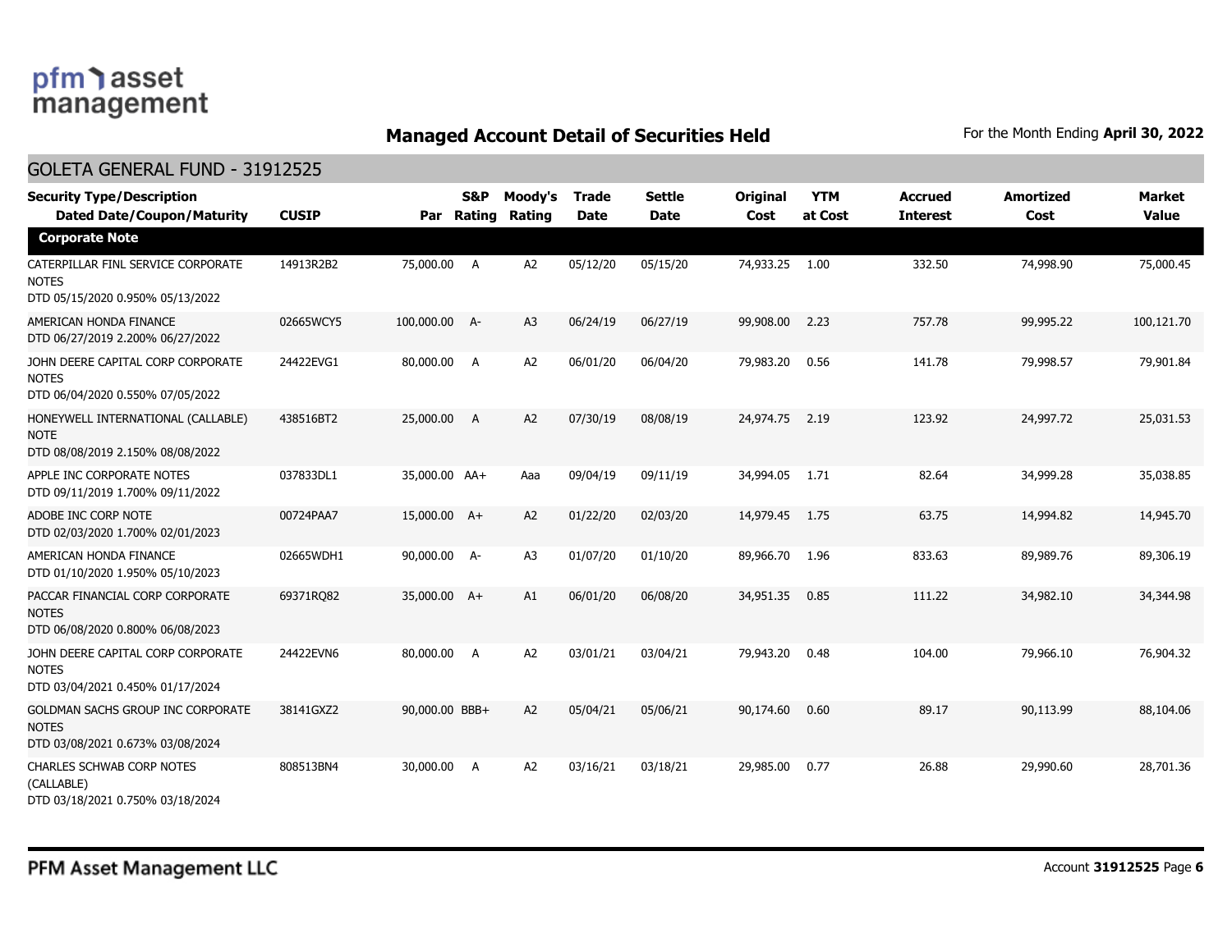## Managed Account Detail of Securities Held

For the Month Ending **April 30, 2022**

### GOLETA GENERAL FUND - 31912525

| Security Type/Description Dated Date/Coupon/Maturity | CUSIP | Par | S&P Rating | Moody's Rating | Trade Date | Settle Date | Original Cost | YTM at Cost | Accrued Interest | Amortized Cost | Market Value |
|---|---|---|---|---|---|---|---|---|---|---|---|
| **Corporate Note** | | | | | | | | | | | |
| CATERPILLAR FINL SERVICE CORPORATE NOTES DTD 05/15/2020 0.950% 05/13/2022 | 14913R2B2 | 75,000.00 | A | A2 | 05/12/20 | 05/15/20 | 74,933.25 | 1.00 | 332.50 | 74,998.90 | 75,000.45 |
| AMERICAN HONDA FINANCE DTD 06/27/2019 2.200% 06/27/2022 | 02665WCY5 | 100,000.00 | A- | A3 | 06/24/19 | 06/27/19 | 99,908.00 | 2.23 | 757.78 | 99,995.22 | 100,121.70 |
| JOHN DEERE CAPITAL CORP CORPORATE NOTES DTD 06/04/2020 0.550% 07/05/2022 | 24422EVG1 | 80,000.00 | A | A2 | 06/01/20 | 06/04/20 | 79,983.20 | 0.56 | 141.78 | 79,998.57 | 79,901.84 |
| HONEYWELL INTERNATIONAL (CALLABLE) NOTE DTD 08/08/2019 2.150% 08/08/2022 | 438516BT2 | 25,000.00 | A | A2 | 07/30/19 | 08/08/19 | 24,974.75 | 2.19 | 123.92 | 24,997.72 | 25,031.53 |
| APPLE INC CORPORATE NOTES DTD 09/11/2019 1.700% 09/11/2022 | 037833DL1 | 35,000.00 | AA+ | Aaa | 09/04/19 | 09/11/19 | 34,994.05 | 1.71 | 82.64 | 34,999.28 | 35,038.85 |
| ADOBE INC CORP NOTE DTD 02/03/2020 1.700% 02/01/2023 | 00724PAA7 | 15,000.00 | A+ | A2 | 01/22/20 | 02/03/20 | 14,979.45 | 1.75 | 63.75 | 14,994.82 | 14,945.70 |
| AMERICAN HONDA FINANCE DTD 01/10/2020 1.950% 05/10/2023 | 02665WDH1 | 90,000.00 | A- | A3 | 01/07/20 | 01/10/20 | 89,966.70 | 1.96 | 833.63 | 89,989.76 | 89,306.19 |
| PACCAR FINANCIAL CORP CORPORATE NOTES DTD 06/08/2020 0.800% 06/08/2023 | 69371RQ82 | 35,000.00 | A+ | A1 | 06/01/20 | 06/08/20 | 34,951.35 | 0.85 | 111.22 | 34,982.10 | 34,344.98 |
| JOHN DEERE CAPITAL CORP CORPORATE NOTES DTD 03/04/2021 0.450% 01/17/2024 | 24422EVN6 | 80,000.00 | A | A2 | 03/01/21 | 03/04/21 | 79,943.20 | 0.48 | 104.00 | 79,966.10 | 76,904.32 |
| GOLDMAN SACHS GROUP INC CORPORATE NOTES DTD 03/08/2021 0.673% 03/08/2024 | 38141GXZ2 | 90,000.00 | BBB+ | A2 | 05/04/21 | 05/06/21 | 90,174.60 | 0.60 | 89.17 | 90,113.99 | 88,104.06 |
| CHARLES SCHWAB CORP NOTES (CALLABLE) DTD 03/18/2021 0.750% 03/18/2024 | 808513BN4 | 30,000.00 | A | A2 | 03/16/21 | 03/18/21 | 29,985.00 | 0.77 | 26.88 | 29,990.60 | 28,701.36 |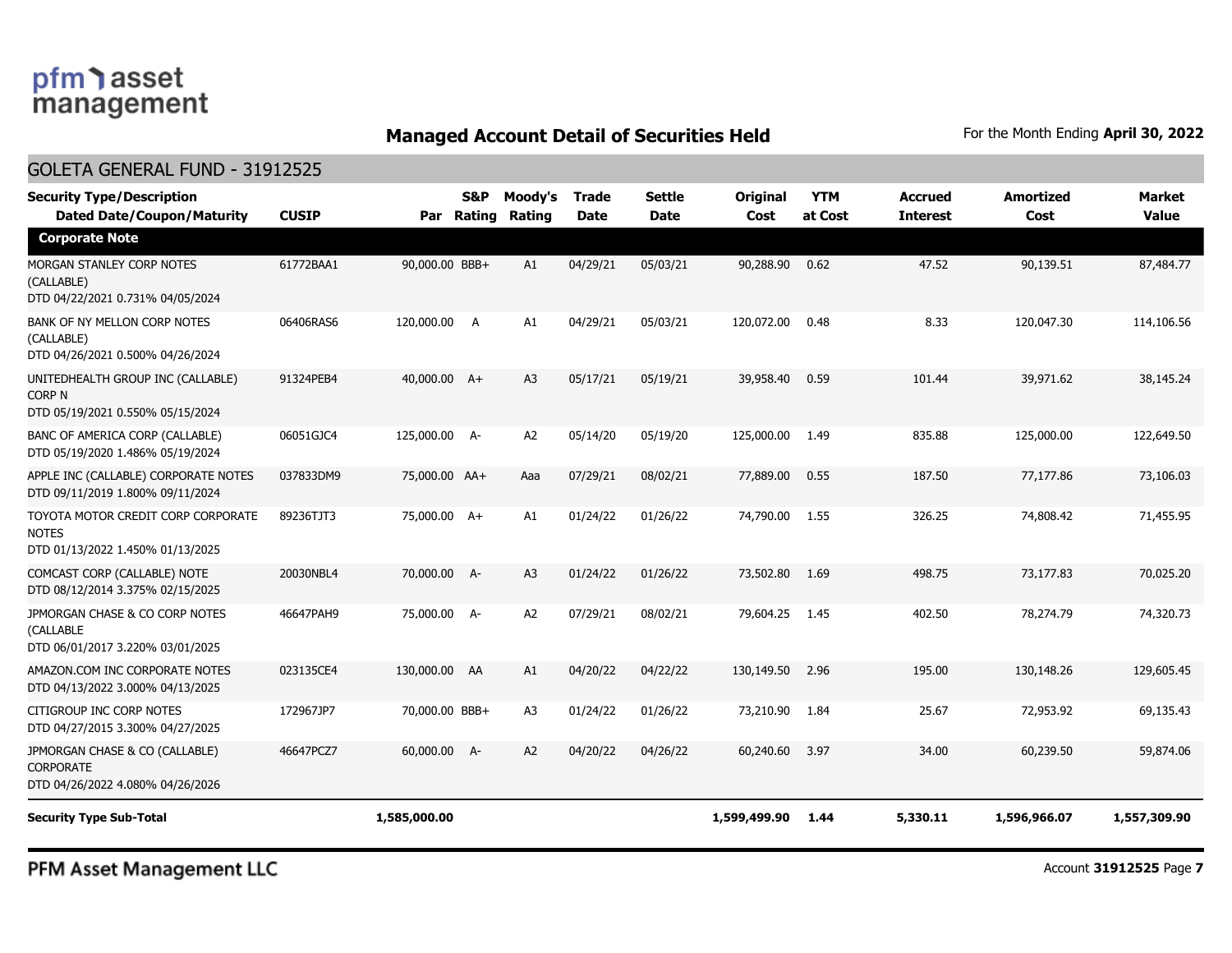## Managed Account Detail of Securities Held

For the Month Ending **April 30, 2022**

### GOLETA GENERAL FUND - 31912525

| Security Type/Description Dated Date/Coupon/Maturity | CUSIP | Par | S&P Rating | Moody's Rating | Trade Date | Settle Date | Original Cost | YTM at Cost | Accrued Interest | Amortized Cost | Market Value |
|---|---|---|---|---|---|---|---|---|---|---|---|
| **Corporate Note** | | | | | | | | | | | |
| MORGAN STANLEY CORP NOTES (CALLABLE) DTD 04/22/2021 0.731% 04/05/2024 | 61772BAA1 | 90,000.00 | BBB+ | A1 | 04/29/21 | 05/03/21 | 90,288.90 | 0.62 | 47.52 | 90,139.51 | 87,484.77 |
| BANK OF NY MELLON CORP NOTES (CALLABLE) DTD 04/26/2021 0.500% 04/26/2024 | 06406RAS6 | 120,000.00 | A | A1 | 04/29/21 | 05/03/21 | 120,072.00 | 0.48 | 8.33 | 120,047.30 | 114,106.56 |
| UNITEDHEALTH GROUP INC (CALLABLE) CORP N DTD 05/19/2021 0.550% 05/15/2024 | 91324PEB4 | 40,000.00 | A+ | A3 | 05/17/21 | 05/19/21 | 39,958.40 | 0.59 | 101.44 | 39,971.62 | 38,145.24 |
| BANC OF AMERICA CORP (CALLABLE) DTD 05/19/2020 1.486% 05/19/2024 | 06051GJC4 | 125,000.00 | A- | A2 | 05/14/20 | 05/19/20 | 125,000.00 | 1.49 | 835.88 | 125,000.00 | 122,649.50 |
| APPLE INC (CALLABLE) CORPORATE NOTES DTD 09/11/2019 1.800% 09/11/2024 | 037833DM9 | 75,000.00 | AA+ | Aaa | 07/29/21 | 08/02/21 | 77,889.00 | 0.55 | 187.50 | 77,177.86 | 73,106.03 |
| TOYOTA MOTOR CREDIT CORP CORPORATE NOTES DTD 01/13/2022 1.450% 01/13/2025 | 89236TJT3 | 75,000.00 | A+ | A1 | 01/24/22 | 01/26/22 | 74,790.00 | 1.55 | 326.25 | 74,808.42 | 71,455.95 |
| COMCAST CORP (CALLABLE) NOTE DTD 08/12/2014 3.375% 02/15/2025 | 20030NBL4 | 70,000.00 | A- | A3 | 01/24/22 | 01/26/22 | 73,502.80 | 1.69 | 498.75 | 73,177.83 | 70,025.20 |
| JPMORGAN CHASE & CO CORP NOTES (CALLABLE DTD 06/01/2017 3.220% 03/01/2025 | 46647PAH9 | 75,000.00 | A- | A2 | 07/29/21 | 08/02/21 | 79,604.25 | 1.45 | 402.50 | 78,274.79 | 74,320.73 |
| AMAZON.COM INC CORPORATE NOTES DTD 04/13/2022 3.000% 04/13/2025 | 023135CE4 | 130,000.00 | AA | A1 | 04/20/22 | 04/22/22 | 130,149.50 | 2.96 | 195.00 | 130,148.26 | 129,605.45 |
| CITIGROUP INC CORP NOTES DTD 04/27/2015 3.300% 04/27/2025 | 172967JP7 | 70,000.00 | BBB+ | A3 | 01/24/22 | 01/26/22 | 73,210.90 | 1.84 | 25.67 | 72,953.92 | 69,135.43 |
| JPMORGAN CHASE & CO (CALLABLE) CORPORATE DTD 04/26/2022 4.080% 04/26/2026 | 46647PCZ7 | 60,000.00 | A- | A2 | 04/20/22 | 04/26/22 | 60,240.60 | 3.97 | 34.00 | 60,239.50 | 59,874.06 |
| **Security Type Sub-Total** | | **1,585,000.00** | | | | | **1,599,499.90** | **1.44** | **5,330.11** | **1,596,966.07** | **1,557,309.90** |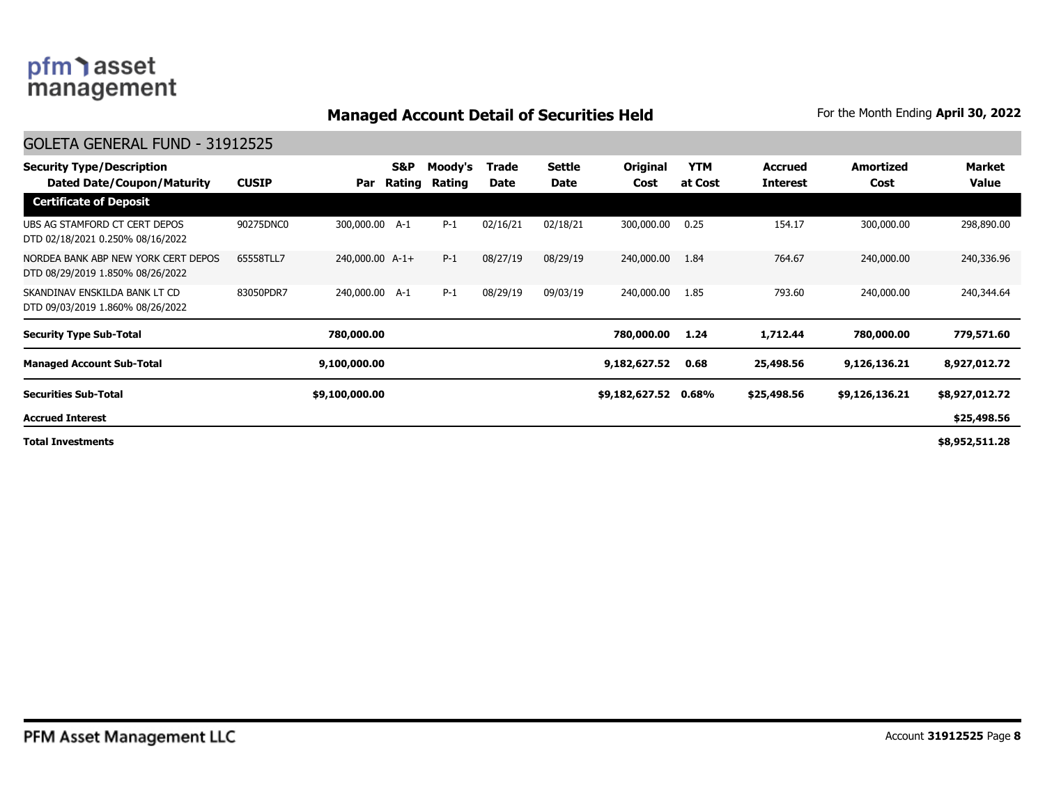# Managed Account Detail of Securities Held

For the Month Ending **April 30, 2022**

## GOLETA GENERAL FUND - 31912525

| Security Type/Description Dated Date/Coupon/Maturity | CUSIP | Par | S&P Rating | Moody's Rating | Trade Date | Settle Date | Original Cost | YTM at Cost | Accrued Interest | Amortized Cost | Market Value |
|---|---|---|---|---|---|---|---|---|---|---|---|
| **Certificate of Deposit** | | | | | | | | | | | |
| UBS AG STAMFORD CT CERT DEPOS DTD 02/18/2021 0.250% 08/16/2022 | 90275DNC0 | 300,000.00 | A-1 | P-1 | 02/16/21 | 02/18/21 | 300,000.00 | 0.25 | 154.17 | 300,000.00 | 298,890.00 |
| NORDEA BANK ABP NEW YORK CERT DEPOS DTD 08/29/2019 1.850% 08/26/2022 | 65558TLL7 | 240,000.00 | A-1+ | P-1 | 08/27/19 | 08/29/19 | 240,000.00 | 1.84 | 764.67 | 240,000.00 | 240,336.96 |
| SKANDINAV ENSKILDA BANK LT CD DTD 09/03/2019 1.860% 08/26/2022 | 83050PDR7 | 240,000.00 | A-1 | P-1 | 08/29/19 | 09/03/19 | 240,000.00 | 1.85 | 793.60 | 240,000.00 | 240,344.64 |
| **Security Type Sub-Total** | | **780,000.00** | | | | | **780,000.00** | **1.24** | **1,712.44** | **780,000.00** | **779,571.60** |
| **Managed Account Sub-Total** | | **9,100,000.00** | | | | | **9,182,627.52** | **0.68** | **25,498.56** | **9,126,136.21** | **8,927,012.72** |
| **Securities Sub-Total** | | **$9,100,000.00** | | | | | **$9,182,627.52** | **0.68%** | **$25,498.56** | **$9,126,136.21** | **$8,927,012.72** |
| **Accrued Interest** | | | | | | | | | | | **$25,498.56** |
| **Total Investments** | | | | | | | | | | | **$8,952,511.28** |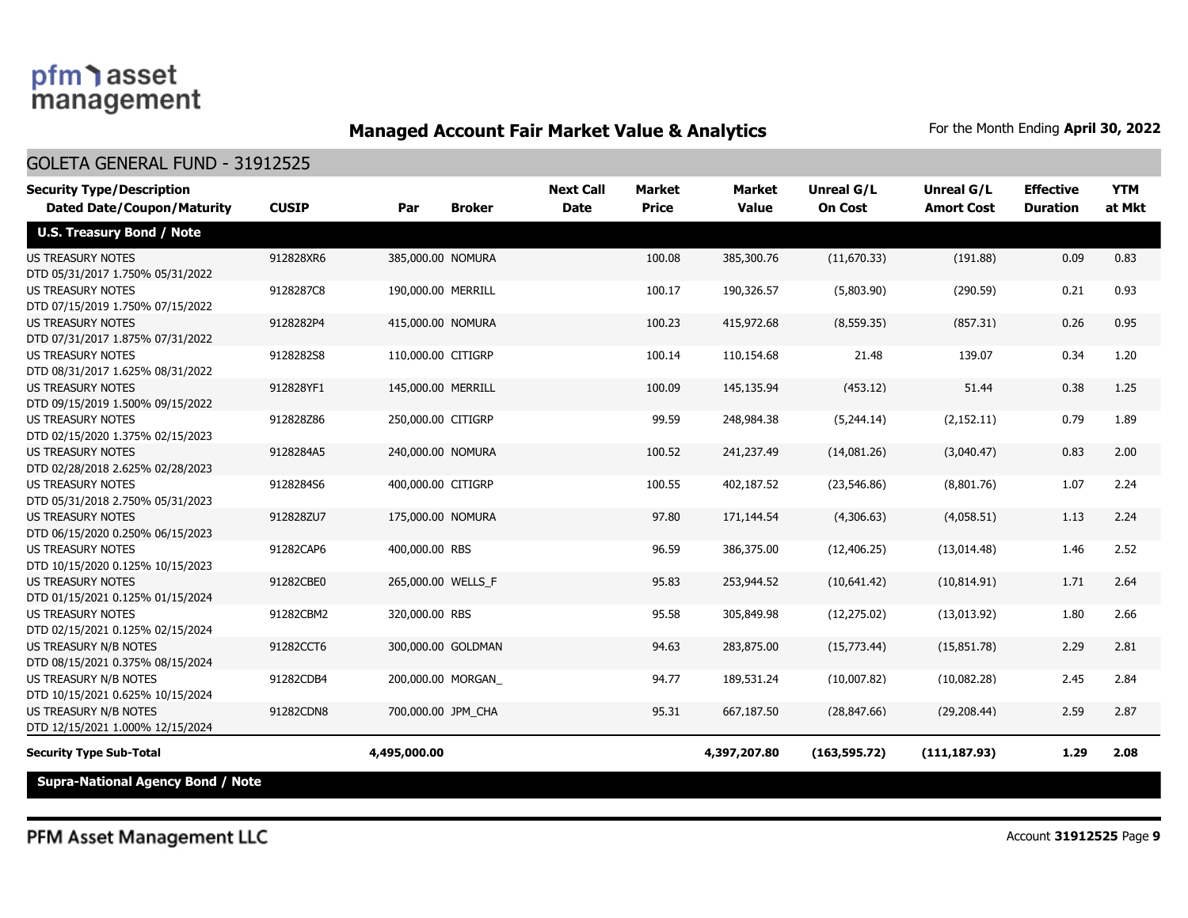## Managed Account Fair Market Value & Analytics

For the Month Ending **April 30, 2022**

### GOLETA GENERAL FUND - 31912525

| Security Type/Description Dated Date/Coupon/Maturity | CUSIP | Par | Broker | Next Call Date | Market Price | Market Value | Unreal G/L On Cost | Unreal G/L Amort Cost | Effective Duration | YTM at Mkt |
|---|---|---|---|---|---|---|---|---|---|---|
| **U.S. Treasury Bond / Note** | | | | | | | | | | |
| US TREASURY NOTES DTD 05/31/2017 1.750% 05/31/2022 | 912828XR6 | 385,000.00 | NOMURA | | 100.08 | 385,300.76 | (11,670.33) | (191.88) | 0.09 | 0.83 |
| US TREASURY NOTES DTD 07/15/2019 1.750% 07/15/2022 | 9128287C8 | 190,000.00 | MERRILL | | 100.17 | 190,326.57 | (5,803.90) | (290.59) | 0.21 | 0.93 |
| US TREASURY NOTES DTD 07/31/2017 1.875% 07/31/2022 | 9128282P4 | 415,000.00 | NOMURA | | 100.23 | 415,972.68 | (8,559.35) | (857.31) | 0.26 | 0.95 |
| US TREASURY NOTES DTD 08/31/2017 1.625% 08/31/2022 | 9128282S8 | 110,000.00 | CITIGRP | | 100.14 | 110,154.68 | 21.48 | 139.07 | 0.34 | 1.20 |
| US TREASURY NOTES DTD 09/15/2019 1.500% 09/15/2022 | 912828YF1 | 145,000.00 | MERRILL | | 100.09 | 145,135.94 | (453.12) | 51.44 | 0.38 | 1.25 |
| US TREASURY NOTES DTD 02/15/2020 1.375% 02/15/2023 | 912828Z86 | 250,000.00 | CITIGRP | | 99.59 | 248,984.38 | (5,244.14) | (2,152.11) | 0.79 | 1.89 |
| US TREASURY NOTES DTD 02/28/2018 2.625% 02/28/2023 | 9128284A5 | 240,000.00 | NOMURA | | 100.52 | 241,237.49 | (14,081.26) | (3,040.47) | 0.83 | 2.00 |
| US TREASURY NOTES DTD 05/31/2018 2.750% 05/31/2023 | 9128284S6 | 400,000.00 | CITIGRP | | 100.55 | 402,187.52 | (23,546.86) | (8,801.76) | 1.07 | 2.24 |
| US TREASURY NOTES DTD 06/15/2020 0.250% 06/15/2023 | 912828ZU7 | 175,000.00 | NOMURA | | 97.80 | 171,144.54 | (4,306.63) | (4,058.51) | 1.13 | 2.24 |
| US TREASURY NOTES DTD 10/15/2020 0.125% 10/15/2023 | 91282CAP6 | 400,000.00 | RBS | | 96.59 | 386,375.00 | (12,406.25) | (13,014.48) | 1.46 | 2.52 |
| US TREASURY NOTES DTD 01/15/2021 0.125% 01/15/2024 | 91282CBE0 | 265,000.00 | WELLS_F | | 95.83 | 253,944.52 | (10,641.42) | (10,814.91) | 1.71 | 2.64 |
| US TREASURY NOTES DTD 02/15/2021 0.125% 02/15/2024 | 91282CBM2 | 320,000.00 | RBS | | 95.58 | 305,849.98 | (12,275.02) | (13,013.92) | 1.80 | 2.66 |
| US TREASURY N/B NOTES DTD 08/15/2021 0.375% 08/15/2024 | 91282CCT6 | 300,000.00 | GOLDMAN | | 94.63 | 283,875.00 | (15,773.44) | (15,851.78) | 2.29 | 2.81 |
| US TREASURY N/B NOTES DTD 10/15/2021 0.625% 10/15/2024 | 91282CDB4 | 200,000.00 | MORGAN_ | | 94.77 | 189,531.24 | (10,007.82) | (10,082.28) | 2.45 | 2.84 |
| US TREASURY N/B NOTES DTD 12/15/2021 1.000% 12/15/2024 | 91282CDN8 | 700,000.00 | JPM_CHA | | 95.31 | 667,187.50 | (28,847.66) | (29,208.44) | 2.59 | 2.87 |
| **Security Type Sub-Total** | | **4,495,000.00** | | | | **4,397,207.80** | **(163,595.72)** | **(111,187.93)** | **1.29** | **2.08** |
| **Supra-National Agency Bond / Note** | | | | | | | | | | |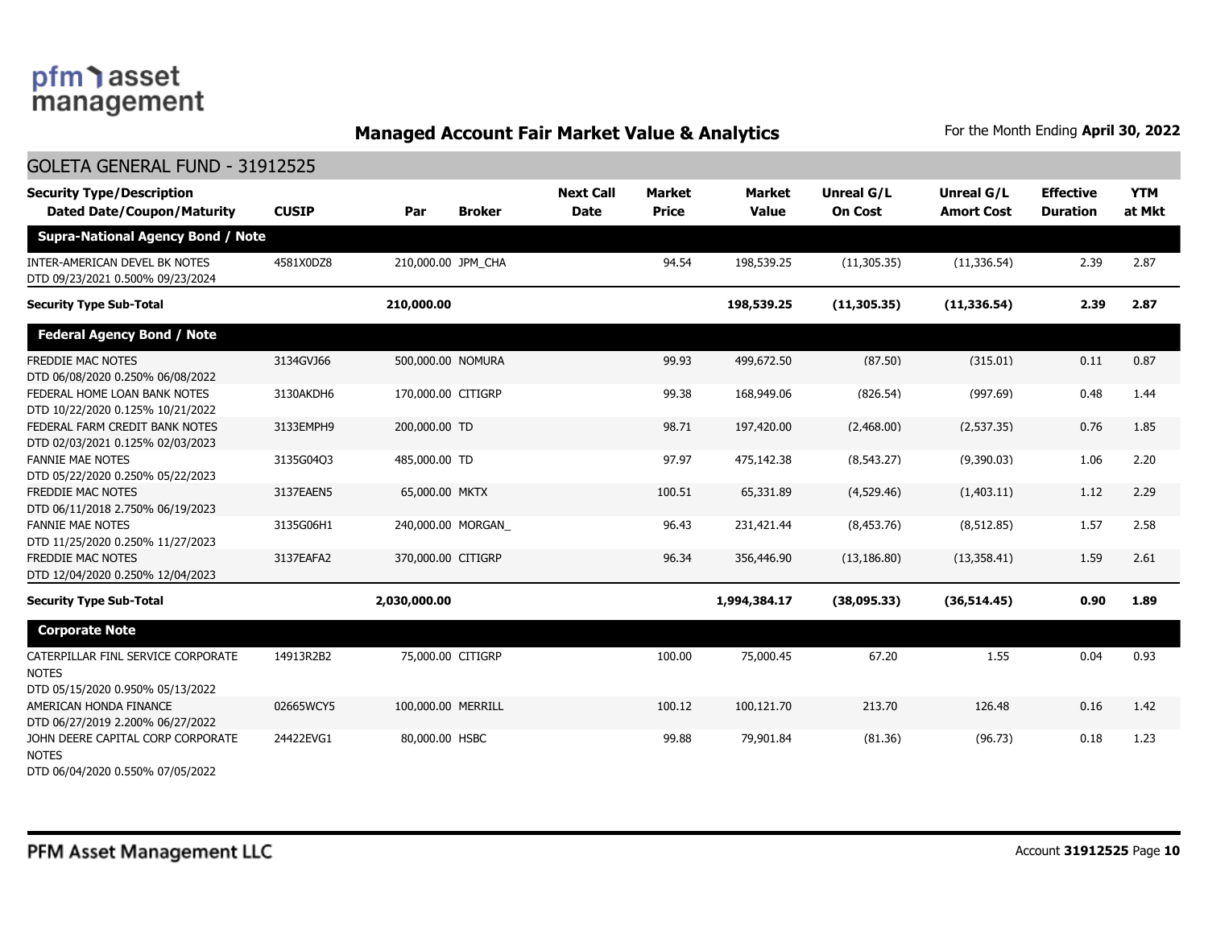**Managed Account Fair Market Value & Analytics**

For the Month Ending **April 30, 2022**

## GOLETA GENERAL FUND - 31912525

| Security Type/Description Dated Date/Coupon/Maturity | CUSIP | Par | Broker | Next Call Date | Market Price | Market Value | Unreal G/L On Cost | Unreal G/L Amort Cost | Effective Duration | YTM at Mkt |
|---|---|---|---|---|---|---|---|---|---|---|
| **Supra-National Agency Bond / Note** | | | | | | | | | | |
| INTER-AMERICAN DEVEL BK NOTES DTD 09/23/2021 0.500% 09/23/2024 | 4581X0DZ8 | 210,000.00 | JPM_CHA | | 94.54 | 198,539.25 | (11,305.35) | (11,336.54) | 2.39 | 2.87 |
| **Security Type Sub-Total** | | **210,000.00** | | | | **198,539.25** | **(11,305.35)** | **(11,336.54)** | **2.39** | **2.87** |
| **Federal Agency Bond / Note** | | | | | | | | | | |
| FREDDIE MAC NOTES DTD 06/08/2020 0.250% 06/08/2022 | 3134GVJ66 | 500,000.00 | NOMURA | | 99.93 | 499,672.50 | (87.50) | (315.01) | 0.11 | 0.87 |
| FEDERAL HOME LOAN BANK NOTES DTD 10/22/2020 0.125% 10/21/2022 | 3130AKDH6 | 170,000.00 | CITIGRP | | 99.38 | 168,949.06 | (826.54) | (997.69) | 0.48 | 1.44 |
| FEDERAL FARM CREDIT BANK NOTES DTD 02/03/2021 0.125% 02/03/2023 | 3133EMPH9 | 200,000.00 | TD | | 98.71 | 197,420.00 | (2,468.00) | (2,537.35) | 0.76 | 1.85 |
| FANNIE MAE NOTES DTD 05/22/2020 0.250% 05/22/2023 | 3135G04Q3 | 485,000.00 | TD | | 97.97 | 475,142.38 | (8,543.27) | (9,390.03) | 1.06 | 2.20 |
| FREDDIE MAC NOTES DTD 06/11/2018 2.750% 06/19/2023 | 3137EAEN5 | 65,000.00 | MKTX | | 100.51 | 65,331.89 | (4,529.46) | (1,403.11) | 1.12 | 2.29 |
| FANNIE MAE NOTES DTD 11/25/2020 0.250% 11/27/2023 | 3135G06H1 | 240,000.00 | MORGAN_ | | 96.43 | 231,421.44 | (8,453.76) | (8,512.85) | 1.57 | 2.58 |
| FREDDIE MAC NOTES DTD 12/04/2020 0.250% 12/04/2023 | 3137EAFA2 | 370,000.00 | CITIGRP | | 96.34 | 356,446.90 | (13,186.80) | (13,358.41) | 1.59 | 2.61 |
| **Security Type Sub-Total** | | **2,030,000.00** | | | | **1,994,384.17** | **(38,095.33)** | **(36,514.45)** | **0.90** | **1.89** |
| **Corporate Note** | | | | | | | | | | |
| CATERPILLAR FINL SERVICE CORPORATE NOTES DTD 05/15/2020 0.950% 05/13/2022 | 14913R2B2 | 75,000.00 | CITIGRP | | 100.00 | 75,000.45 | 67.20 | 1.55 | 0.04 | 0.93 |
| AMERICAN HONDA FINANCE DTD 06/27/2019 2.200% 06/27/2022 | 02665WCY5 | 100,000.00 | MERRILL | | 100.12 | 100,121.70 | 213.70 | 126.48 | 0.16 | 1.42 |
| JOHN DEERE CAPITAL CORP CORPORATE NOTES DTD 06/04/2020 0.550% 07/05/2022 | 24422EVG1 | 80,000.00 | HSBC | | 99.88 | 79,901.84 | (81.36) | (96.73) | 0.18 | 1.23 |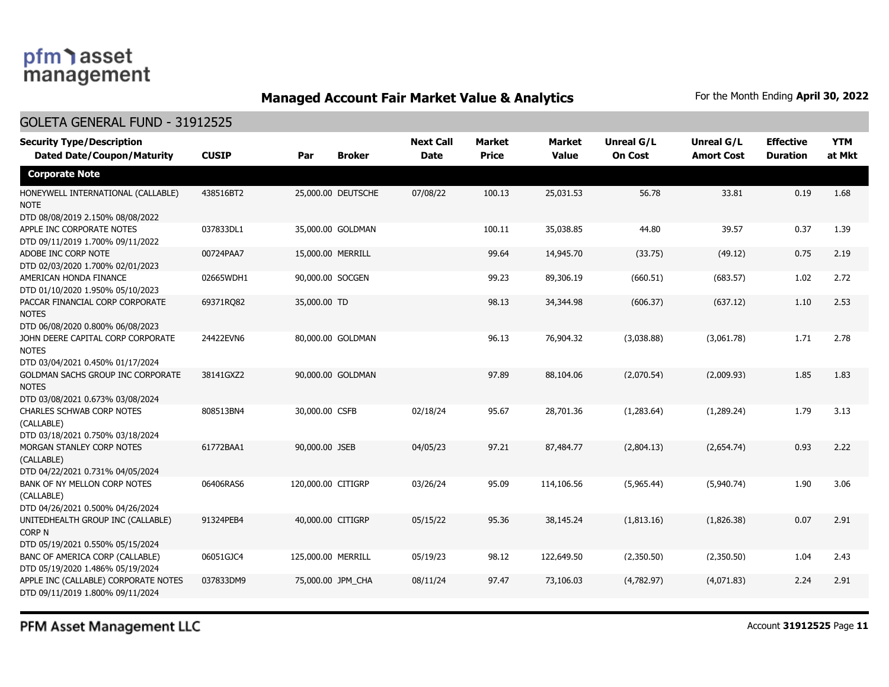# Managed Account Fair Market Value & Analytics

For the Month Ending **April 30, 2022**

## GOLETA GENERAL FUND - 31912525

| Security Type/Description Dated Date/Coupon/Maturity | CUSIP | Par | Broker | Next Call Date | Market Price | Market Value | Unreal G/L On Cost | Unreal G/L Amort Cost | Effective Duration | YTM at Mkt |
|---|---|---|---|---|---|---|---|---|---|---|
| **Corporate Note** | | | | | | | | | | |
| HONEYWELL INTERNATIONAL (CALLABLE) NOTE DTD 08/08/2019 2.150% 08/08/2022 | 438516BT2 | 25,000.00 | DEUTSCHE | 07/08/22 | 100.13 | 25,031.53 | 56.78 | 33.81 | 0.19 | 1.68 |
| APPLE INC CORPORATE NOTES DTD 09/11/2019 1.700% 09/11/2022 | 037833DL1 | 35,000.00 | GOLDMAN | | 100.11 | 35,038.85 | 44.80 | 39.57 | 0.37 | 1.39 |
| ADOBE INC CORP NOTE DTD 02/03/2020 1.700% 02/01/2023 | 00724PAA7 | 15,000.00 | MERRILL | | 99.64 | 14,945.70 | (33.75) | (49.12) | 0.75 | 2.19 |
| AMERICAN HONDA FINANCE DTD 01/10/2020 1.950% 05/10/2023 | 02665WDH1 | 90,000.00 | SOCGEN | | 99.23 | 89,306.19 | (660.51) | (683.57) | 1.02 | 2.72 |
| PACCAR FINANCIAL CORP CORPORATE NOTES DTD 06/08/2020 0.800% 06/08/2023 | 69371RQ82 | 35,000.00 | TD | | 98.13 | 34,344.98 | (606.37) | (637.12) | 1.10 | 2.53 |
| JOHN DEERE CAPITAL CORP CORPORATE NOTES DTD 03/04/2021 0.450% 01/17/2024 | 24422EVN6 | 80,000.00 | GOLDMAN | | 96.13 | 76,904.32 | (3,038.88) | (3,061.78) | 1.71 | 2.78 |
| GOLDMAN SACHS GROUP INC CORPORATE NOTES DTD 03/08/2021 0.673% 03/08/2024 | 38141GXZ2 | 90,000.00 | GOLDMAN | | 97.89 | 88,104.06 | (2,070.54) | (2,009.93) | 1.85 | 1.83 |
| CHARLES SCHWAB CORP NOTES (CALLABLE) DTD 03/18/2021 0.750% 03/18/2024 | 808513BN4 | 30,000.00 | CSFB | 02/18/24 | 95.67 | 28,701.36 | (1,283.64) | (1,289.24) | 1.79 | 3.13 |
| MORGAN STANLEY CORP NOTES (CALLABLE) DTD 04/22/2021 0.731% 04/05/2024 | 61772BAA1 | 90,000.00 | JSEB | 04/05/23 | 97.21 | 87,484.77 | (2,804.13) | (2,654.74) | 0.93 | 2.22 |
| BANK OF NY MELLON CORP NOTES (CALLABLE) DTD 04/26/2021 0.500% 04/26/2024 | 06406RAS6 | 120,000.00 | CITIGRP | 03/26/24 | 95.09 | 114,106.56 | (5,965.44) | (5,940.74) | 1.90 | 3.06 |
| UNITEDHEALTH GROUP INC (CALLABLE) CORP N DTD 05/19/2021 0.550% 05/15/2024 | 91324PEB4 | 40,000.00 | CITIGRP | 05/15/22 | 95.36 | 38,145.24 | (1,813.16) | (1,826.38) | 0.07 | 2.91 |
| BANC OF AMERICA CORP (CALLABLE) DTD 05/19/2020 1.486% 05/19/2024 | 06051GJC4 | 125,000.00 | MERRILL | 05/19/23 | 98.12 | 122,649.50 | (2,350.50) | (2,350.50) | 1.04 | 2.43 |
| APPLE INC (CALLABLE) CORPORATE NOTES DTD 09/11/2019 1.800% 09/11/2024 | 037833DM9 | 75,000.00 | JPM_CHA | 08/11/24 | 97.47 | 73,106.03 | (4,782.97) | (4,071.83) | 2.24 | 2.91 |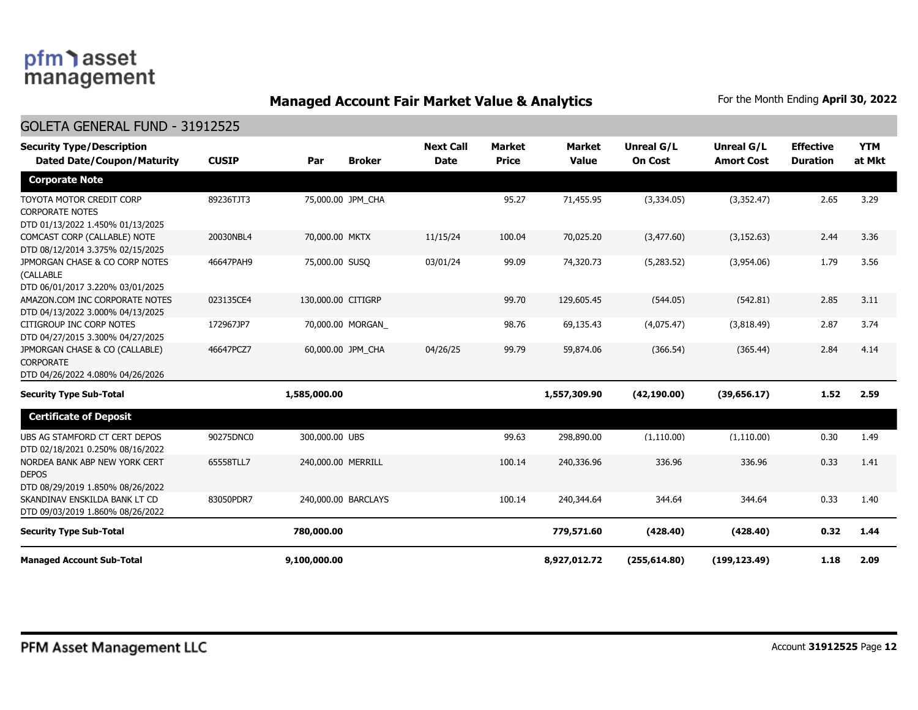## Managed Account Fair Market Value & Analytics

For the Month Ending **April 30, 2022**

### GOLETA GENERAL FUND - 31912525

| Security Type/Description Dated Date/Coupon/Maturity | CUSIP | Par | Broker | Next Call Date | Market Price | Market Value | Unreal G/L On Cost | Unreal G/L Amort Cost | Effective Duration | YTM at Mkt |
|---|---|---|---|---|---|---|---|---|---|---|
| **Corporate Note** | | | | | | | | | | |
| TOYOTA MOTOR CREDIT CORP CORPORATE NOTES DTD 01/13/2022 1.450% 01/13/2025 | 89236TJT3 | 75,000.00 | JPM_CHA | | 95.27 | 71,455.95 | (3,334.05) | (3,352.47) | 2.65 | 3.29 |
| COMCAST CORP (CALLABLE) NOTE DTD 08/12/2014 3.375% 02/15/2025 | 20030NBL4 | 70,000.00 | MKTX | 11/15/24 | 100.04 | 70,025.20 | (3,477.60) | (3,152.63) | 2.44 | 3.36 |
| JPMORGAN CHASE & CO CORP NOTES (CALLABLE DTD 06/01/2017 3.220% 03/01/2025 | 46647PAH9 | 75,000.00 | SUSQ | 03/01/24 | 99.09 | 74,320.73 | (5,283.52) | (3,954.06) | 1.79 | 3.56 |
| AMAZON.COM INC CORPORATE NOTES DTD 04/13/2022 3.000% 04/13/2025 | 023135CE4 | 130,000.00 | CITIGRP | | 99.70 | 129,605.45 | (544.05) | (542.81) | 2.85 | 3.11 |
| CITIGROUP INC CORP NOTES DTD 04/27/2015 3.300% 04/27/2025 | 172967JP7 | 70,000.00 | MORGAN_ | | 98.76 | 69,135.43 | (4,075.47) | (3,818.49) | 2.87 | 3.74 |
| JPMORGAN CHASE & CO (CALLABLE) CORPORATE DTD 04/26/2022 4.080% 04/26/2026 | 46647PCZ7 | 60,000.00 | JPM_CHA | 04/26/25 | 99.79 | 59,874.06 | (366.54) | (365.44) | 2.84 | 4.14 |
| **Security Type Sub-Total** | | **1,585,000.00** | | | | **1,557,309.90** | **(42,190.00)** | **(39,656.17)** | **1.52** | **2.59** |
| **Certificate of Deposit** | | | | | | | | | | |
| UBS AG STAMFORD CT CERT DEPOS DTD 02/18/2021 0.250% 08/16/2022 | 90275DNC0 | 300,000.00 | UBS | | 99.63 | 298,890.00 | (1,110.00) | (1,110.00) | 0.30 | 1.49 |
| NORDEA BANK ABP NEW YORK CERT DEPOS DTD 08/29/2019 1.850% 08/26/2022 | 65558TLL7 | 240,000.00 | MERRILL | | 100.14 | 240,336.96 | 336.96 | 336.96 | 0.33 | 1.41 |
| SKANDINAV ENSKILDA BANK LT CD DTD 09/03/2019 1.860% 08/26/2022 | 83050PDR7 | 240,000.00 | BARCLAYS | | 100.14 | 240,344.64 | 344.64 | 344.64 | 0.33 | 1.40 |
| **Security Type Sub-Total** | | **780,000.00** | | | | **779,571.60** | **(428.40)** | **(428.40)** | **0.32** | **1.44** |
| **Managed Account Sub-Total** | | **9,100,000.00** | | | | **8,927,012.72** | **(255,614.80)** | **(199,123.49)** | **1.18** | **2.09** |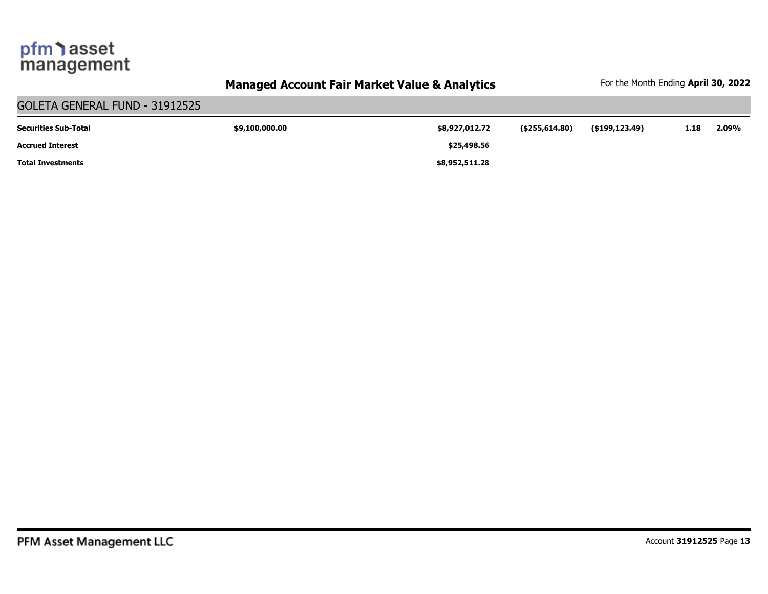## Managed Account Fair Market Value & Analytics

For the Month Ending **April 30, 2022**

### GOLETA GENERAL FUND - 31912525

| | | | | | | |
|---|---|---|---|---|---|---|
| **Securities Sub-Total** | **$9,100,000.00** | **$8,927,012.72** | **($255,614.80)** | **($199,123.49)** | **1.18** | **2.09%** |
| **Accrued Interest** | | **$25,498.56** | | | | |
| **Total Investments** | | **$8,952,511.28** | | | | |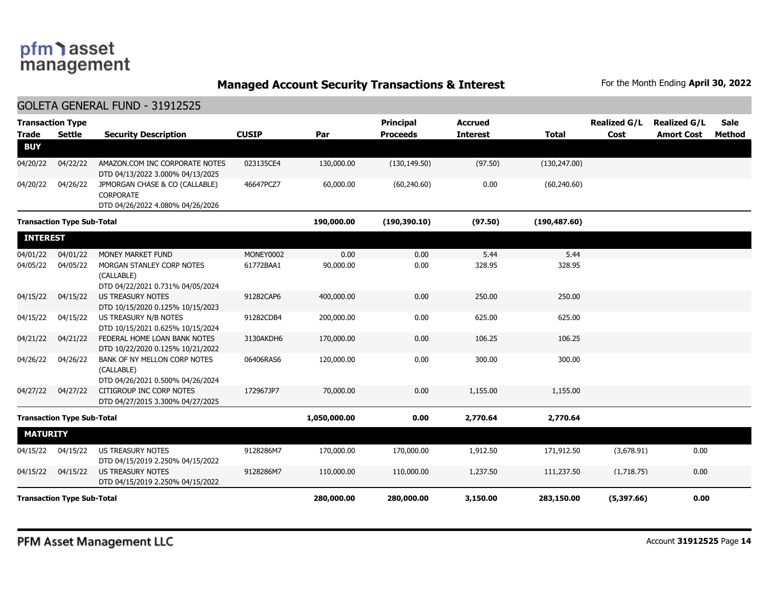## Managed Account Security Transactions & Interest

For the Month Ending **April 30, 2022**

### GOLETA GENERAL FUND - 31912525

| Transaction Type Trade | Settle | Security Description | CUSIP | Par | Principal Proceeds | Accrued Interest | Total | Realized G/L Cost | Realized G/L Amort Cost | Sale Method |
|---|---|---|---|---|---|---|---|---|---|---|
| **BUY** | | | | | | | | | | |
| 04/20/22 | 04/22/22 | AMAZON.COM INC CORPORATE NOTES DTD 04/13/2022 3.000% 04/13/2025 | 023135CE4 | 130,000.00 | (130,149.50) | (97.50) | (130,247.00) | | | |
| 04/20/22 | 04/26/22 | JPMORGAN CHASE & CO (CALLABLE) CORPORATE DTD 04/26/2022 4.080% 04/26/2026 | 46647PCZ7 | 60,000.00 | (60,240.60) | 0.00 | (60,240.60) | | | |
| **Transaction Type Sub-Total** | | | | **190,000.00** | **(190,390.10)** | **(97.50)** | **(190,487.60)** | | | |
| **INTEREST** | | | | | | | | | | |
| 04/01/22 | 04/01/22 | MONEY MARKET FUND | MONEY0002 | 0.00 | 0.00 | 5.44 | 5.44 | | | |
| 04/05/22 | 04/05/22 | MORGAN STANLEY CORP NOTES (CALLABLE) DTD 04/22/2021 0.731% 04/05/2024 | 61772BAA1 | 90,000.00 | 0.00 | 328.95 | 328.95 | | | |
| 04/15/22 | 04/15/22 | US TREASURY NOTES DTD 10/15/2020 0.125% 10/15/2023 | 91282CAP6 | 400,000.00 | 0.00 | 250.00 | 250.00 | | | |
| 04/15/22 | 04/15/22 | US TREASURY N/B NOTES DTD 10/15/2021 0.625% 10/15/2024 | 91282CDB4 | 200,000.00 | 0.00 | 625.00 | 625.00 | | | |
| 04/21/22 | 04/21/22 | FEDERAL HOME LOAN BANK NOTES DTD 10/22/2020 0.125% 10/21/2022 | 3130AKDH6 | 170,000.00 | 0.00 | 106.25 | 106.25 | | | |
| 04/26/22 | 04/26/22 | BANK OF NY MELLON CORP NOTES (CALLABLE) DTD 04/26/2021 0.500% 04/26/2024 | 06406RAS6 | 120,000.00 | 0.00 | 300.00 | 300.00 | | | |
| 04/27/22 | 04/27/22 | CITIGROUP INC CORP NOTES DTD 04/27/2015 3.300% 04/27/2025 | 172967JP7 | 70,000.00 | 0.00 | 1,155.00 | 1,155.00 | | | |
| **Transaction Type Sub-Total** | | | | **1,050,000.00** | **0.00** | **2,770.64** | **2,770.64** | | | |
| **MATURITY** | | | | | | | | | | |
| 04/15/22 | 04/15/22 | US TREASURY NOTES DTD 04/15/2019 2.250% 04/15/2022 | 9128286M7 | 170,000.00 | 170,000.00 | 1,912.50 | 171,912.50 | (3,678.91) | 0.00 | |
| 04/15/22 | 04/15/22 | US TREASURY NOTES DTD 04/15/2019 2.250% 04/15/2022 | 9128286M7 | 110,000.00 | 110,000.00 | 1,237.50 | 111,237.50 | (1,718.75) | 0.00 | |
| **Transaction Type Sub-Total** | | | | **280,000.00** | **280,000.00** | **3,150.00** | **283,150.00** | **(5,397.66)** | **0.00** | |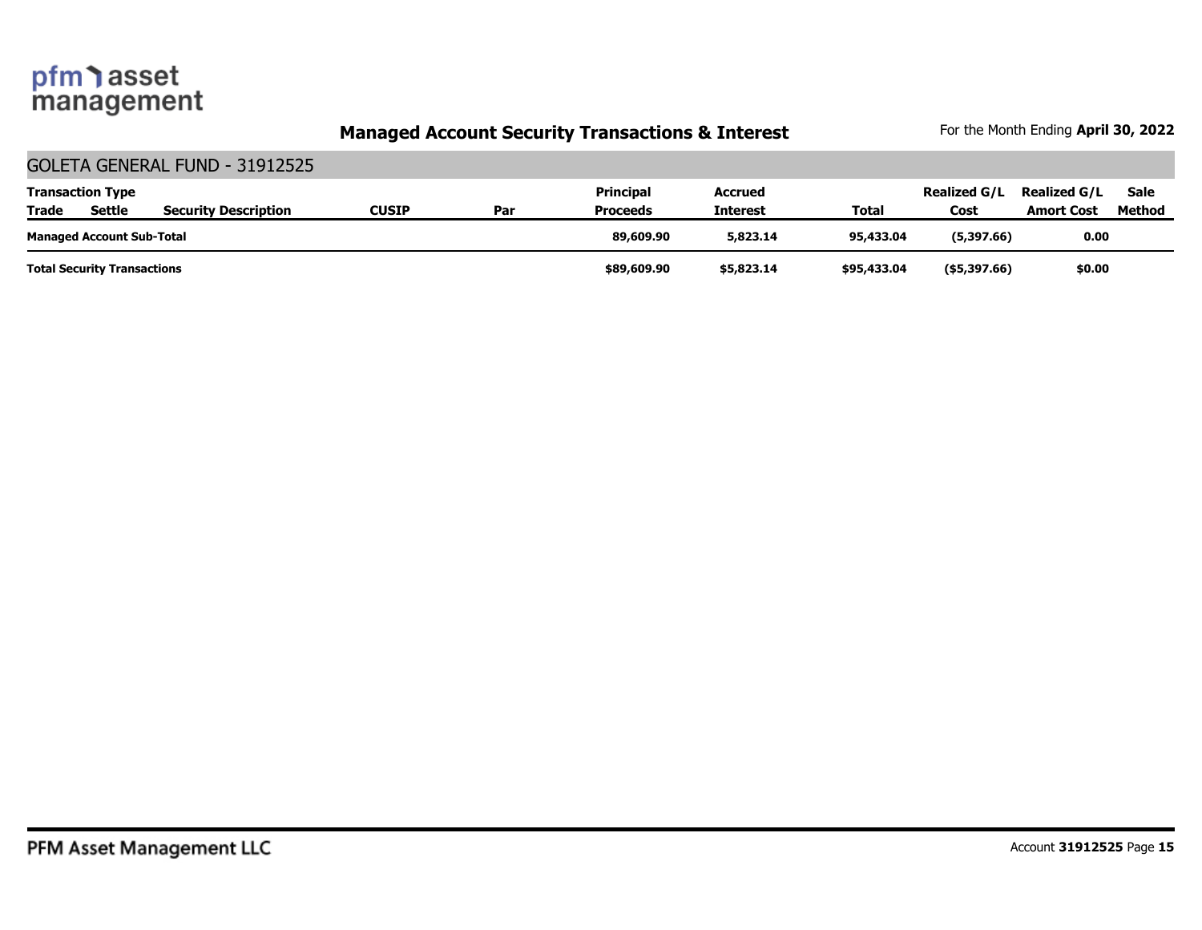## Managed Account Security Transactions & Interest

For the Month Ending **April 30, 2022**

### GOLETA GENERAL FUND - 31912525

| Transaction Type Trade | Settle | Security Description | CUSIP | Par | Principal Proceeds | Accrued Interest | Total | Realized G/L Cost | Realized G/L Amort Cost | Sale Method |
|---|---|---|---|---|---|---|---|---|---|---|
| **Managed Account Sub-Total** | | | | | **89,609.90** | **5,823.14** | **95,433.04** | **(5,397.66)** | **0.00** | |
| **Total Security Transactions** | | | | | **$89,609.90** | **$5,823.14** | **$95,433.04** | **($5,397.66)** | **$0.00** | |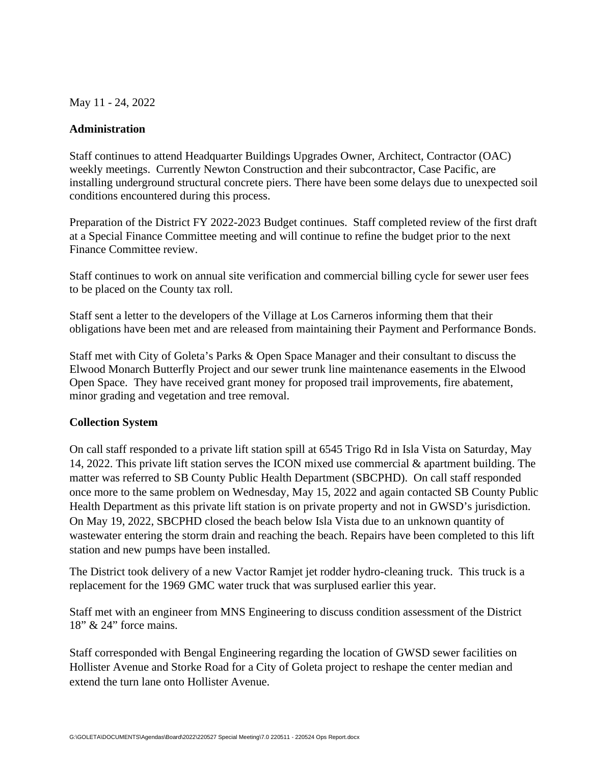May 11 - 24, 2022

**Administration**

Staff continues to attend Headquarter Buildings Upgrades Owner, Architect, Contractor (OAC) weekly meetings. Currently Newton Construction and their subcontractor, Case Pacific, are installing underground structural concrete piers. There have been some delays due to unexpected soil conditions encountered during this process.

Preparation of the District FY 2022-2023 Budget continues. Staff completed review of the first draft at a Special Finance Committee meeting and will continue to refine the budget prior to the next Finance Committee review.

Staff continues to work on annual site verification and commercial billing cycle for sewer user fees to be placed on the County tax roll.

Staff sent a letter to the developers of the Village at Los Carneros informing them that their obligations have been met and are released from maintaining their Payment and Performance Bonds.

Staff met with City of Goleta's Parks & Open Space Manager and their consultant to discuss the Elwood Monarch Butterfly Project and our sewer trunk line maintenance easements in the Elwood Open Space. They have received grant money for proposed trail improvements, fire abatement, minor grading and vegetation and tree removal.

**Collection System**

On call staff responded to a private lift station spill at 6545 Trigo Rd in Isla Vista on Saturday, May 14, 2022. This private lift station serves the ICON mixed use commercial & apartment building. The matter was referred to SB County Public Health Department (SBCPHD). On call staff responded once more to the same problem on Wednesday, May 15, 2022 and again contacted SB County Public Health Department as this private lift station is on private property and not in GWSD's jurisdiction. On May 19, 2022, SBCPHD closed the beach below Isla Vista due to an unknown quantity of wastewater entering the storm drain and reaching the beach. Repairs have been completed to this lift station and new pumps have been installed.

The District took delivery of a new Vactor Ramjet jet rodder hydro-cleaning truck. This truck is a replacement for the 1969 GMC water truck that was surplused earlier this year.

Staff met with an engineer from MNS Engineering to discuss condition assessment of the District 18" & 24" force mains.

Staff corresponded with Bengal Engineering regarding the location of GWSD sewer facilities on Hollister Avenue and Storke Road for a City of Goleta project to reshape the center median and extend the turn lane onto Hollister Avenue.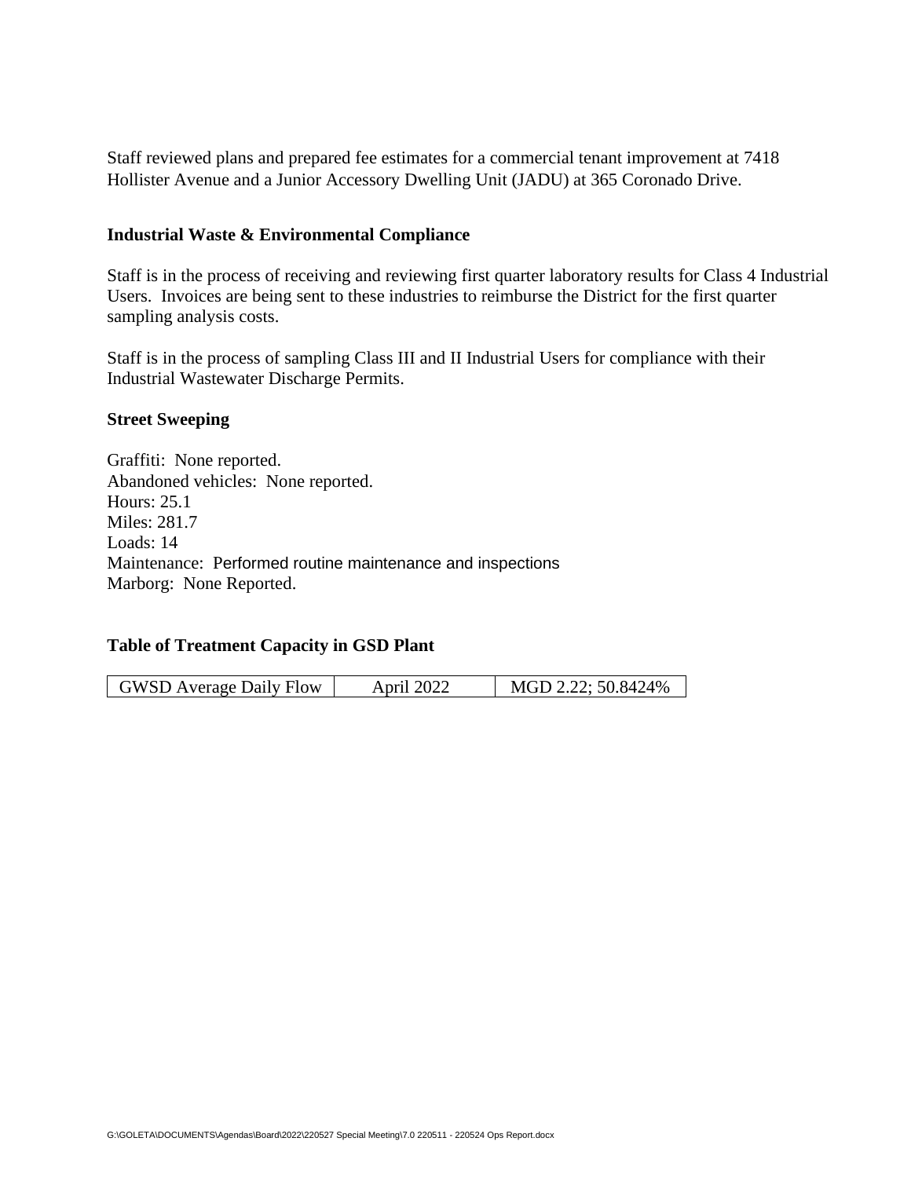Staff reviewed plans and prepared fee estimates for a commercial tenant improvement at 7418 Hollister Avenue and a Junior Accessory Dwelling Unit (JADU) at 365 Coronado Drive.

### Industrial Waste & Environmental Compliance

Staff is in the process of receiving and reviewing first quarter laboratory results for Class 4 Industrial Users. Invoices are being sent to these industries to reimburse the District for the first quarter sampling analysis costs.

Staff is in the process of sampling Class III and II Industrial Users for compliance with their Industrial Wastewater Discharge Permits.

### Street Sweeping

Graffiti: None reported.
Abandoned vehicles: None reported.
Hours: 25.1
Miles: 281.7
Loads: 14
Maintenance: Performed routine maintenance and inspections
Marborg: None Reported.

### Table of Treatment Capacity in GSD Plant

| GWSD Average Daily Flow | April 2022 | MGD 2.22; 50.8424% |
|---|---|---|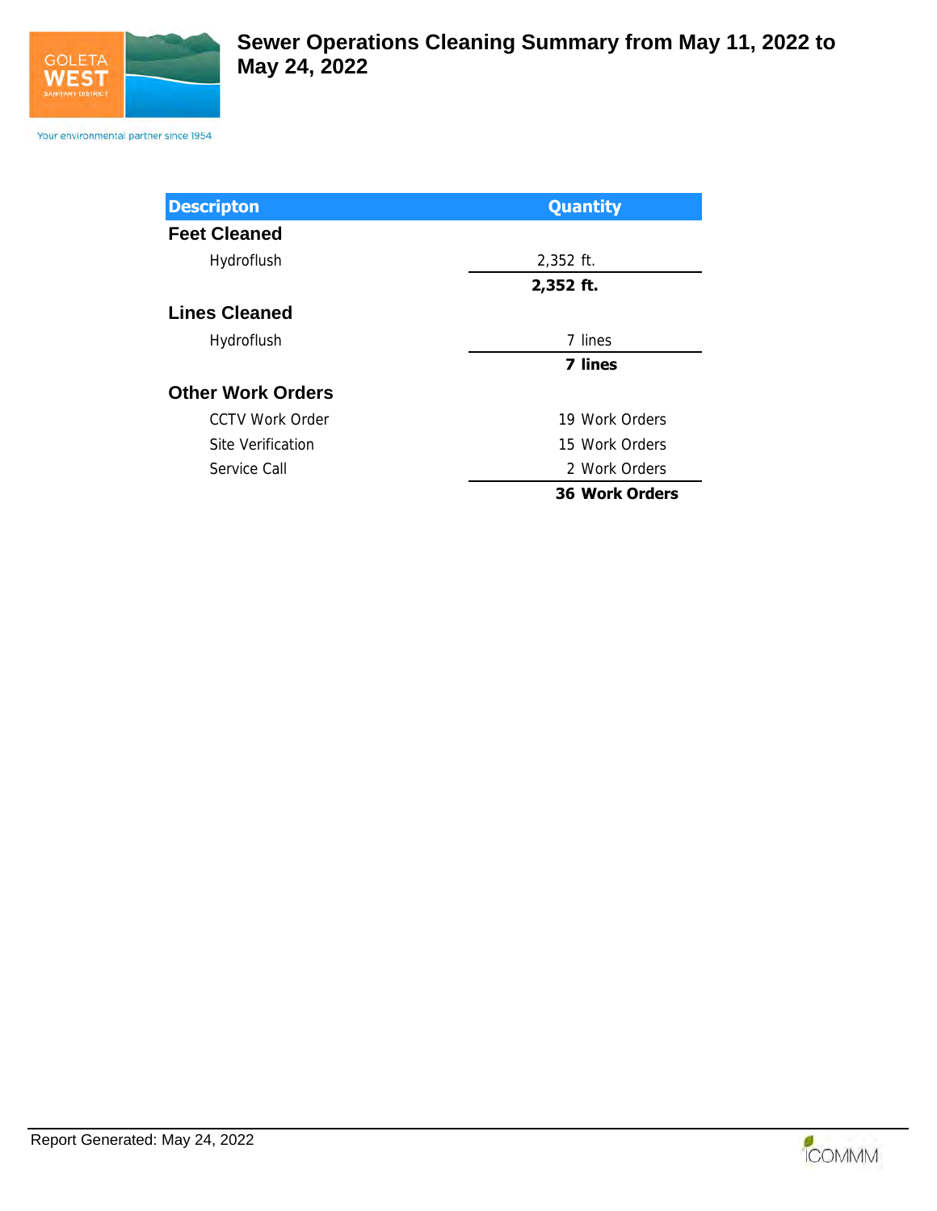GOLETA WEST SANITARY DISTRICT

Your environmental partner since 1954

# Sewer Operations Cleaning Summary from May 11, 2022 to May 24, 2022

| Descripton | Quantity |
|---|---|
| **Feet Cleaned** | |
| Hydroflush | 2,352 ft. |
| | **2,352 ft.** |
| **Lines Cleaned** | |
| Hydroflush | 7 lines |
| | **7 lines** |
| **Other Work Orders** | |
| CCTV Work Order | 19 Work Orders |
| Site Verification | 15 Work Orders |
| Service Call | 2 Work Orders |
| | **36 Work Orders** |

Report Generated: May 24, 2022

ICOMMM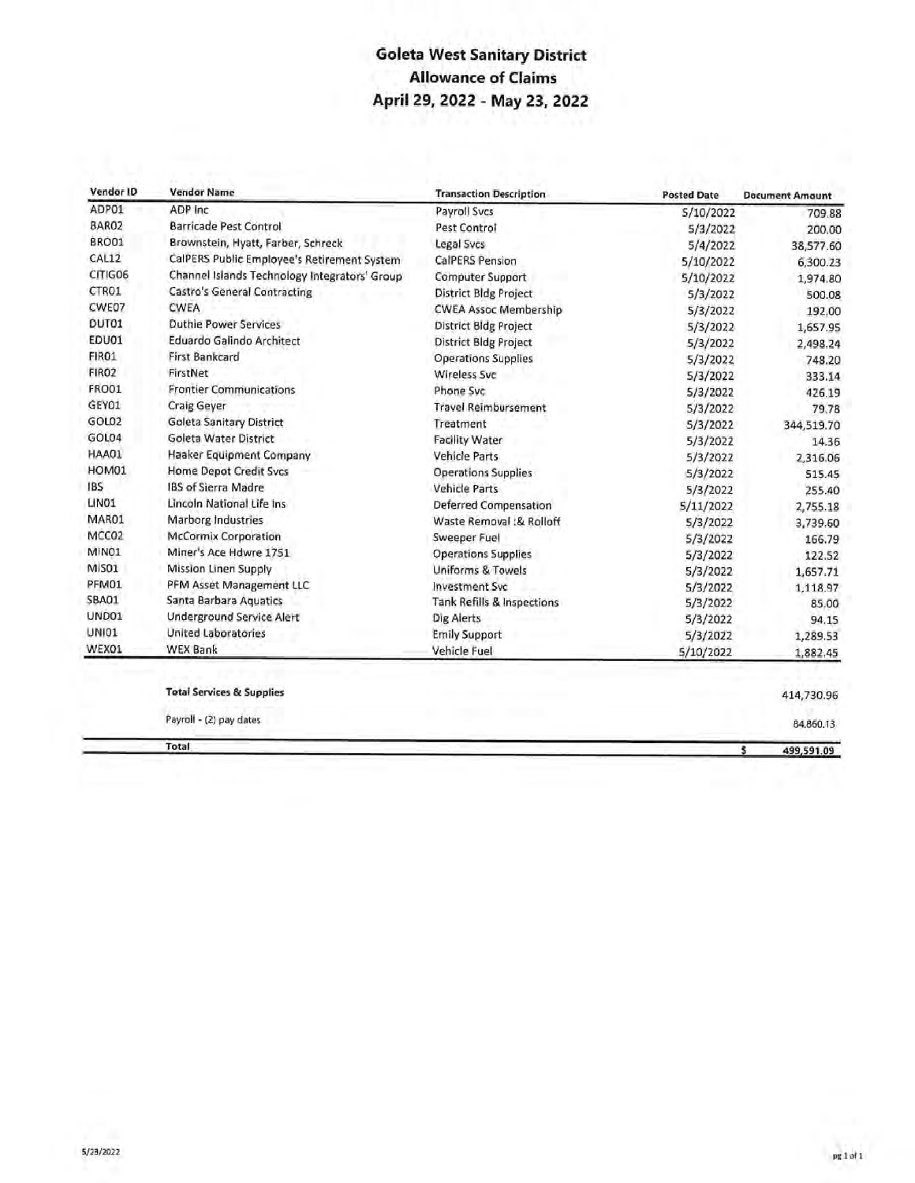# Goleta West Sanitary District
## Allowance of Claims
## April 29, 2022 - May 23, 2022

| Vendor ID | Vendor Name | Transaction Description | Posted Date | Document Amount |
|---|---|---|---|---|
| ADP01 | ADP Inc | Payroll Svcs | 5/10/2022 | 709.88 |
| BAR02 | Barricade Pest Control | Pest Control | 5/3/2022 | 200.00 |
| BRO01 | Brownstein, Hyatt, Farber, Schreck | Legal Svcs | 5/4/2022 | 38,577.60 |
| CAL12 | CalPERS Public Employee's Retirement System | CalPERS Pension | 5/10/2022 | 6,300.23 |
| CITIG06 | Channel Islands Technology Integrators' Group | Computer Support | 5/10/2022 | 1,974.80 |
| CTR01 | Castro's General Contracting | District Bldg Project | 5/3/2022 | 500.08 |
| CWE07 | CWEA | CWEA Assoc Membership | 5/3/2022 | 192.00 |
| DUT01 | Duthie Power Services | District Bldg Project | 5/3/2022 | 1,657.95 |
| EDU01 | Eduardo Galindo Architect | District Bldg Project | 5/3/2022 | 2,498.24 |
| FIR01 | First Bankcard | Operations Supplies | 5/3/2022 | 748.20 |
| FIR02 | FirstNet | Wireless Svc | 5/3/2022 | 333.14 |
| FRO01 | Frontier Communications | Phone Svc | 5/3/2022 | 426.19 |
| GEY01 | Craig Geyer | Travel Reimbursement | 5/3/2022 | 79.78 |
| GOL02 | Goleta Sanitary District | Treatment | 5/3/2022 | 344,519.70 |
| GOL04 | Goleta Water District | Facility Water | 5/3/2022 | 14.36 |
| HAA01 | Haaker Equipment Company | Vehicle Parts | 5/3/2022 | 2,316.06 |
| HOM01 | Home Depot Credit Svcs | Operations Supplies | 5/3/2022 | 515.45 |
| IBS | IBS of Sierra Madre | Vehicle Parts | 5/3/2022 | 255.40 |
| LIN01 | Lincoln National Life Ins | Deferred Compensation | 5/11/2022 | 2,755.18 |
| MAR01 | Marborg Industries | Waste Removal :& Rolloff | 5/3/2022 | 3,739.60 |
| MCC02 | McCormix Corporation | Sweeper Fuel | 5/3/2022 | 166.79 |
| MIN01 | Miner's Ace Hdwre 1751 | Operations Supplies | 5/3/2022 | 122.52 |
| MIS01 | Mission Linen Supply | Uniforms & Towels | 5/3/2022 | 1,657.71 |
| PFM01 | PFM Asset Management LLC | Investment Svc | 5/3/2022 | 1,118.97 |
| SBA01 | Santa Barbara Aquatics | Tank Refills & Inspections | 5/3/2022 | 85.00 |
| UND01 | Underground Service Alert | Dig Alerts | 5/3/2022 | 94.15 |
| UNI01 | United Laboratories | Emily Support | 5/3/2022 | 1,289.53 |
| WEX01 | WEX Bank | Vehicle Fuel | 5/10/2022 | 1,882.45 |
| | **Total Services & Supplies** | | | 414,730.96 |
| | Payroll - (2) pay dates | | | 84,860.13 |
| | **Total** | | $ | 499,591.09 |

5/23/2022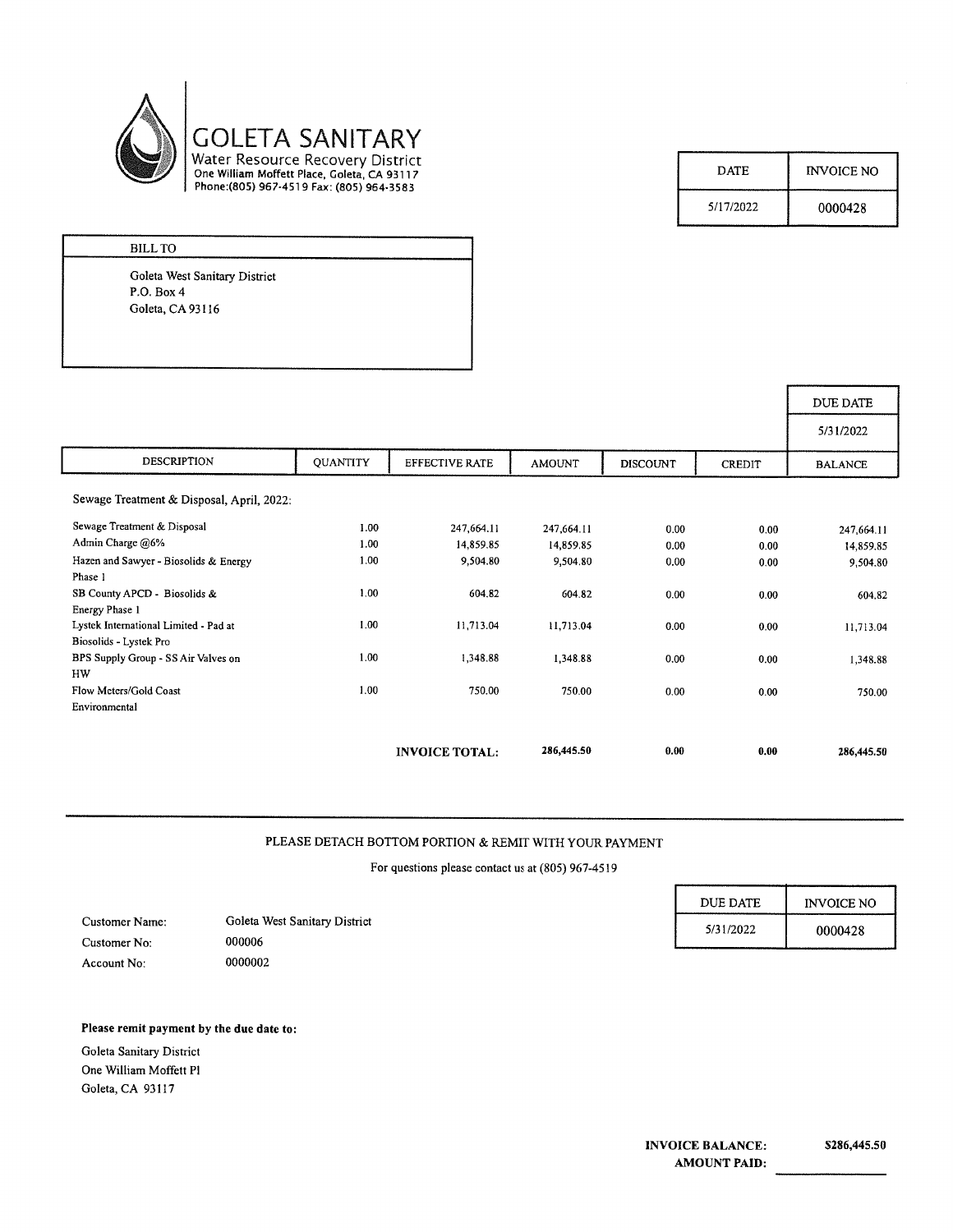# GOLETA SANITARY

Water Resource Recovery District
One William Moffett Place, Goleta, CA 93117
Phone:(805) 967-4519 Fax: (805) 964-3583

| DATE | INVOICE NO |
|---|---|
| 5/17/2022 | 0000428 |

| BILL TO |
|---|
| Goleta West Sanitary District<br>P.O. Box 4<br>Goleta, CA 93116 |

| DUE DATE |
|---|
| 5/31/2022 |

| DESCRIPTION | QUANTITY | EFFECTIVE RATE | AMOUNT | DISCOUNT | CREDIT | BALANCE |
|---|---|---|---|---|---|---|
| Sewage Treatment & Disposal, April, 2022: | | | | | | |
| Sewage Treatment & Disposal | 1.00 | 247,664.11 | 247,664.11 | 0.00 | 0.00 | 247,664.11 |
| Admin Charge @6% | 1.00 | 14,859.85 | 14,859.85 | 0.00 | 0.00 | 14,859.85 |
| Hazen and Sawyer - Biosolids & Energy Phase 1 | 1.00 | 9,504.80 | 9,504.80 | 0.00 | 0.00 | 9,504.80 |
| SB County APCD - Biosolids & Energy Phase 1 | 1.00 | 604.82 | 604.82 | 0.00 | 0.00 | 604.82 |
| Lystek International Limited - Pad at Biosolids - Lystek Pro | 1.00 | 11,713.04 | 11,713.04 | 0.00 | 0.00 | 11,713.04 |
| BPS Supply Group - SS Air Valves on HW | 1.00 | 1,348.88 | 1,348.88 | 0.00 | 0.00 | 1,348.88 |
| Flow Meters/Gold Coast Environmental | 1.00 | 750.00 | 750.00 | 0.00 | 0.00 | 750.00 |
| | | **INVOICE TOTAL:** | **286,445.50** | **0.00** | **0.00** | **286,445.50** |

---

PLEASE DETACH BOTTOM PORTION & REMIT WITH YOUR PAYMENT

For questions please contact us at (805) 967-4519

| DUE DATE | INVOICE NO |
|---|---|
| 5/31/2022 | 0000428 |

Customer Name: Goleta West Sanitary District
Customer No: 000006
Account No: 0000002

**Please remit payment by the due date to:**

Goleta Sanitary District
One William Moffett Pl
Goleta, CA 93117

**INVOICE BALANCE:** **$286,445.50**
**AMOUNT PAID:** ____________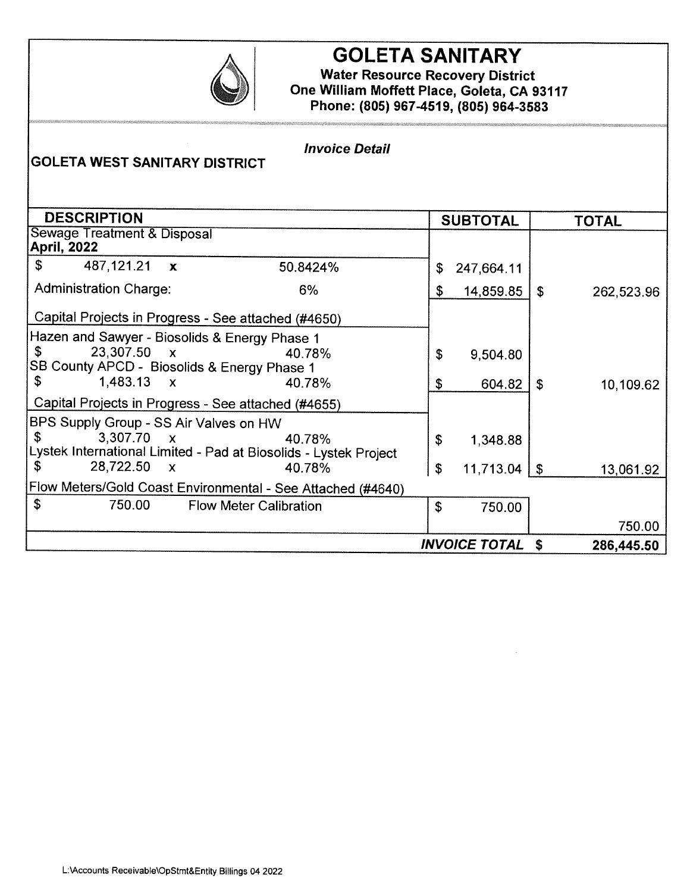# GOLETA SANITARY

**Water Resource Recovery District**
**One William Moffett Place, Goleta, CA 93117**
**Phone: (805) 967-4519, (805) 964-3583**

***Invoice Detail***

**GOLETA WEST SANITARY DISTRICT**

| DESCRIPTION | | SUBTOTAL | TOTAL |
|---|---|---|---|
| Sewage Treatment & Disposal **April, 2022** | | | |
| $ 487,121.21 **x** | 50.8424% | $ 247,664.11 | |
| Administration Charge: | 6% | $ 14,859.85 | $ 262,523.96 |
| Capital Projects in Progress - See attached (#4650) | | | |
| Hazen and Sawyer - Biosolids & Energy Phase 1 | | | |
| $ 23,307.50 x | 40.78% | $ 9,504.80 | |
| SB County APCD - Biosolids & Energy Phase 1 | | | |
| $ 1,483.13 x | 40.78% | $ 604.82 | $ 10,109.62 |
| Capital Projects in Progress - See attached (#4655) | | | |
| BPS Supply Group - SS Air Valves on HW | | | |
| $ 3,307.70 x | 40.78% | $ 1,348.88 | |
| Lystek International Limited - Pad at Biosolids - Lystek Project | | | |
| $ 28,722.50 x | 40.78% | $ 11,713.04 | $ 13,061.92 |
| Flow Meters/Gold Coast Environmental - See Attached (#4640) | | | |
| $ 750.00 | Flow Meter Calibration | $ 750.00 | |
| | | | 750.00 |
| | | ***INVOICE TOTAL*** | **$ 286,445.50** |

L:\Accounts Receivable\OpStmt&Entity Billings 04 2022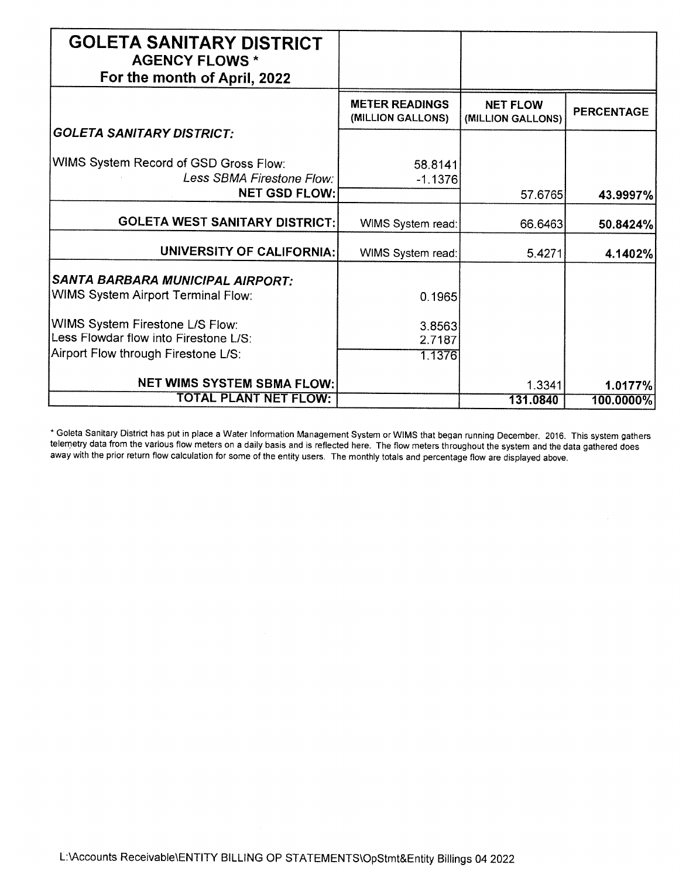| GOLETA SANITARY DISTRICT<br>AGENCY FLOWS *<br>For the month of April, 2022 | | | |
|---|---|---|---|
| | **METER READINGS (MILLION GALLONS)** | **NET FLOW (MILLION GALLONS)** | **PERCENTAGE** |
| ***GOLETA SANITARY DISTRICT:*** | | | |
| WIMS System Record of GSD Gross Flow: | 58.8141 | | |
| *Less SBMA Firestone Flow:* | -1.1376 | | |
| **NET GSD FLOW:** | | 57.6765 | **43.9997%** |
| **GOLETA WEST SANITARY DISTRICT:** | WIMS System read: | 66.6463 | **50.8424%** |
| **UNIVERSITY OF CALIFORNIA:** | WIMS System read: | 5.4271 | **4.1402%** |
| ***SANTA BARBARA MUNICIPAL AIRPORT:*** | | | |
| WIMS System Airport Terminal Flow: | 0.1965 | | |
| WIMS System Firestone L/S Flow: | 3.8563 | | |
| Less Flowdar flow into Firestone L/S: | 2.7187 | | |
| Airport Flow through Firestone L/S: | 1.1376 | | |
| **NET WIMS SYSTEM SBMA FLOW:** | | 1.3341 | **1.0177%** |
| **TOTAL PLANT NET FLOW:** | | **131.0840** | **100.0000%** |

* Goleta Sanitary District has put in place a Water Information Management System or WIMS that began running December, 2016. This system gathers telemetry data from the various flow meters on a daily basis and is reflected here. The flow meters throughout the system and the data gathered does away with the prior return flow calculation for some of the entity users. The monthly totals and percentage flow are displayed above.

L:\Accounts Receivable\ENTITY BILLING OP STATEMENTS\OpStmt&Entity Billings 04 2022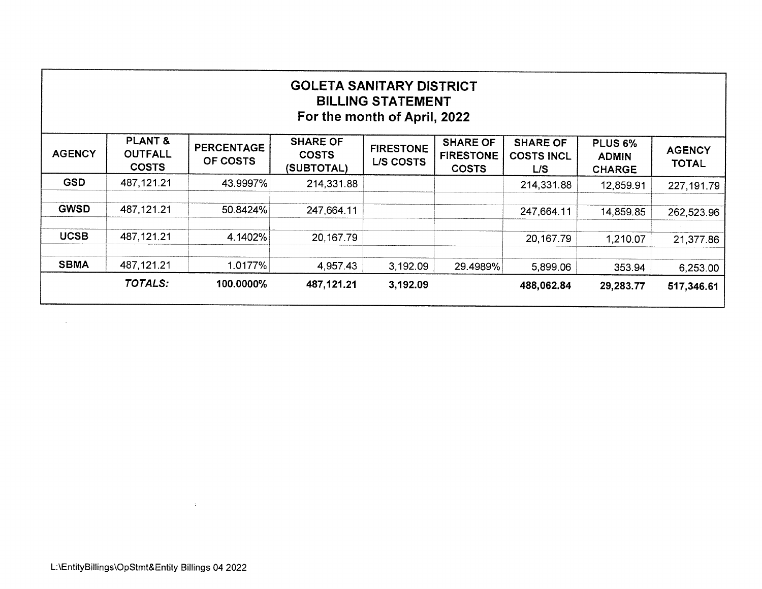# GOLETA SANITARY DISTRICT
## BILLING STATEMENT
### For the month of April, 2022

| AGENCY | PLANT & OUTFALL COSTS | PERCENTAGE OF COSTS | SHARE OF COSTS (SUBTOTAL) | FIRESTONE L/S COSTS | SHARE OF FIRESTONE COSTS | SHARE OF COSTS INCL L/S | PLUS 6% ADMIN CHARGE | AGENCY TOTAL |
|---|---|---|---|---|---|---|---|---|
| GSD | 487,121.21 | 43.9997% | 214,331.88 | | | 214,331.88 | 12,859.91 | 227,191.79 |
| GWSD | 487,121.21 | 50.8424% | 247,664.11 | | | 247,664.11 | 14,859.85 | 262,523.96 |
| UCSB | 487,121.21 | 4.1402% | 20,167.79 | | | 20,167.79 | 1,210.07 | 21,377.86 |
| SBMA | 487,121.21 | 1.0177% | 4,957.43 | 3,192.09 | 29.4989% | 5,899.06 | 353.94 | 6,253.00 |
| | ***TOTALS:*** | **100.0000%** | **487,121.21** | **3,192.09** | | **488,062.84** | **29,283.77** | **517,346.61** |

L:\EntityBillings\OpStmt&Entity Billings 04 2022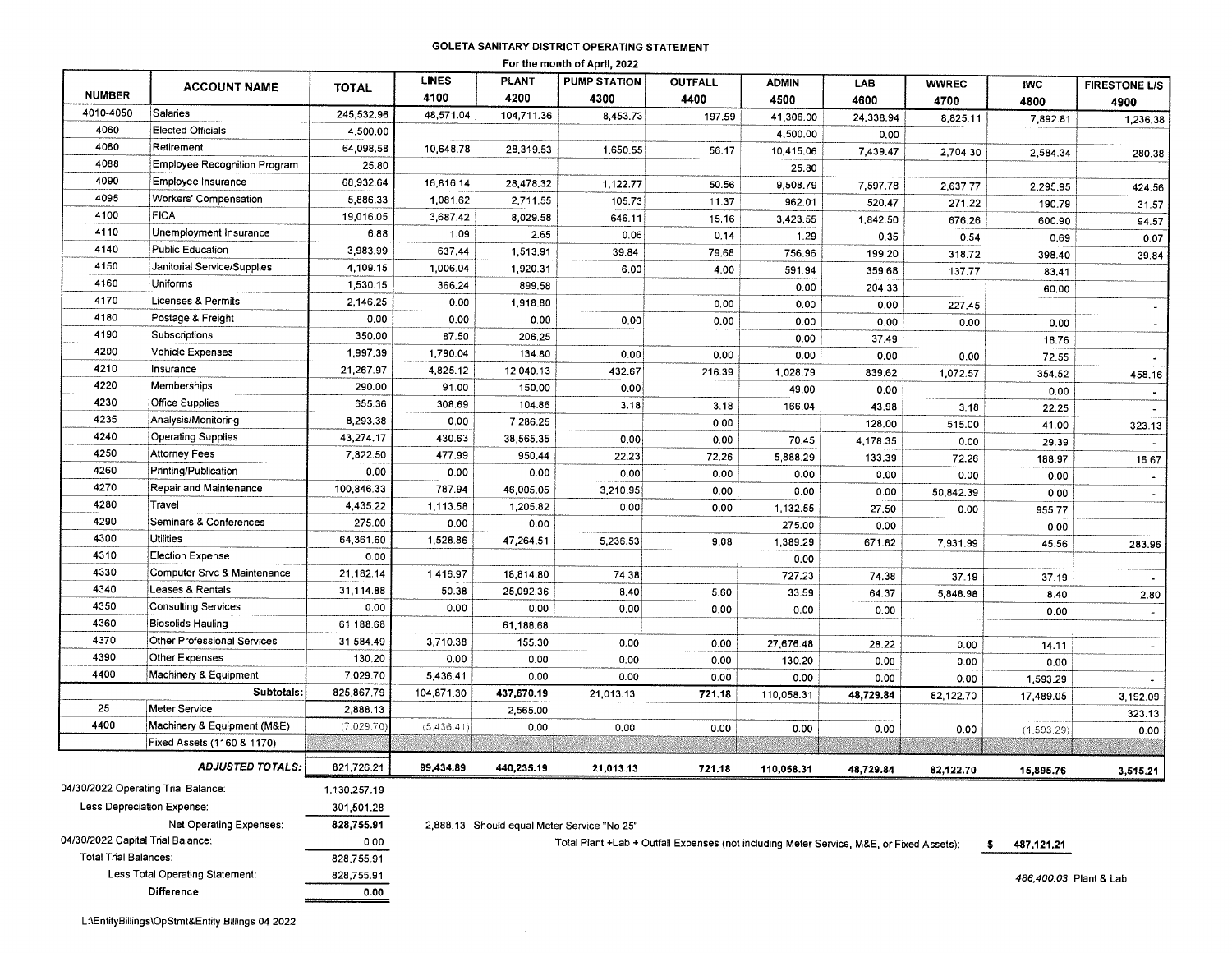## GOLETA SANITARY DISTRICT OPERATING STATEMENT

For the month of April, 2022

| NUMBER | ACCOUNT NAME | TOTAL | LINES 4100 | PLANT 4200 | PUMP STATION 4300 | OUTFALL 4400 | ADMIN 4500 | LAB 4600 | WWREC 4700 | IWC 4800 | FIRESTONE L/S 4900 |
|---|---|---|---|---|---|---|---|---|---|---|---|
| 4010-4050 | Salaries | 245,532.96 | 48,571.04 | 104,711.36 | 8,453.73 | 197.59 | 41,306.00 | 24,338.94 | 8,825.11 | 7,892.81 | 1,236.38 |
| 4060 | Elected Officials | 4,500.00 | | | | | 4,500.00 | 0.00 | | | |
| 4080 | Retirement | 64,098.58 | 10,648.78 | 28,319.53 | 1,650.55 | 56.17 | 10,415.06 | 7,439.47 | 2,704.30 | 2,584.34 | 280.38 |
| 4088 | Employee Recognition Program | 25.80 | | | | | 25.80 | | | | |
| 4090 | Employee Insurance | 68,932.64 | 16,816.14 | 28,478.32 | 1,122.77 | 50.56 | 9,508.79 | 7,597.78 | 2,637.77 | 2,295.95 | 424.56 |
| 4095 | Workers' Compensation | 5,886.33 | 1,081.62 | 2,711.55 | 105.73 | 11.37 | 962.01 | 520.47 | 271.22 | 190.79 | 31.57 |
| 4100 | FICA | 19,016.05 | 3,687.42 | 8,029.58 | 646.11 | 15.16 | 3,423.55 | 1,842.50 | 676.26 | 600.90 | 94.57 |
| 4110 | Unemployment Insurance | 6.88 | 1.09 | 2.65 | 0.06 | 0.14 | 1.29 | 0.35 | 0.54 | 0.69 | 0.07 |
| 4140 | Public Education | 3,983.99 | 637.44 | 1,513.91 | 39.84 | 79.68 | 756.96 | 199.20 | 318.72 | 398.40 | 39.84 |
| 4150 | Janitorial Service/Supplies | 4,109.15 | 1,006.04 | 1,920.31 | 6.00 | 4.00 | 591.94 | 359.68 | 137.77 | 83.41 | |
| 4160 | Uniforms | 1,530.15 | 366.24 | 899.58 | | | 0.00 | 204.33 | | 60.00 | |
| 4170 | Licenses & Permits | 2,146.25 | 0.00 | 1,918.80 | | 0.00 | 0.00 | 0.00 | 227.45 | | - |
| 4180 | Postage & Freight | 0.00 | 0.00 | 0.00 | 0.00 | 0.00 | 0.00 | 0.00 | 0.00 | 0.00 | - |
| 4190 | Subscriptions | 350.00 | 87.50 | 206.25 | | | 0.00 | 37.49 | | 18.76 | |
| 4200 | Vehicle Expenses | 1,997.39 | 1,790.04 | 134.80 | 0.00 | 0.00 | 0.00 | 0.00 | 0.00 | 72.55 | - |
| 4210 | Insurance | 21,267.97 | 4,825.12 | 12,040.13 | 432.67 | 216.39 | 1,028.79 | 839.62 | 1,072.57 | 354.52 | 458.16 |
| 4220 | Memberships | 290.00 | 91.00 | 150.00 | 0.00 | | 49.00 | 0.00 | | 0.00 | - |
| 4230 | Office Supplies | 655.36 | 308.69 | 104.86 | 3.18 | 3.18 | 166.04 | 43.98 | 3.18 | 22.25 | - |
| 4235 | Analysis/Monitoring | 8,293.38 | 0.00 | 7,286.25 | | 0.00 | | 128.00 | 515.00 | 41.00 | 323.13 |
| 4240 | Operating Supplies | 43,274.17 | 430.63 | 38,565.35 | 0.00 | 0.00 | 70.45 | 4,178.35 | 0.00 | 29.39 | - |
| 4250 | Attorney Fees | 7,822.50 | 477.99 | 950.44 | 22.23 | 72.26 | 5,888.29 | 133.39 | 72.26 | 188.97 | 16.67 |
| 4260 | Printing/Publication | 0.00 | 0.00 | 0.00 | 0.00 | 0.00 | 0.00 | 0.00 | 0.00 | 0.00 | - |
| 4270 | Repair and Maintenance | 100,846.33 | 787.94 | 46,005.05 | 3,210.95 | 0.00 | 0.00 | 0.00 | 50,842.39 | 0.00 | - |
| 4280 | Travel | 4,435.22 | 1,113.58 | 1,205.82 | 0.00 | 0.00 | 1,132.55 | 27.50 | 0.00 | 955.77 | |
| 4290 | Seminars & Conferences | 275.00 | 0.00 | 0.00 | | | 275.00 | 0.00 | | 0.00 | |
| 4300 | Utilities | 64,361.60 | 1,528.86 | 47,264.51 | 5,236.53 | 9.08 | 1,389.29 | 671.82 | 7,931.99 | 45.56 | 283.96 |
| 4310 | Election Expense | 0.00 | | | | | 0.00 | | | | |
| 4330 | Computer Srvc & Maintenance | 21,182.14 | 1,416.97 | 18,814.80 | 74.38 | | 727.23 | 74.38 | 37.19 | 37.19 | - |
| 4340 | Leases & Rentals | 31,114.88 | 50.38 | 25,092.36 | 8.40 | 5.60 | 33.59 | 64.37 | 5,848.98 | 8.40 | 2.80 |
| 4350 | Consulting Services | 0.00 | 0.00 | 0.00 | 0.00 | 0.00 | 0.00 | 0.00 | | 0.00 | - |
| 4360 | Biosolids Hauling | 61,188.68 | | 61,188.68 | | | | | | | |
| 4370 | Other Professional Services | 31,584.49 | 3,710.38 | 155.30 | 0.00 | 0.00 | 27,676.48 | 28.22 | 0.00 | 14.11 | - |
| 4390 | Other Expenses | 130.20 | 0.00 | 0.00 | 0.00 | 0.00 | 130.20 | 0.00 | 0.00 | 0.00 | |
| 4400 | Machinery & Equipment | 7,029.70 | 5,436.41 | 0.00 | 0.00 | 0.00 | 0.00 | 0.00 | 0.00 | 1,593.29 | - |
| | **Subtotals:** | 825,867.79 | 104,871.30 | **437,670.19** | 21,013.13 | **721.18** | 110,058.31 | **48,729.84** | 82,122.70 | 17,489.05 | 3,192.09 |
| 25 | Meter Service | 2,888.13 | | 2,565.00 | | | | | | | 323.13 |
| 4400 | Machinery & Equipment (M&E) | (7,029.70) | (5,436.41) | 0.00 | 0.00 | 0.00 | 0.00 | 0.00 | 0.00 | (1,593.29) | 0.00 |
| | Fixed Assets (1160 & 1170) | | | | | | | | | | |
| | ***ADJUSTED TOTALS:*** | 821,726.21 | **99,434.89** | **440,235.19** | **21,013.13** | **721.18** | **110,058.31** | **48,729.84** | **82,122.70** | **15,895.76** | **3,515.21** |

| | |
|---|---|
| 04/30/2022 Operating Trial Balance: | 1,130,257.19 |
| Less Depreciation Expense: | 301,501.28 |
| Net Operating Expenses: | **828,755.91** |
| 04/30/2022 Capital Trial Balance: | 0.00 |
| Total Trial Balances: | 828,755.91 |
| Less Total Operating Statement: | 828,755.91 |
| **Difference** | **0.00** |

2,888.13 Should equal Meter Service "No 25"

Total Plant +Lab + Outfall Expenses (not including Meter Service, M&E, or Fixed Assets): **$ 487,121.21**

*486,400.03* Plant & Lab

L:\EntityBillings\OpStmt&Entity Billings 04 2022